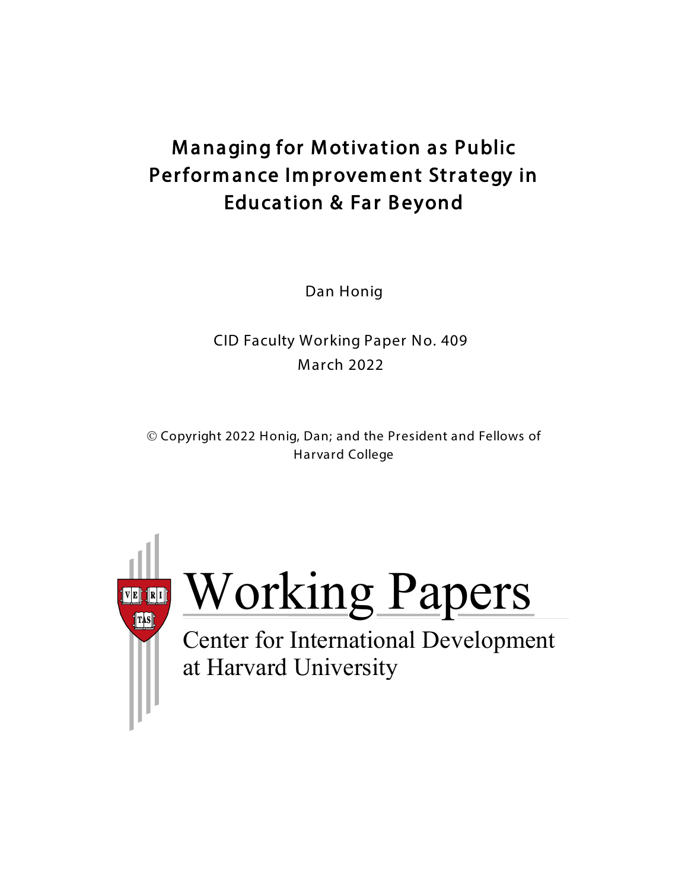# Managing for Motivation as Public Performance Improvement Strategy in Education & Far Beyond

Dan Honig

CID Faculty Working Paper No. 409
March 2022

© Copyright 2022 Honig, Dan; and the President and Fellows of Harvard College

Working Papers
Center for International Development
at Harvard University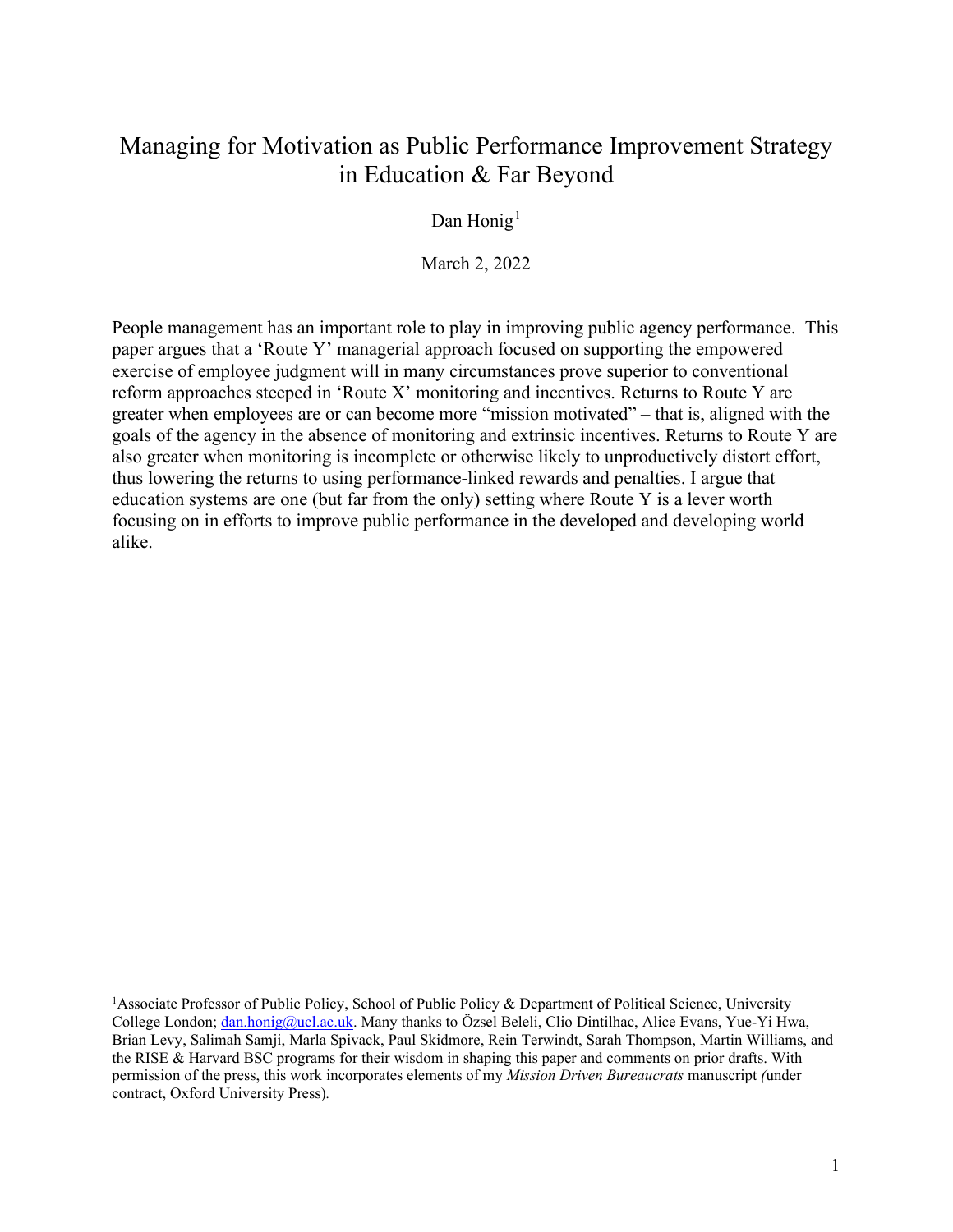# Managing for Motivation as Public Performance Improvement Strategy in Education & Far Beyond

Dan Honig[1]

March 2, 2022

People management has an important role to play in improving public agency performance. This paper argues that a 'Route Y' managerial approach focused on supporting the empowered exercise of employee judgment will in many circumstances prove superior to conventional reform approaches steeped in 'Route X' monitoring and incentives. Returns to Route Y are greater when employees are or can become more "mission motivated" – that is, aligned with the goals of the agency in the absence of monitoring and extrinsic incentives. Returns to Route Y are also greater when monitoring is incomplete or otherwise likely to unproductively distort effort, thus lowering the returns to using performance-linked rewards and penalties. I argue that education systems are one (but far from the only) setting where Route Y is a lever worth focusing on in efforts to improve public performance in the developed and developing world alike.

---

[1] Associate Professor of Public Policy, School of Public Policy & Department of Political Science, University College London; dan.honig@ucl.ac.uk. Many thanks to Özsel Beleli, Clio Dintilhac, Alice Evans, Yue-Yi Hwa, Brian Levy, Salimah Samji, Marla Spivack, Paul Skidmore, Rein Terwindt, Sarah Thompson, Martin Williams, and the RISE & Harvard BSC programs for their wisdom in shaping this paper and comments on prior drafts. With permission of the press, this work incorporates elements of my *Mission Driven Bureaucrats* manuscript (under contract, Oxford University Press).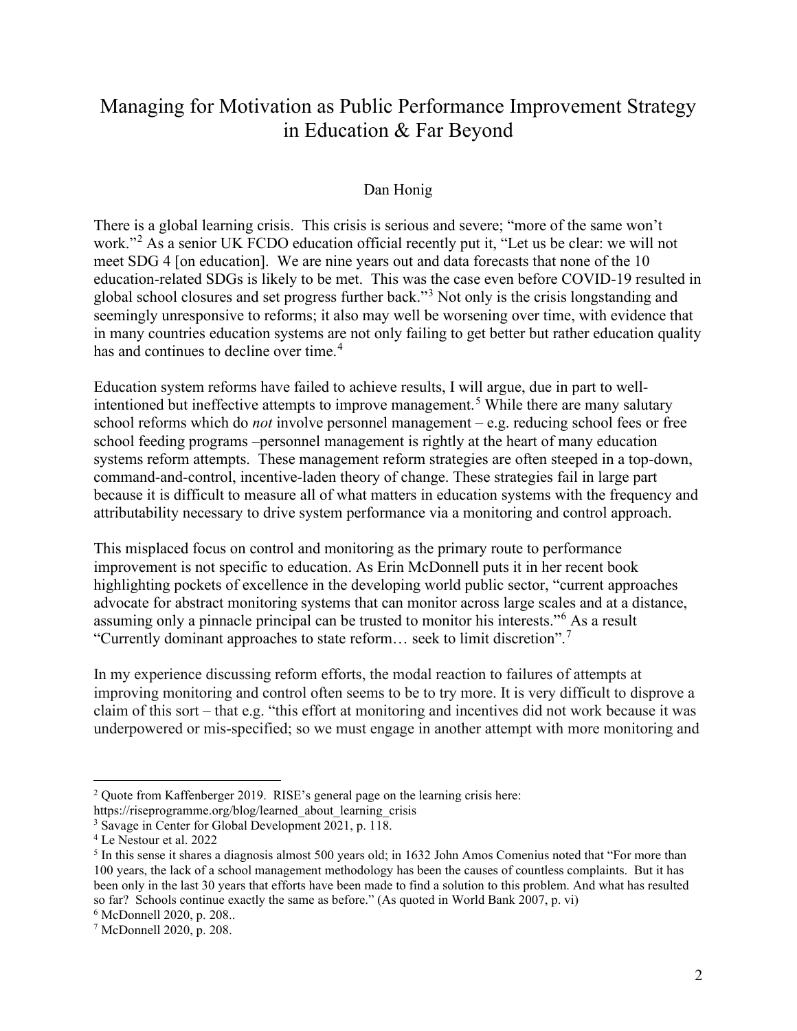# Managing for Motivation as Public Performance Improvement Strategy in Education & Far Beyond

Dan Honig

There is a global learning crisis. This crisis is serious and severe; "more of the same won't work."[2] As a senior UK FCDO education official recently put it, "Let us be clear: we will not meet SDG 4 [on education]. We are nine years out and data forecasts that none of the 10 education-related SDGs is likely to be met. This was the case even before COVID-19 resulted in global school closures and set progress further back."[3] Not only is the crisis longstanding and seemingly unresponsive to reforms; it also may well be worsening over time, with evidence that in many countries education systems are not only failing to get better but rather education quality has and continues to decline over time.[4]

Education system reforms have failed to achieve results, I will argue, due in part to well-intentioned but ineffective attempts to improve management.[5] While there are many salutary school reforms which do *not* involve personnel management – e.g. reducing school fees or free school feeding programs –personnel management is rightly at the heart of many education systems reform attempts. These management reform strategies are often steeped in a top-down, command-and-control, incentive-laden theory of change. These strategies fail in large part because it is difficult to measure all of what matters in education systems with the frequency and attributability necessary to drive system performance via a monitoring and control approach.

This misplaced focus on control and monitoring as the primary route to performance improvement is not specific to education. As Erin McDonnell puts it in her recent book highlighting pockets of excellence in the developing world public sector, "current approaches advocate for abstract monitoring systems that can monitor across large scales and at a distance, assuming only a pinnacle principal can be trusted to monitor his interests."[6] As a result "Currently dominant approaches to state reform… seek to limit discretion".[7]

In my experience discussing reform efforts, the modal reaction to failures of attempts at improving monitoring and control often seems to be to try more. It is very difficult to disprove a claim of this sort – that e.g. "this effort at monitoring and incentives did not work because it was underpowered or mis-specified; so we must engage in another attempt with more monitoring and

---

[2] Quote from Kaffenberger 2019. RISE's general page on the learning crisis here: https://riseprogramme.org/blog/learned_about_learning_crisis

[3] Savage in Center for Global Development 2021, p. 118.

[4] Le Nestour et al. 2022

[5] In this sense it shares a diagnosis almost 500 years old; in 1632 John Amos Comenius noted that "For more than 100 years, the lack of a school management methodology has been the causes of countless complaints. But it has been only in the last 30 years that efforts have been made to find a solution to this problem. And what has resulted so far? Schools continue exactly the same as before." (As quoted in World Bank 2007, p. vi)

[6] McDonnell 2020, p. 208..

[7] McDonnell 2020, p. 208.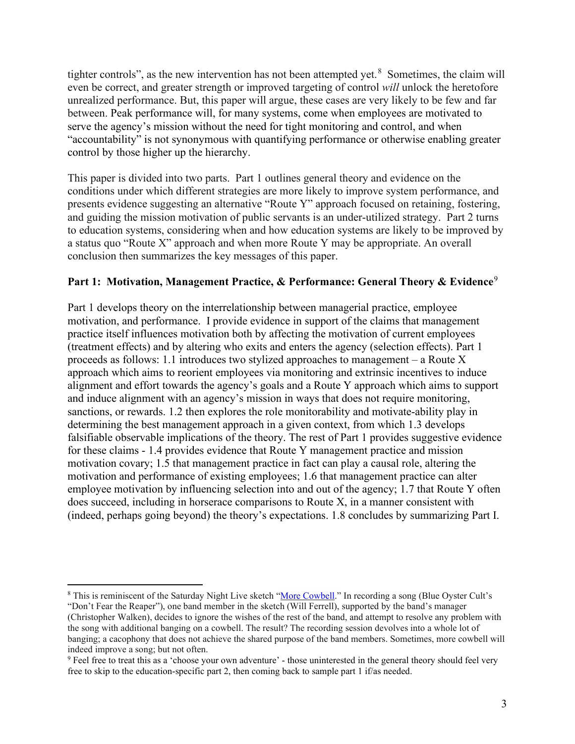tighter controls", as the new intervention has not been attempted yet.[8] Sometimes, the claim will even be correct, and greater strength or improved targeting of control *will* unlock the heretofore unrealized performance. But, this paper will argue, these cases are very likely to be few and far between. Peak performance will, for many systems, come when employees are motivated to serve the agency's mission without the need for tight monitoring and control, and when "accountability" is not synonymous with quantifying performance or otherwise enabling greater control by those higher up the hierarchy.

This paper is divided into two parts. Part 1 outlines general theory and evidence on the conditions under which different strategies are more likely to improve system performance, and presents evidence suggesting an alternative "Route Y" approach focused on retaining, fostering, and guiding the mission motivation of public servants is an under-utilized strategy. Part 2 turns to education systems, considering when and how education systems are likely to be improved by a status quo "Route X" approach and when more Route Y may be appropriate. An overall conclusion then summarizes the key messages of this paper.

## Part 1: Motivation, Management Practice, & Performance: General Theory & Evidence[9]

Part 1 develops theory on the interrelationship between managerial practice, employee motivation, and performance. I provide evidence in support of the claims that management practice itself influences motivation both by affecting the motivation of current employees (treatment effects) and by altering who exits and enters the agency (selection effects). Part 1 proceeds as follows: 1.1 introduces two stylized approaches to management – a Route X approach which aims to reorient employees via monitoring and extrinsic incentives to induce alignment and effort towards the agency's goals and a Route Y approach which aims to support and induce alignment with an agency's mission in ways that does not require monitoring, sanctions, or rewards. 1.2 then explores the role monitorability and motivate-ability play in determining the best management approach in a given context, from which 1.3 develops falsifiable observable implications of the theory. The rest of Part 1 provides suggestive evidence for these claims - 1.4 provides evidence that Route Y management practice and mission motivation covary; 1.5 that management practice in fact can play a causal role, altering the motivation and performance of existing employees; 1.6 that management practice can alter employee motivation by influencing selection into and out of the agency; 1.7 that Route Y often does succeed, including in horserace comparisons to Route X, in a manner consistent with (indeed, perhaps going beyond) the theory's expectations. 1.8 concludes by summarizing Part I.

---

[8] This is reminiscent of the Saturday Night Live sketch "More Cowbell." In recording a song (Blue Oyster Cult's "Don't Fear the Reaper"), one band member in the sketch (Will Ferrell), supported by the band's manager (Christopher Walken), decides to ignore the wishes of the rest of the band, and attempt to resolve any problem with the song with additional banging on a cowbell. The result? The recording session devolves into a whole lot of banging; a cacophony that does not achieve the shared purpose of the band members. Sometimes, more cowbell will indeed improve a song; but not often.

[9] Feel free to treat this as a 'choose your own adventure' - those uninterested in the general theory should feel very free to skip to the education-specific part 2, then coming back to sample part 1 if/as needed.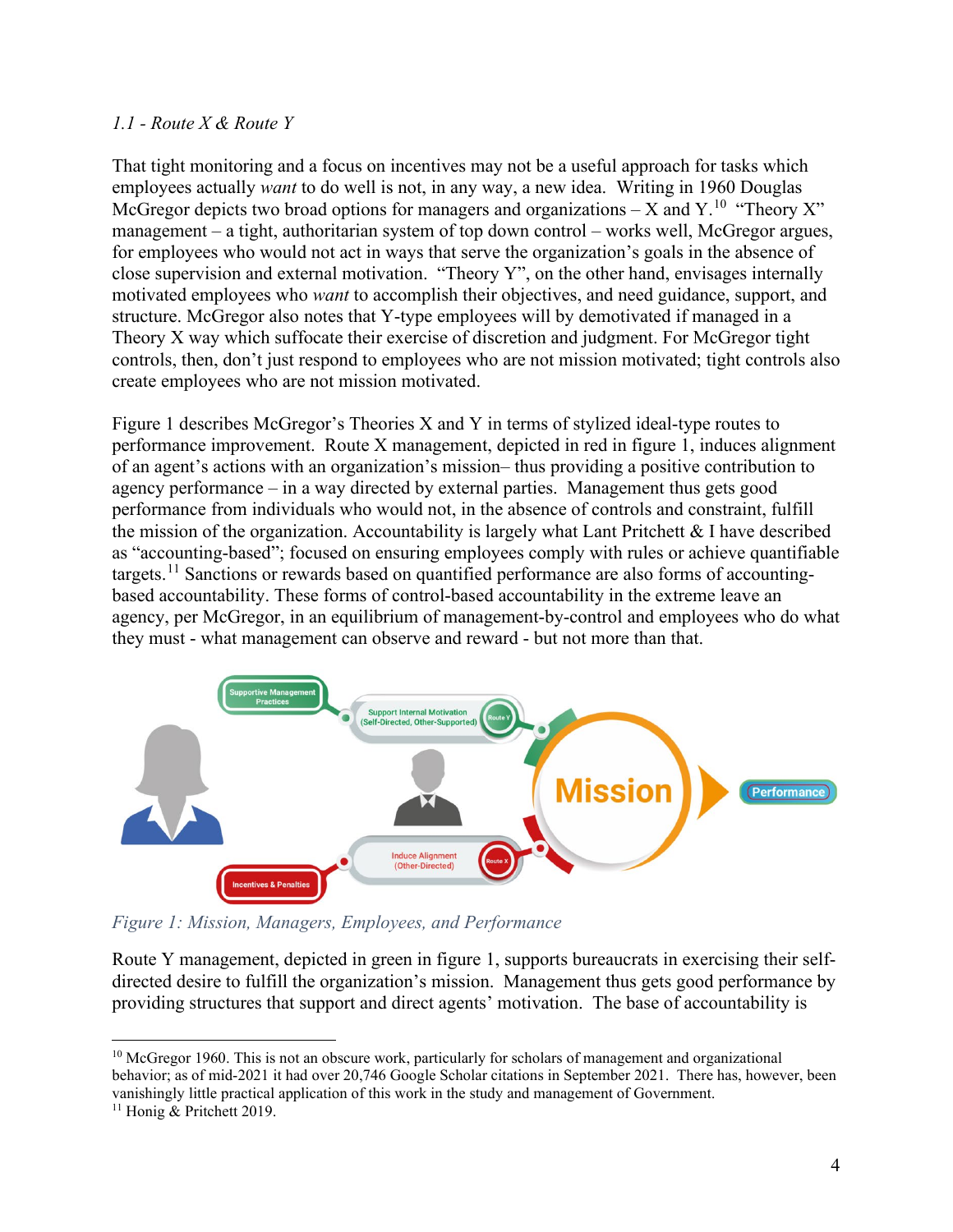*1.1 - Route X & Route Y*

That tight monitoring and a focus on incentives may not be a useful approach for tasks which employees actually *want* to do well is not, in any way, a new idea. Writing in 1960 Douglas McGregor depicts two broad options for managers and organizations – X and Y.[10] "Theory X" management – a tight, authoritarian system of top down control – works well, McGregor argues, for employees who would not act in ways that serve the organization's goals in the absence of close supervision and external motivation. "Theory Y", on the other hand, envisages internally motivated employees who *want* to accomplish their objectives, and need guidance, support, and structure. McGregor also notes that Y-type employees will by demotivated if managed in a Theory X way which suffocate their exercise of discretion and judgment. For McGregor tight controls, then, don't just respond to employees who are not mission motivated; tight controls also create employees who are not mission motivated.

Figure 1 describes McGregor's Theories X and Y in terms of stylized ideal-type routes to performance improvement. Route X management, depicted in red in figure 1, induces alignment of an agent's actions with an organization's mission– thus providing a positive contribution to agency performance – in a way directed by external parties. Management thus gets good performance from individuals who would not, in the absence of controls and constraint, fulfill the mission of the organization. Accountability is largely what Lant Pritchett & I have described as "accounting-based"; focused on ensuring employees comply with rules or achieve quantifiable targets.[11] Sanctions or rewards based on quantified performance are also forms of accounting-based accountability. These forms of control-based accountability in the extreme leave an agency, per McGregor, in an equilibrium of management-by-control and employees who do what they must - what management can observe and reward - but not more than that.

*Figure 1: Mission, Managers, Employees, and Performance*

Route Y management, depicted in green in figure 1, supports bureaucrats in exercising their self-directed desire to fulfill the organization's mission. Management thus gets good performance by providing structures that support and direct agents' motivation. The base of accountability is

[10] McGregor 1960. This is not an obscure work, particularly for scholars of management and organizational behavior; as of mid-2021 it had over 20,746 Google Scholar citations in September 2021. There has, however, been vanishingly little practical application of this work in the study and management of Government.

[11] Honig & Pritchett 2019.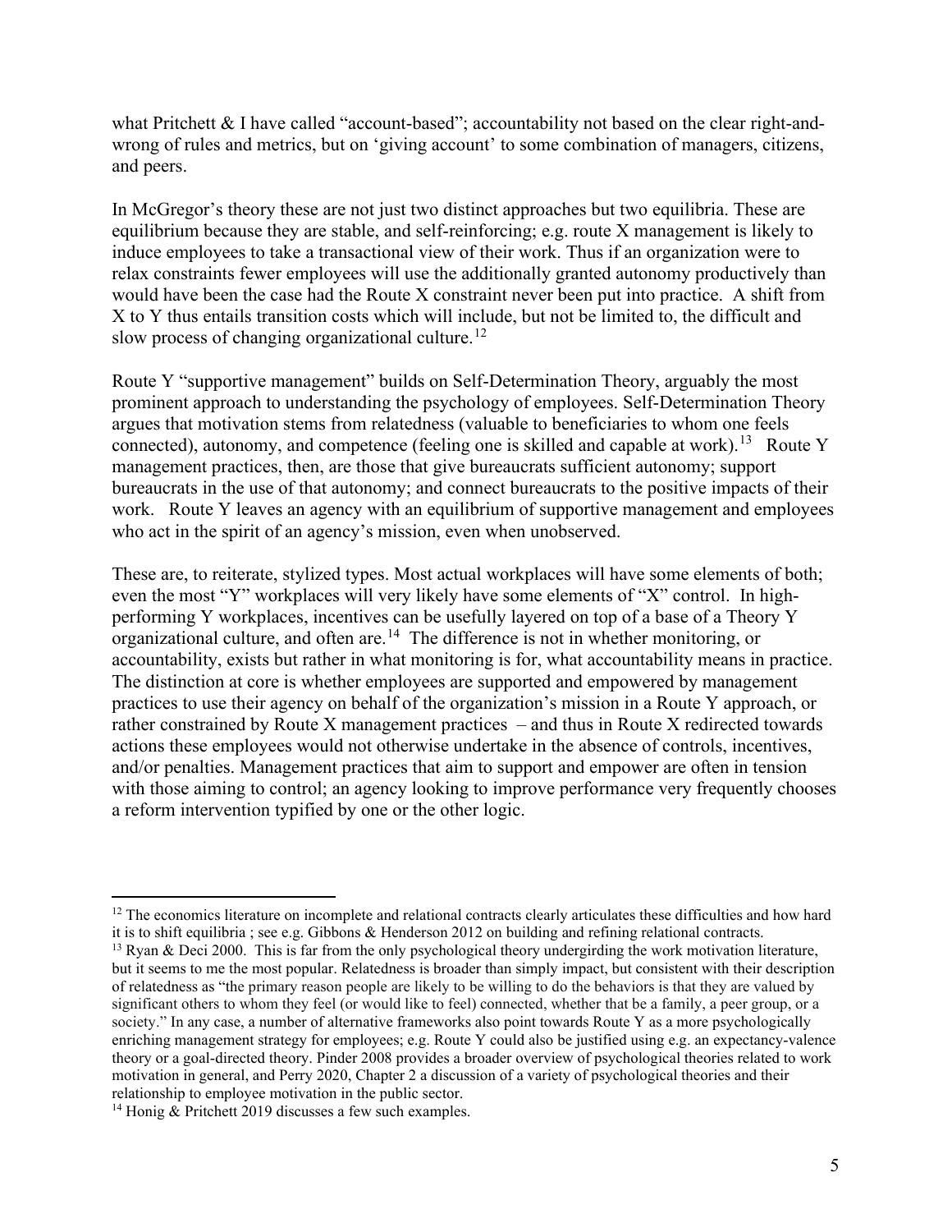what Pritchett & I have called "account-based"; accountability not based on the clear right-and-wrong of rules and metrics, but on 'giving account' to some combination of managers, citizens, and peers.

In McGregor's theory these are not just two distinct approaches but two equilibria. These are equilibrium because they are stable, and self-reinforcing; e.g. route X management is likely to induce employees to take a transactional view of their work. Thus if an organization were to relax constraints fewer employees will use the additionally granted autonomy productively than would have been the case had the Route X constraint never been put into practice. A shift from X to Y thus entails transition costs which will include, but not be limited to, the difficult and slow process of changing organizational culture.[12]

Route Y "supportive management" builds on Self-Determination Theory, arguably the most prominent approach to understanding the psychology of employees. Self-Determination Theory argues that motivation stems from relatedness (valuable to beneficiaries to whom one feels connected), autonomy, and competence (feeling one is skilled and capable at work).[13] Route Y management practices, then, are those that give bureaucrats sufficient autonomy; support bureaucrats in the use of that autonomy; and connect bureaucrats to the positive impacts of their work. Route Y leaves an agency with an equilibrium of supportive management and employees who act in the spirit of an agency's mission, even when unobserved.

These are, to reiterate, stylized types. Most actual workplaces will have some elements of both; even the most "Y" workplaces will very likely have some elements of "X" control. In high-performing Y workplaces, incentives can be usefully layered on top of a base of a Theory Y organizational culture, and often are.[14] The difference is not in whether monitoring, or accountability, exists but rather in what monitoring is for, what accountability means in practice. The distinction at core is whether employees are supported and empowered by management practices to use their agency on behalf of the organization's mission in a Route Y approach, or rather constrained by Route X management practices – and thus in Route X redirected towards actions these employees would not otherwise undertake in the absence of controls, incentives, and/or penalties. Management practices that aim to support and empower are often in tension with those aiming to control; an agency looking to improve performance very frequently chooses a reform intervention typified by one or the other logic.

---

[12] The economics literature on incomplete and relational contracts clearly articulates these difficulties and how hard it is to shift equilibria ; see e.g. Gibbons & Henderson 2012 on building and refining relational contracts.

[13] Ryan & Deci 2000. This is far from the only psychological theory undergirding the work motivation literature, but it seems to me the most popular. Relatedness is broader than simply impact, but consistent with their description of relatedness as "the primary reason people are likely to be willing to do the behaviors is that they are valued by significant others to whom they feel (or would like to feel) connected, whether that be a family, a peer group, or a society." In any case, a number of alternative frameworks also point towards Route Y as a more psychologically enriching management strategy for employees; e.g. Route Y could also be justified using e.g. an expectancy-valence theory or a goal-directed theory. Pinder 2008 provides a broader overview of psychological theories related to work motivation in general, and Perry 2020, Chapter 2 a discussion of a variety of psychological theories and their relationship to employee motivation in the public sector.

[14] Honig & Pritchett 2019 discusses a few such examples.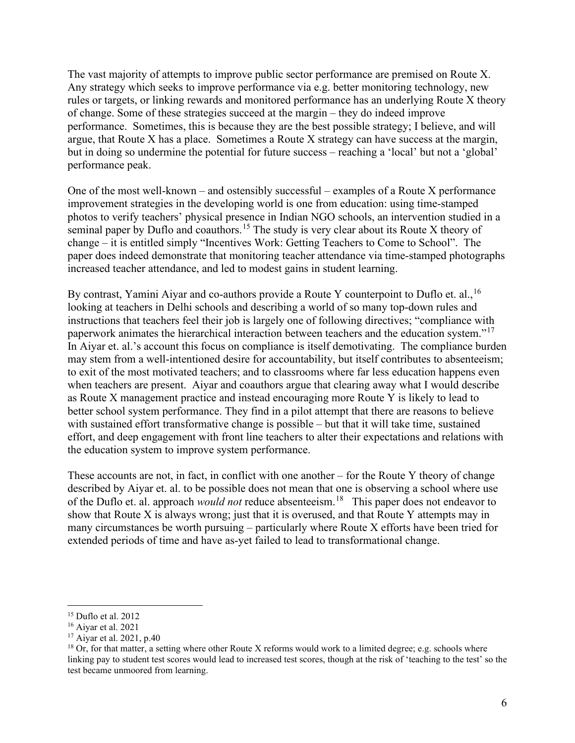The vast majority of attempts to improve public sector performance are premised on Route X. Any strategy which seeks to improve performance via e.g. better monitoring technology, new rules or targets, or linking rewards and monitored performance has an underlying Route X theory of change. Some of these strategies succeed at the margin – they do indeed improve performance. Sometimes, this is because they are the best possible strategy; I believe, and will argue, that Route X has a place. Sometimes a Route X strategy can have success at the margin, but in doing so undermine the potential for future success – reaching a 'local' but not a 'global' performance peak.

One of the most well-known – and ostensibly successful – examples of a Route X performance improvement strategies in the developing world is one from education: using time-stamped photos to verify teachers' physical presence in Indian NGO schools, an intervention studied in a seminal paper by Duflo and coauthors.[15] The study is very clear about its Route X theory of change – it is entitled simply "Incentives Work: Getting Teachers to Come to School". The paper does indeed demonstrate that monitoring teacher attendance via time-stamped photographs increased teacher attendance, and led to modest gains in student learning.

By contrast, Yamini Aiyar and co-authors provide a Route Y counterpoint to Duflo et. al.,[16] looking at teachers in Delhi schools and describing a world of so many top-down rules and instructions that teachers feel their job is largely one of following directives; "compliance with paperwork animates the hierarchical interaction between teachers and the education system."[17] In Aiyar et. al.'s account this focus on compliance is itself demotivating. The compliance burden may stem from a well-intentioned desire for accountability, but itself contributes to absenteeism; to exit of the most motivated teachers; and to classrooms where far less education happens even when teachers are present. Aiyar and coauthors argue that clearing away what I would describe as Route X management practice and instead encouraging more Route Y is likely to lead to better school system performance. They find in a pilot attempt that there are reasons to believe with sustained effort transformative change is possible – but that it will take time, sustained effort, and deep engagement with front line teachers to alter their expectations and relations with the education system to improve system performance.

These accounts are not, in fact, in conflict with one another – for the Route Y theory of change described by Aiyar et. al. to be possible does not mean that one is observing a school where use of the Duflo et. al. approach *would not* reduce absenteeism.[18] This paper does not endeavor to show that Route X is always wrong; just that it is overused, and that Route Y attempts may in many circumstances be worth pursuing – particularly where Route X efforts have been tried for extended periods of time and have as-yet failed to lead to transformational change.

---

[15] Duflo et al. 2012

[16] Aiyar et al. 2021

[17] Aiyar et al. 2021, p.40

[18] Or, for that matter, a setting where other Route X reforms would work to a limited degree; e.g. schools where linking pay to student test scores would lead to increased test scores, though at the risk of 'teaching to the test' so the test became unmoored from learning.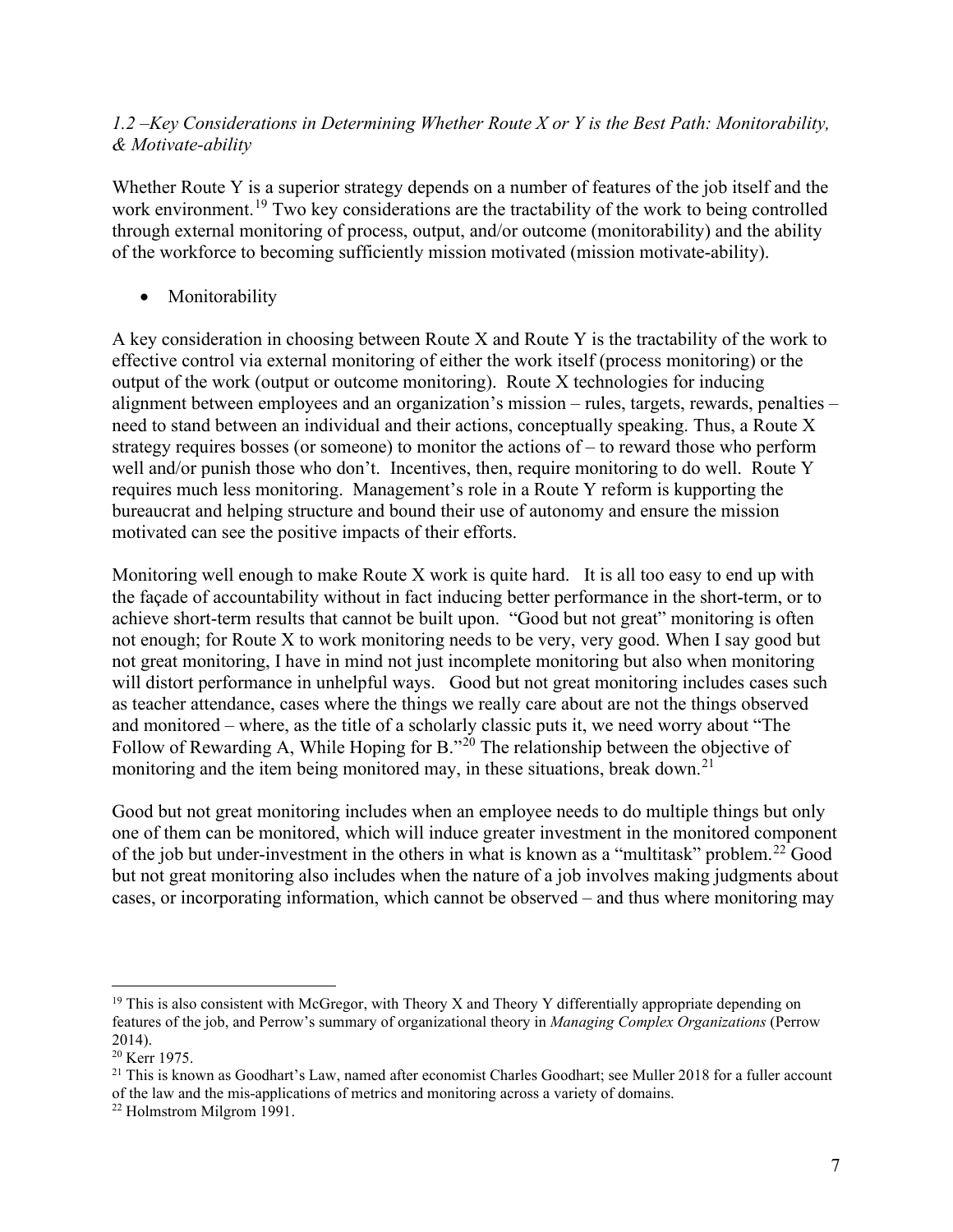*1.2 –Key Considerations in Determining Whether Route X or Y is the Best Path: Monitorability, & Motivate-ability*

Whether Route Y is a superior strategy depends on a number of features of the job itself and the work environment.[19] Two key considerations are the tractability of the work to being controlled through external monitoring of process, output, and/or outcome (monitorability) and the ability of the workforce to becoming sufficiently mission motivated (mission motivate-ability).

- Monitorability

A key consideration in choosing between Route X and Route Y is the tractability of the work to effective control via external monitoring of either the work itself (process monitoring) or the output of the work (output or outcome monitoring). Route X technologies for inducing alignment between employees and an organization's mission – rules, targets, rewards, penalties – need to stand between an individual and their actions, conceptually speaking. Thus, a Route X strategy requires bosses (or someone) to monitor the actions of – to reward those who perform well and/or punish those who don't. Incentives, then, require monitoring to do well. Route Y requires much less monitoring. Management's role in a Route Y reform is kupporting the bureaucrat and helping structure and bound their use of autonomy and ensure the mission motivated can see the positive impacts of their efforts.

Monitoring well enough to make Route X work is quite hard. It is all too easy to end up with the façade of accountability without in fact inducing better performance in the short-term, or to achieve short-term results that cannot be built upon. "Good but not great" monitoring is often not enough; for Route X to work monitoring needs to be very, very good. When I say good but not great monitoring, I have in mind not just incomplete monitoring but also when monitoring will distort performance in unhelpful ways. Good but not great monitoring includes cases such as teacher attendance, cases where the things we really care about are not the things observed and monitored – where, as the title of a scholarly classic puts it, we need worry about "The Follow of Rewarding A, While Hoping for B."[20] The relationship between the objective of monitoring and the item being monitored may, in these situations, break down.[21]

Good but not great monitoring includes when an employee needs to do multiple things but only one of them can be monitored, which will induce greater investment in the monitored component of the job but under-investment in the others in what is known as a "multitask" problem.[22] Good but not great monitoring also includes when the nature of a job involves making judgments about cases, or incorporating information, which cannot be observed – and thus where monitoring may

---

[19] This is also consistent with McGregor, with Theory X and Theory Y differentially appropriate depending on features of the job, and Perrow's summary of organizational theory in *Managing Complex Organizations* (Perrow 2014).

[20] Kerr 1975.

[21] This is known as Goodhart's Law, named after economist Charles Goodhart; see Muller 2018 for a fuller account of the law and the mis-applications of metrics and monitoring across a variety of domains.

[22] Holmstrom Milgrom 1991.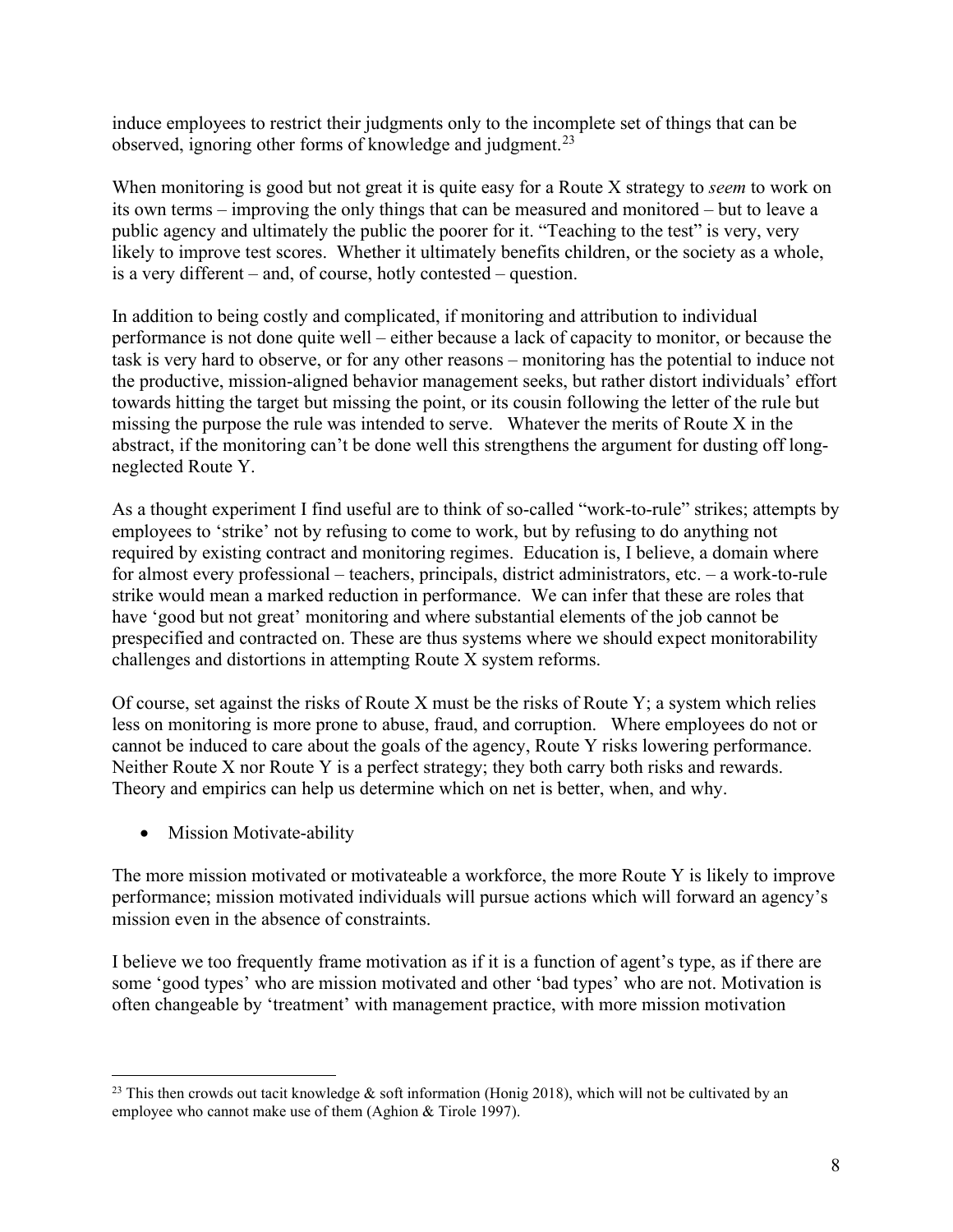induce employees to restrict their judgments only to the incomplete set of things that can be observed, ignoring other forms of knowledge and judgment.[23]

When monitoring is good but not great it is quite easy for a Route X strategy to *seem* to work on its own terms – improving the only things that can be measured and monitored – but to leave a public agency and ultimately the public the poorer for it. "Teaching to the test" is very, very likely to improve test scores. Whether it ultimately benefits children, or the society as a whole, is a very different – and, of course, hotly contested – question.

In addition to being costly and complicated, if monitoring and attribution to individual performance is not done quite well – either because a lack of capacity to monitor, or because the task is very hard to observe, or for any other reasons – monitoring has the potential to induce not the productive, mission-aligned behavior management seeks, but rather distort individuals' effort towards hitting the target but missing the point, or its cousin following the letter of the rule but missing the purpose the rule was intended to serve. Whatever the merits of Route X in the abstract, if the monitoring can't be done well this strengthens the argument for dusting off long-neglected Route Y.

As a thought experiment I find useful are to think of so-called "work-to-rule" strikes; attempts by employees to 'strike' not by refusing to come to work, but by refusing to do anything not required by existing contract and monitoring regimes. Education is, I believe, a domain where for almost every professional – teachers, principals, district administrators, etc. – a work-to-rule strike would mean a marked reduction in performance. We can infer that these are roles that have 'good but not great' monitoring and where substantial elements of the job cannot be prespecified and contracted on. These are thus systems where we should expect monitorability challenges and distortions in attempting Route X system reforms.

Of course, set against the risks of Route X must be the risks of Route Y; a system which relies less on monitoring is more prone to abuse, fraud, and corruption. Where employees do not or cannot be induced to care about the goals of the agency, Route Y risks lowering performance. Neither Route X nor Route Y is a perfect strategy; they both carry both risks and rewards. Theory and empirics can help us determine which on net is better, when, and why.

- Mission Motivate-ability

The more mission motivated or motivateable a workforce, the more Route Y is likely to improve performance; mission motivated individuals will pursue actions which will forward an agency's mission even in the absence of constraints.

I believe we too frequently frame motivation as if it is a function of agent's type, as if there are some 'good types' who are mission motivated and other 'bad types' who are not. Motivation is often changeable by 'treatment' with management practice, with more mission motivation

[23] This then crowds out tacit knowledge & soft information (Honig 2018), which will not be cultivated by an employee who cannot make use of them (Aghion & Tirole 1997).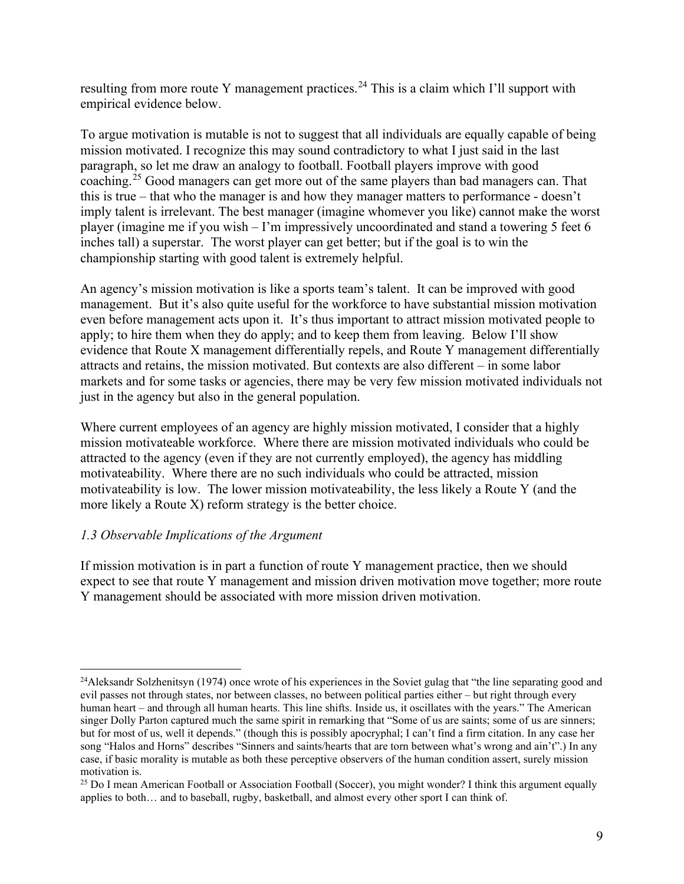resulting from more route Y management practices.[24] This is a claim which I'll support with empirical evidence below.

To argue motivation is mutable is not to suggest that all individuals are equally capable of being mission motivated. I recognize this may sound contradictory to what I just said in the last paragraph, so let me draw an analogy to football. Football players improve with good coaching.[25] Good managers can get more out of the same players than bad managers can. That this is true – that who the manager is and how they manager matters to performance - doesn't imply talent is irrelevant. The best manager (imagine whomever you like) cannot make the worst player (imagine me if you wish – I'm impressively uncoordinated and stand a towering 5 feet 6 inches tall) a superstar. The worst player can get better; but if the goal is to win the championship starting with good talent is extremely helpful.

An agency's mission motivation is like a sports team's talent. It can be improved with good management. But it's also quite useful for the workforce to have substantial mission motivation even before management acts upon it. It's thus important to attract mission motivated people to apply; to hire them when they do apply; and to keep them from leaving. Below I'll show evidence that Route X management differentially repels, and Route Y management differentially attracts and retains, the mission motivated. But contexts are also different – in some labor markets and for some tasks or agencies, there may be very few mission motivated individuals not just in the agency but also in the general population.

Where current employees of an agency are highly mission motivated, I consider that a highly mission motivateable workforce. Where there are mission motivated individuals who could be attracted to the agency (even if they are not currently employed), the agency has middling motivateability. Where there are no such individuals who could be attracted, mission motivateability is low. The lower mission motivateability, the less likely a Route Y (and the more likely a Route X) reform strategy is the better choice.

### *1.3 Observable Implications of the Argument*

If mission motivation is in part a function of route Y management practice, then we should expect to see that route Y management and mission driven motivation move together; more route Y management should be associated with more mission driven motivation.

---

[24] Aleksandr Solzhenitsyn (1974) once wrote of his experiences in the Soviet gulag that "the line separating good and evil passes not through states, nor between classes, no between political parties either – but right through every human heart – and through all human hearts. This line shifts. Inside us, it oscillates with the years." The American singer Dolly Parton captured much the same spirit in remarking that "Some of us are saints; some of us are sinners; but for most of us, well it depends." (though this is possibly apocryphal; I can't find a firm citation. In any case her song "Halos and Horns" describes "Sinners and saints/hearts that are torn between what's wrong and ain't".) In any case, if basic morality is mutable as both these perceptive observers of the human condition assert, surely mission motivation is.

[25] Do I mean American Football or Association Football (Soccer), you might wonder? I think this argument equally applies to both… and to baseball, rugby, basketball, and almost every other sport I can think of.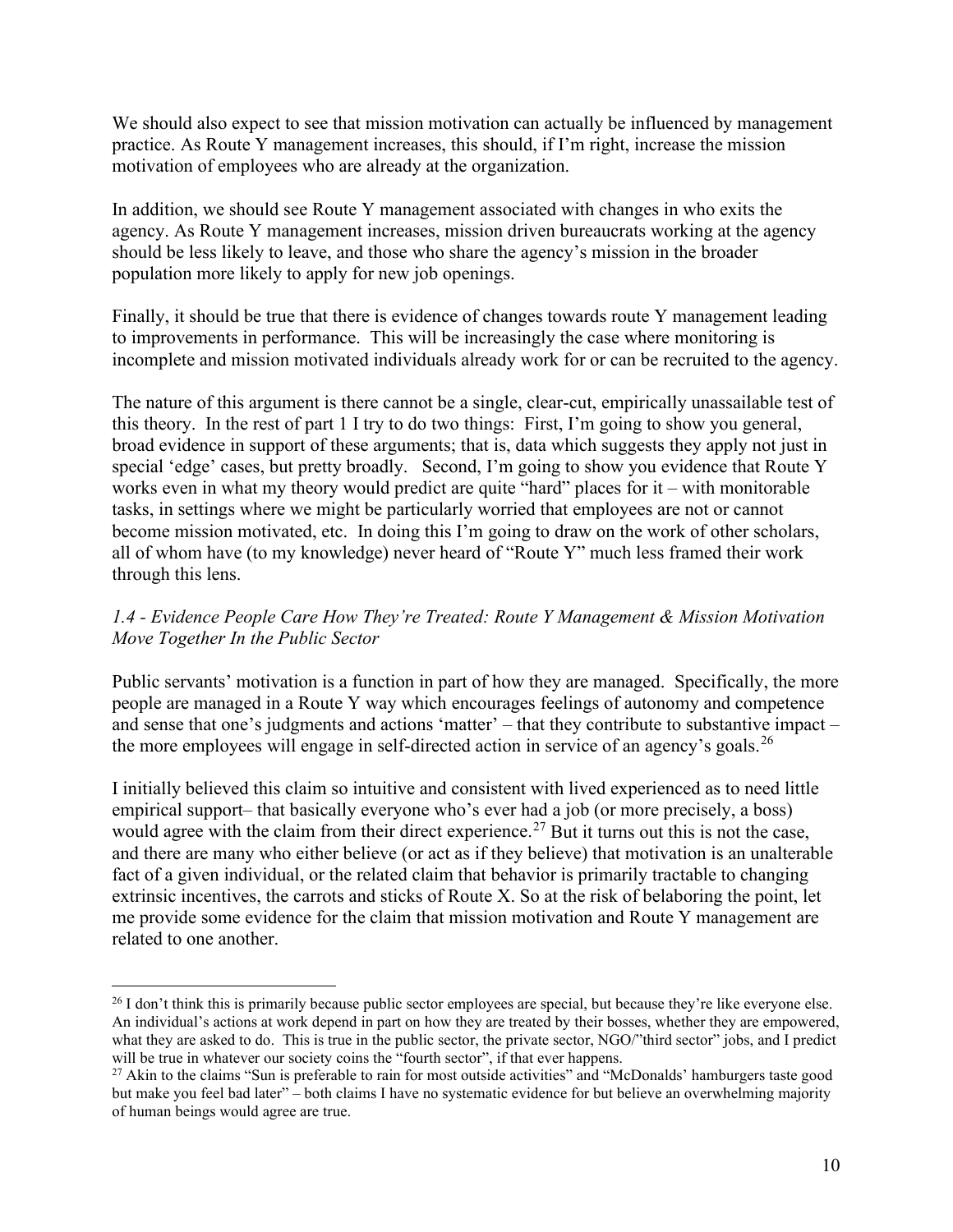We should also expect to see that mission motivation can actually be influenced by management practice. As Route Y management increases, this should, if I'm right, increase the mission motivation of employees who are already at the organization.

In addition, we should see Route Y management associated with changes in who exits the agency. As Route Y management increases, mission driven bureaucrats working at the agency should be less likely to leave, and those who share the agency's mission in the broader population more likely to apply for new job openings.

Finally, it should be true that there is evidence of changes towards route Y management leading to improvements in performance. This will be increasingly the case where monitoring is incomplete and mission motivated individuals already work for or can be recruited to the agency.

The nature of this argument is there cannot be a single, clear-cut, empirically unassailable test of this theory. In the rest of part 1 I try to do two things: First, I'm going to show you general, broad evidence in support of these arguments; that is, data which suggests they apply not just in special 'edge' cases, but pretty broadly. Second, I'm going to show you evidence that Route Y works even in what my theory would predict are quite "hard" places for it – with monitorable tasks, in settings where we might be particularly worried that employees are not or cannot become mission motivated, etc. In doing this I'm going to draw on the work of other scholars, all of whom have (to my knowledge) never heard of "Route Y" much less framed their work through this lens.

### *1.4 - Evidence People Care How They're Treated: Route Y Management & Mission Motivation Move Together In the Public Sector*

Public servants' motivation is a function in part of how they are managed. Specifically, the more people are managed in a Route Y way which encourages feelings of autonomy and competence and sense that one's judgments and actions 'matter' – that they contribute to substantive impact – the more employees will engage in self-directed action in service of an agency's goals.[26]

I initially believed this claim so intuitive and consistent with lived experienced as to need little empirical support– that basically everyone who's ever had a job (or more precisely, a boss) would agree with the claim from their direct experience.[27] But it turns out this is not the case, and there are many who either believe (or act as if they believe) that motivation is an unalterable fact of a given individual, or the related claim that behavior is primarily tractable to changing extrinsic incentives, the carrots and sticks of Route X. So at the risk of belaboring the point, let me provide some evidence for the claim that mission motivation and Route Y management are related to one another.

---

[26] I don't think this is primarily because public sector employees are special, but because they're like everyone else. An individual's actions at work depend in part on how they are treated by their bosses, whether they are empowered, what they are asked to do. This is true in the public sector, the private sector, NGO/"third sector" jobs, and I predict will be true in whatever our society coins the "fourth sector", if that ever happens.

[27] Akin to the claims "Sun is preferable to rain for most outside activities" and "McDonalds' hamburgers taste good but make you feel bad later" – both claims I have no systematic evidence for but believe an overwhelming majority of human beings would agree are true.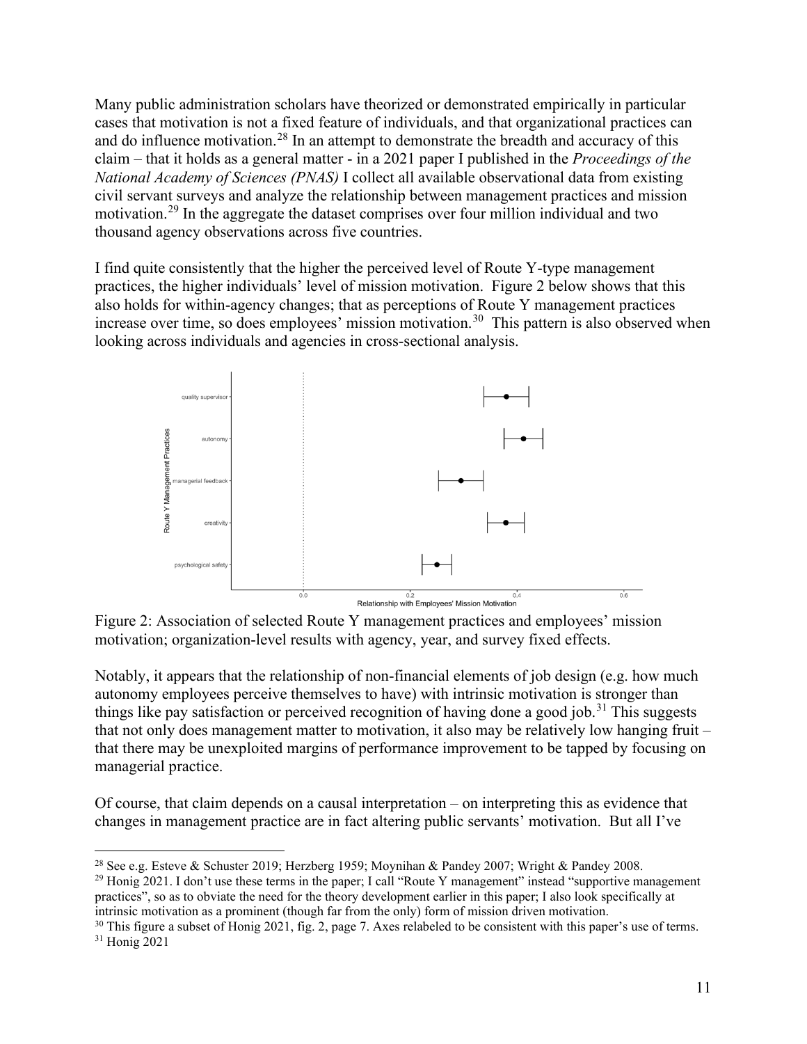Many public administration scholars have theorized or demonstrated empirically in particular cases that motivation is not a fixed feature of individuals, and that organizational practices can and do influence motivation.[28] In an attempt to demonstrate the breadth and accuracy of this claim – that it holds as a general matter - in a 2021 paper I published in the *Proceedings of the National Academy of Sciences (PNAS)* I collect all available observational data from existing civil servant surveys and analyze the relationship between management practices and mission motivation.[29] In the aggregate the dataset comprises over four million individual and two thousand agency observations across five countries.

I find quite consistently that the higher the perceived level of Route Y-type management practices, the higher individuals' level of mission motivation. Figure 2 below shows that this also holds for within-agency changes; that as perceptions of Route Y management practices increase over time, so does employees' mission motivation.[30] This pattern is also observed when looking across individuals and agencies in cross-sectional analysis.

Figure 2: Association of selected Route Y management practices and employees' mission motivation; organization-level results with agency, year, and survey fixed effects.

Notably, it appears that the relationship of non-financial elements of job design (e.g. how much autonomy employees perceive themselves to have) with intrinsic motivation is stronger than things like pay satisfaction or perceived recognition of having done a good job.[31] This suggests that not only does management matter to motivation, it also may be relatively low hanging fruit – that there may be unexploited margins of performance improvement to be tapped by focusing on managerial practice.

Of course, that claim depends on a causal interpretation – on interpreting this as evidence that changes in management practice are in fact altering public servants' motivation. But all I've

[28] See e.g. Esteve & Schuster 2019; Herzberg 1959; Moynihan & Pandey 2007; Wright & Pandey 2008.

[29] Honig 2021. I don't use these terms in the paper; I call "Route Y management" instead "supportive management practices", so as to obviate the need for the theory development earlier in this paper; I also look specifically at intrinsic motivation as a prominent (though far from the only) form of mission driven motivation.

[30] This figure a subset of Honig 2021, fig. 2, page 7. Axes relabeled to be consistent with this paper's use of terms.

[31] Honig 2021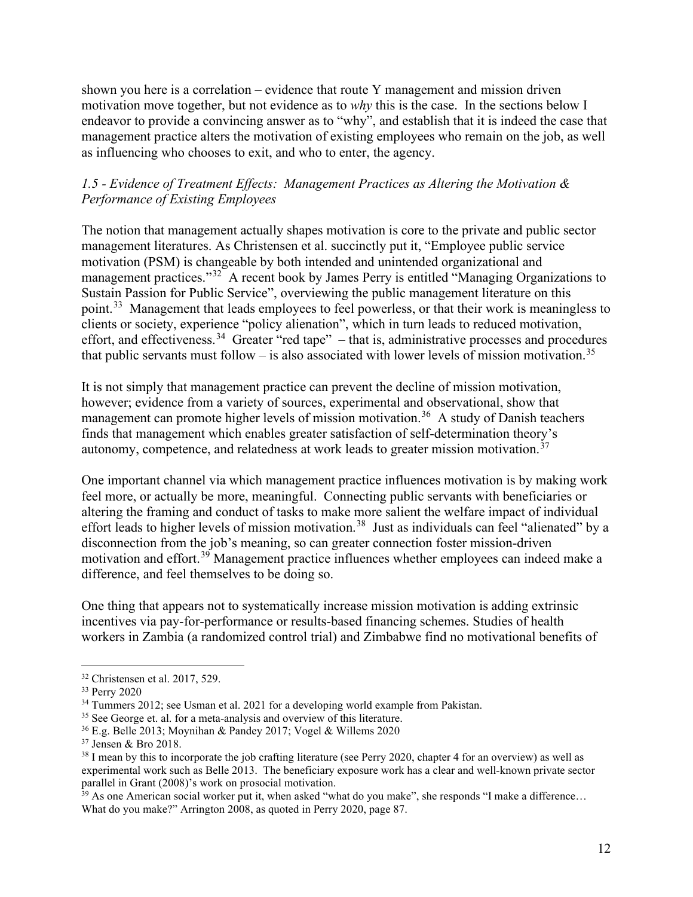shown you here is a correlation – evidence that route Y management and mission driven motivation move together, but not evidence as to *why* this is the case. In the sections below I endeavor to provide a convincing answer as to "why", and establish that it is indeed the case that management practice alters the motivation of existing employees who remain on the job, as well as influencing who chooses to exit, and who to enter, the agency.

### *1.5 - Evidence of Treatment Effects: Management Practices as Altering the Motivation & Performance of Existing Employees*

The notion that management actually shapes motivation is core to the private and public sector management literatures. As Christensen et al. succinctly put it, "Employee public service motivation (PSM) is changeable by both intended and unintended organizational and management practices."[32] A recent book by James Perry is entitled "Managing Organizations to Sustain Passion for Public Service", overviewing the public management literature on this point.[33] Management that leads employees to feel powerless, or that their work is meaningless to clients or society, experience "policy alienation", which in turn leads to reduced motivation, effort, and effectiveness.[34] Greater "red tape" – that is, administrative processes and procedures that public servants must follow – is also associated with lower levels of mission motivation.[35]

It is not simply that management practice can prevent the decline of mission motivation, however; evidence from a variety of sources, experimental and observational, show that management can promote higher levels of mission motivation.[36] A study of Danish teachers finds that management which enables greater satisfaction of self-determination theory's autonomy, competence, and relatedness at work leads to greater mission motivation.[37]

One important channel via which management practice influences motivation is by making work feel more, or actually be more, meaningful. Connecting public servants with beneficiaries or altering the framing and conduct of tasks to make more salient the welfare impact of individual effort leads to higher levels of mission motivation.[38] Just as individuals can feel "alienated" by a disconnection from the job's meaning, so can greater connection foster mission-driven motivation and effort.[39] Management practice influences whether employees can indeed make a difference, and feel themselves to be doing so.

One thing that appears not to systematically increase mission motivation is adding extrinsic incentives via pay-for-performance or results-based financing schemes. Studies of health workers in Zambia (a randomized control trial) and Zimbabwe find no motivational benefits of

---

[32] Christensen et al. 2017, 529.

[33] Perry 2020

[34] Tummers 2012; see Usman et al. 2021 for a developing world example from Pakistan.

[35] See George et. al. for a meta-analysis and overview of this literature.

[36] E.g. Belle 2013; Moynihan & Pandey 2017; Vogel & Willems 2020

[37] Jensen & Bro 2018.

[38] I mean by this to incorporate the job crafting literature (see Perry 2020, chapter 4 for an overview) as well as experimental work such as Belle 2013. The beneficiary exposure work has a clear and well-known private sector parallel in Grant (2008)'s work on prosocial motivation.

[39] As one American social worker put it, when asked "what do you make", she responds "I make a difference… What do you make?" Arrington 2008, as quoted in Perry 2020, page 87.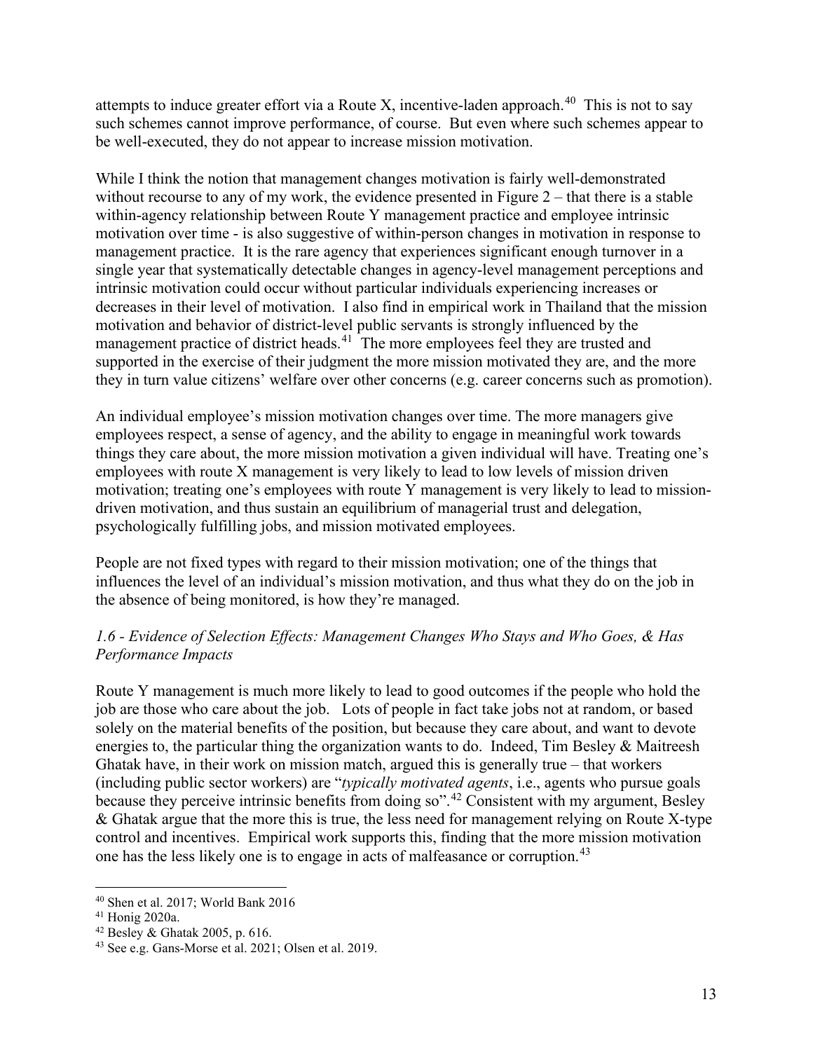attempts to induce greater effort via a Route X, incentive-laden approach.[40] This is not to say such schemes cannot improve performance, of course. But even where such schemes appear to be well-executed, they do not appear to increase mission motivation.

While I think the notion that management changes motivation is fairly well-demonstrated without recourse to any of my work, the evidence presented in Figure 2 – that there is a stable within-agency relationship between Route Y management practice and employee intrinsic motivation over time - is also suggestive of within-person changes in motivation in response to management practice. It is the rare agency that experiences significant enough turnover in a single year that systematically detectable changes in agency-level management perceptions and intrinsic motivation could occur without particular individuals experiencing increases or decreases in their level of motivation. I also find in empirical work in Thailand that the mission motivation and behavior of district-level public servants is strongly influenced by the management practice of district heads.[41] The more employees feel they are trusted and supported in the exercise of their judgment the more mission motivated they are, and the more they in turn value citizens' welfare over other concerns (e.g. career concerns such as promotion).

An individual employee's mission motivation changes over time. The more managers give employees respect, a sense of agency, and the ability to engage in meaningful work towards things they care about, the more mission motivation a given individual will have. Treating one's employees with route X management is very likely to lead to low levels of mission driven motivation; treating one's employees with route Y management is very likely to lead to mission-driven motivation, and thus sustain an equilibrium of managerial trust and delegation, psychologically fulfilling jobs, and mission motivated employees.

People are not fixed types with regard to their mission motivation; one of the things that influences the level of an individual's mission motivation, and thus what they do on the job in the absence of being monitored, is how they're managed.

### *1.6 - Evidence of Selection Effects: Management Changes Who Stays and Who Goes, & Has Performance Impacts*

Route Y management is much more likely to lead to good outcomes if the people who hold the job are those who care about the job. Lots of people in fact take jobs not at random, or based solely on the material benefits of the position, but because they care about, and want to devote energies to, the particular thing the organization wants to do. Indeed, Tim Besley & Maitreesh Ghatak have, in their work on mission match, argued this is generally true – that workers (including public sector workers) are "*typically motivated agents*, i.e., agents who pursue goals because they perceive intrinsic benefits from doing so".[42] Consistent with my argument, Besley & Ghatak argue that the more this is true, the less need for management relying on Route X-type control and incentives. Empirical work supports this, finding that the more mission motivation one has the less likely one is to engage in acts of malfeasance or corruption.[43]

---

[40] Shen et al. 2017; World Bank 2016

[41] Honig 2020a.

[42] Besley & Ghatak 2005, p. 616.

[43] See e.g. Gans-Morse et al. 2021; Olsen et al. 2019.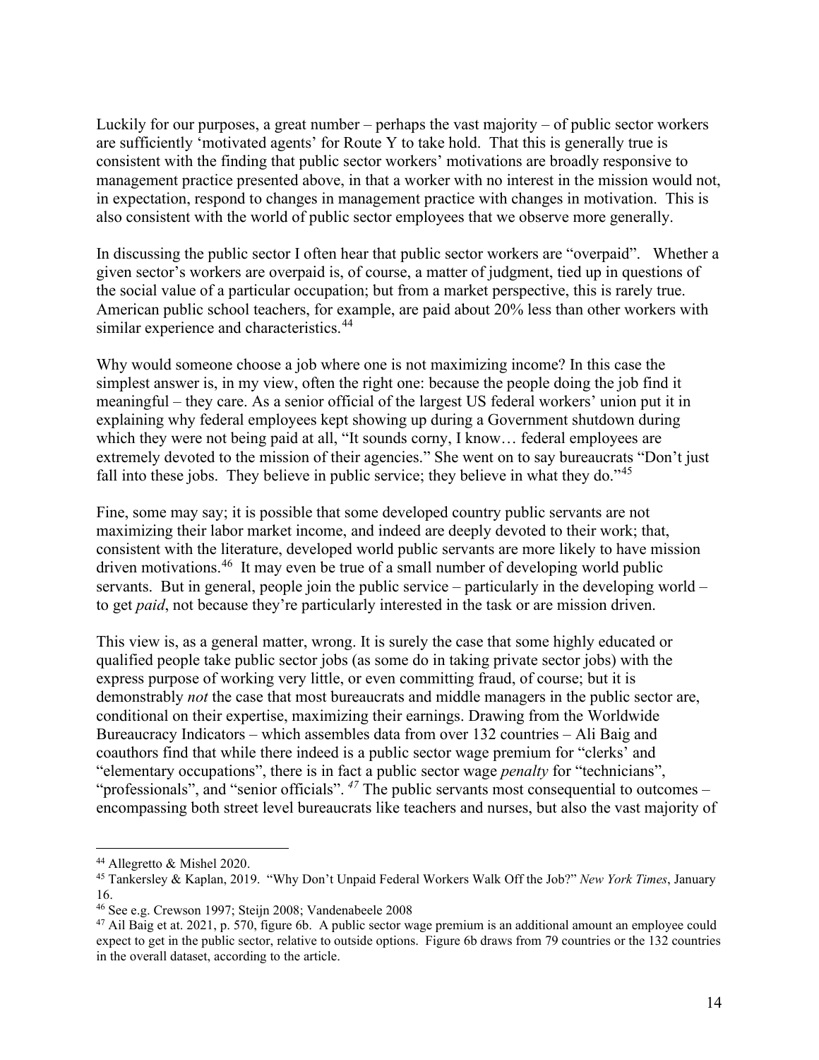Luckily for our purposes, a great number – perhaps the vast majority – of public sector workers are sufficiently 'motivated agents' for Route Y to take hold. That this is generally true is consistent with the finding that public sector workers' motivations are broadly responsive to management practice presented above, in that a worker with no interest in the mission would not, in expectation, respond to changes in management practice with changes in motivation. This is also consistent with the world of public sector employees that we observe more generally.

In discussing the public sector I often hear that public sector workers are "overpaid". Whether a given sector's workers are overpaid is, of course, a matter of judgment, tied up in questions of the social value of a particular occupation; but from a market perspective, this is rarely true. American public school teachers, for example, are paid about 20% less than other workers with similar experience and characteristics.[44]

Why would someone choose a job where one is not maximizing income? In this case the simplest answer is, in my view, often the right one: because the people doing the job find it meaningful – they care. As a senior official of the largest US federal workers' union put it in explaining why federal employees kept showing up during a Government shutdown during which they were not being paid at all, "It sounds corny, I know… federal employees are extremely devoted to the mission of their agencies." She went on to say bureaucrats "Don't just fall into these jobs. They believe in public service; they believe in what they do."[45]

Fine, some may say; it is possible that some developed country public servants are not maximizing their labor market income, and indeed are deeply devoted to their work; that, consistent with the literature, developed world public servants are more likely to have mission driven motivations.[46] It may even be true of a small number of developing world public servants. But in general, people join the public service – particularly in the developing world – to get *paid*, not because they're particularly interested in the task or are mission driven.

This view is, as a general matter, wrong. It is surely the case that some highly educated or qualified people take public sector jobs (as some do in taking private sector jobs) with the express purpose of working very little, or even committing fraud, of course; but it is demonstrably *not* the case that most bureaucrats and middle managers in the public sector are, conditional on their expertise, maximizing their earnings. Drawing from the Worldwide Bureaucracy Indicators – which assembles data from over 132 countries – Ali Baig and coauthors find that while there indeed is a public sector wage premium for "clerks' and "elementary occupations", there is in fact a public sector wage *penalty* for "technicians", "professionals", and "senior officials". [47] The public servants most consequential to outcomes – encompassing both street level bureaucrats like teachers and nurses, but also the vast majority of

---

[44] Allegretto & Mishel 2020.

[45] Tankersley & Kaplan, 2019. "Why Don't Unpaid Federal Workers Walk Off the Job?" *New York Times*, January 16.

[46] See e.g. Crewson 1997; Steijn 2008; Vandenabeele 2008

[47] Ail Baig et at. 2021, p. 570, figure 6b. A public sector wage premium is an additional amount an employee could expect to get in the public sector, relative to outside options. Figure 6b draws from 79 countries or the 132 countries in the overall dataset, according to the article.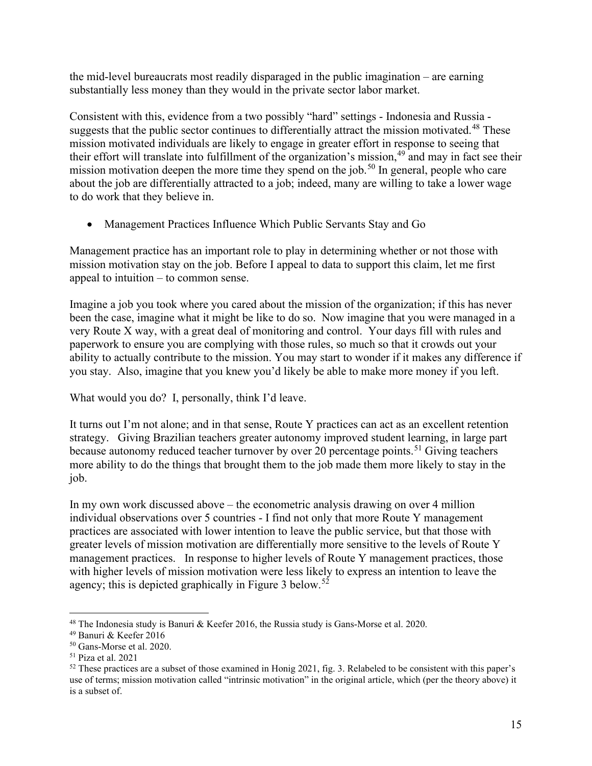the mid-level bureaucrats most readily disparaged in the public imagination – are earning substantially less money than they would in the private sector labor market.

Consistent with this, evidence from a two possibly "hard" settings - Indonesia and Russia - suggests that the public sector continues to differentially attract the mission motivated.[48] These mission motivated individuals are likely to engage in greater effort in response to seeing that their effort will translate into fulfillment of the organization's mission,[49] and may in fact see their mission motivation deepen the more time they spend on the job.[50] In general, people who care about the job are differentially attracted to a job; indeed, many are willing to take a lower wage to do work that they believe in.

- Management Practices Influence Which Public Servants Stay and Go

Management practice has an important role to play in determining whether or not those with mission motivation stay on the job. Before I appeal to data to support this claim, let me first appeal to intuition – to common sense.

Imagine a job you took where you cared about the mission of the organization; if this has never been the case, imagine what it might be like to do so. Now imagine that you were managed in a very Route X way, with a great deal of monitoring and control. Your days fill with rules and paperwork to ensure you are complying with those rules, so much so that it crowds out your ability to actually contribute to the mission. You may start to wonder if it makes any difference if you stay. Also, imagine that you knew you'd likely be able to make more money if you left.

What would you do? I, personally, think I'd leave.

It turns out I'm not alone; and in that sense, Route Y practices can act as an excellent retention strategy. Giving Brazilian teachers greater autonomy improved student learning, in large part because autonomy reduced teacher turnover by over 20 percentage points.[51] Giving teachers more ability to do the things that brought them to the job made them more likely to stay in the job.

In my own work discussed above – the econometric analysis drawing on over 4 million individual observations over 5 countries - I find not only that more Route Y management practices are associated with lower intention to leave the public service, but that those with greater levels of mission motivation are differentially more sensitive to the levels of Route Y management practices. In response to higher levels of Route Y management practices, those with higher levels of mission motivation were less likely to express an intention to leave the agency; this is depicted graphically in Figure 3 below.[52]

---

[48] The Indonesia study is Banuri & Keefer 2016, the Russia study is Gans-Morse et al. 2020.

[49] Banuri & Keefer 2016

[50] Gans-Morse et al. 2020.

[51] Piza et al. 2021

[52] These practices are a subset of those examined in Honig 2021, fig. 3. Relabeled to be consistent with this paper's use of terms; mission motivation called "intrinsic motivation" in the original article, which (per the theory above) it is a subset of.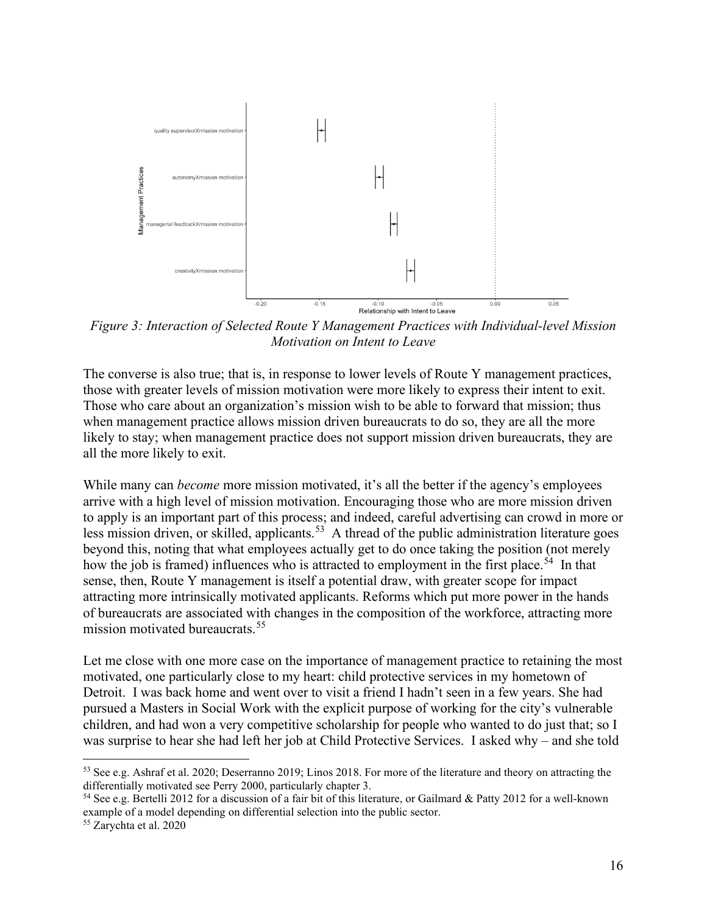*Figure 3: Interaction of Selected Route Y Management Practices with Individual-level Mission Motivation on Intent to Leave*

The converse is also true; that is, in response to lower levels of Route Y management practices, those with greater levels of mission motivation were more likely to express their intent to exit. Those who care about an organization's mission wish to be able to forward that mission; thus when management practice allows mission driven bureaucrats to do so, they are all the more likely to stay; when management practice does not support mission driven bureaucrats, they are all the more likely to exit.

While many can *become* more mission motivated, it's all the better if the agency's employees arrive with a high level of mission motivation. Encouraging those who are more mission driven to apply is an important part of this process; and indeed, careful advertising can crowd in more or less mission driven, or skilled, applicants.[53] A thread of the public administration literature goes beyond this, noting that what employees actually get to do once taking the position (not merely how the job is framed) influences who is attracted to employment in the first place.[54] In that sense, then, Route Y management is itself a potential draw, with greater scope for impact attracting more intrinsically motivated applicants. Reforms which put more power in the hands of bureaucrats are associated with changes in the composition of the workforce, attracting more mission motivated bureaucrats.[55]

Let me close with one more case on the importance of management practice to retaining the most motivated, one particularly close to my heart: child protective services in my hometown of Detroit. I was back home and went over to visit a friend I hadn't seen in a few years. She had pursued a Masters in Social Work with the explicit purpose of working for the city's vulnerable children, and had won a very competitive scholarship for people who wanted to do just that; so I was surprise to hear she had left her job at Child Protective Services. I asked why – and she told

[53] See e.g. Ashraf et al. 2020; Deserranno 2019; Linos 2018. For more of the literature and theory on attracting the differentially motivated see Perry 2000, particularly chapter 3.

[54] See e.g. Bertelli 2012 for a discussion of a fair bit of this literature, or Gailmard & Patty 2012 for a well-known example of a model depending on differential selection into the public sector.

[55] Zarychta et al. 2020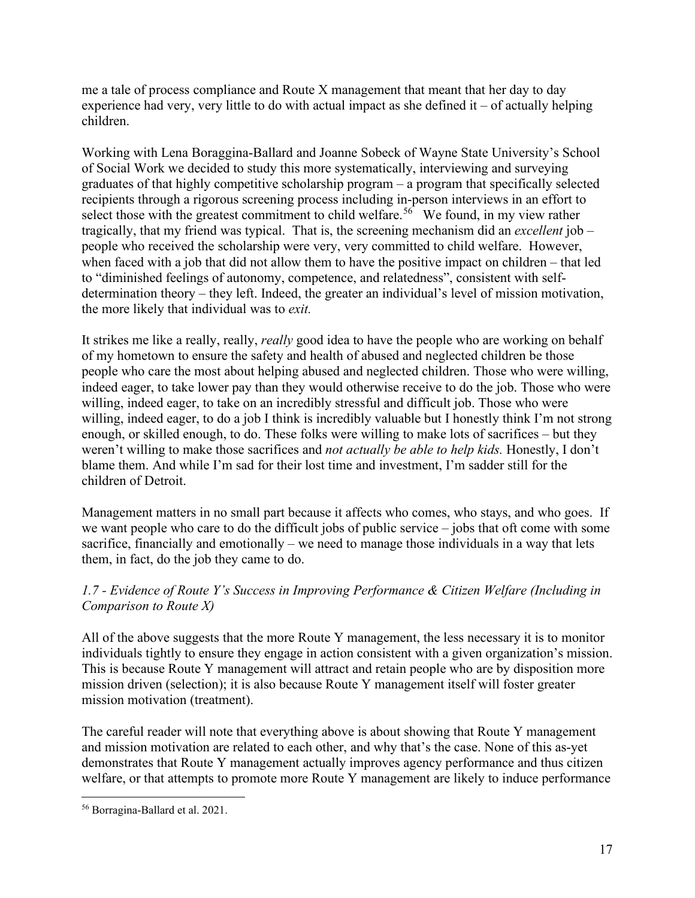me a tale of process compliance and Route X management that meant that her day to day experience had very, very little to do with actual impact as she defined it – of actually helping children.

Working with Lena Boraggina-Ballard and Joanne Sobeck of Wayne State University's School of Social Work we decided to study this more systematically, interviewing and surveying graduates of that highly competitive scholarship program – a program that specifically selected recipients through a rigorous screening process including in-person interviews in an effort to select those with the greatest commitment to child welfare.[56] We found, in my view rather tragically, that my friend was typical. That is, the screening mechanism did an *excellent* job – people who received the scholarship were very, very committed to child welfare. However, when faced with a job that did not allow them to have the positive impact on children – that led to "diminished feelings of autonomy, competence, and relatedness", consistent with self-determination theory – they left. Indeed, the greater an individual's level of mission motivation, the more likely that individual was to *exit.*

It strikes me like a really, really, *really* good idea to have the people who are working on behalf of my hometown to ensure the safety and health of abused and neglected children be those people who care the most about helping abused and neglected children. Those who were willing, indeed eager, to take lower pay than they would otherwise receive to do the job. Those who were willing, indeed eager, to take on an incredibly stressful and difficult job. Those who were willing, indeed eager, to do a job I think is incredibly valuable but I honestly think I'm not strong enough, or skilled enough, to do. These folks were willing to make lots of sacrifices – but they weren't willing to make those sacrifices and *not actually be able to help kids.* Honestly, I don't blame them. And while I'm sad for their lost time and investment, I'm sadder still for the children of Detroit.

Management matters in no small part because it affects who comes, who stays, and who goes. If we want people who care to do the difficult jobs of public service – jobs that oft come with some sacrifice, financially and emotionally – we need to manage those individuals in a way that lets them, in fact, do the job they came to do.

### *1.7 - Evidence of Route Y's Success in Improving Performance & Citizen Welfare (Including in Comparison to Route X)*

All of the above suggests that the more Route Y management, the less necessary it is to monitor individuals tightly to ensure they engage in action consistent with a given organization's mission. This is because Route Y management will attract and retain people who are by disposition more mission driven (selection); it is also because Route Y management itself will foster greater mission motivation (treatment).

The careful reader will note that everything above is about showing that Route Y management and mission motivation are related to each other, and why that's the case. None of this as-yet demonstrates that Route Y management actually improves agency performance and thus citizen welfare, or that attempts to promote more Route Y management are likely to induce performance

---

[56] Borragina-Ballard et al. 2021.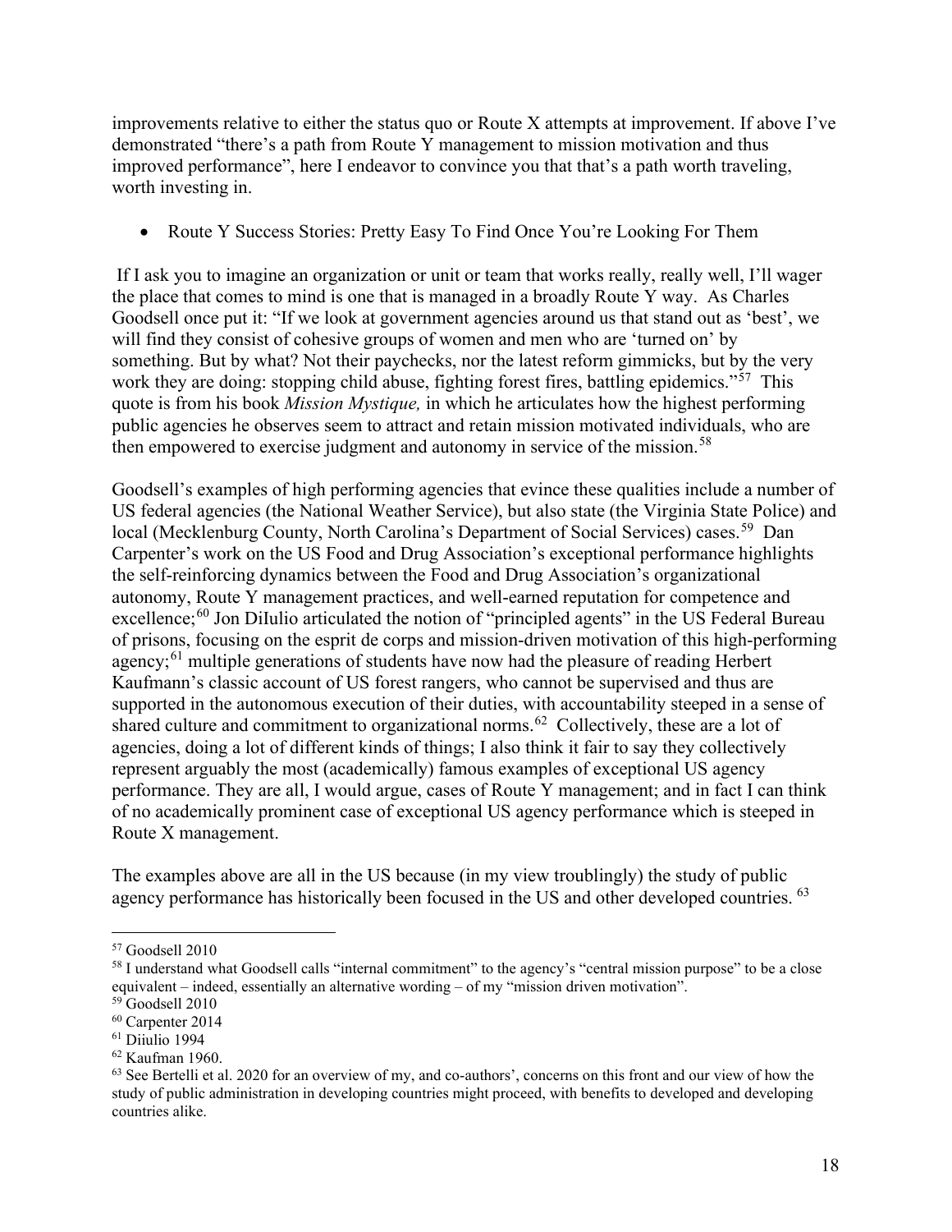improvements relative to either the status quo or Route X attempts at improvement. If above I've demonstrated "there's a path from Route Y management to mission motivation and thus improved performance", here I endeavor to convince you that that's a path worth traveling, worth investing in.

- Route Y Success Stories: Pretty Easy To Find Once You're Looking For Them

If I ask you to imagine an organization or unit or team that works really, really well, I'll wager the place that comes to mind is one that is managed in a broadly Route Y way. As Charles Goodsell once put it: "If we look at government agencies around us that stand out as 'best', we will find they consist of cohesive groups of women and men who are 'turned on' by something. But by what? Not their paychecks, nor the latest reform gimmicks, but by the very work they are doing: stopping child abuse, fighting forest fires, battling epidemics."[57] This quote is from his book *Mission Mystique,* in which he articulates how the highest performing public agencies he observes seem to attract and retain mission motivated individuals, who are then empowered to exercise judgment and autonomy in service of the mission.[58]

Goodsell's examples of high performing agencies that evince these qualities include a number of US federal agencies (the National Weather Service), but also state (the Virginia State Police) and local (Mecklenburg County, North Carolina's Department of Social Services) cases.[59] Dan Carpenter's work on the US Food and Drug Association's exceptional performance highlights the self-reinforcing dynamics between the Food and Drug Association's organizational autonomy, Route Y management practices, and well-earned reputation for competence and excellence;[60] Jon DiIulio articulated the notion of "principled agents" in the US Federal Bureau of prisons, focusing on the esprit de corps and mission-driven motivation of this high-performing agency;[61] multiple generations of students have now had the pleasure of reading Herbert Kaufmann's classic account of US forest rangers, who cannot be supervised and thus are supported in the autonomous execution of their duties, with accountability steeped in a sense of shared culture and commitment to organizational norms.[62] Collectively, these are a lot of agencies, doing a lot of different kinds of things; I also think it fair to say they collectively represent arguably the most (academically) famous examples of exceptional US agency performance. They are all, I would argue, cases of Route Y management; and in fact I can think of no academically prominent case of exceptional US agency performance which is steeped in Route X management.

The examples above are all in the US because (in my view troublingly) the study of public agency performance has historically been focused in the US and other developed countries.[63]

---

[57] Goodsell 2010

[58] I understand what Goodsell calls "internal commitment" to the agency's "central mission purpose" to be a close equivalent – indeed, essentially an alternative wording – of my "mission driven motivation".

[59] Goodsell 2010

[60] Carpenter 2014

[61] Diiulio 1994

[62] Kaufman 1960.

[63] See Bertelli et al. 2020 for an overview of my, and co-authors', concerns on this front and our view of how the study of public administration in developing countries might proceed, with benefits to developed and developing countries alike.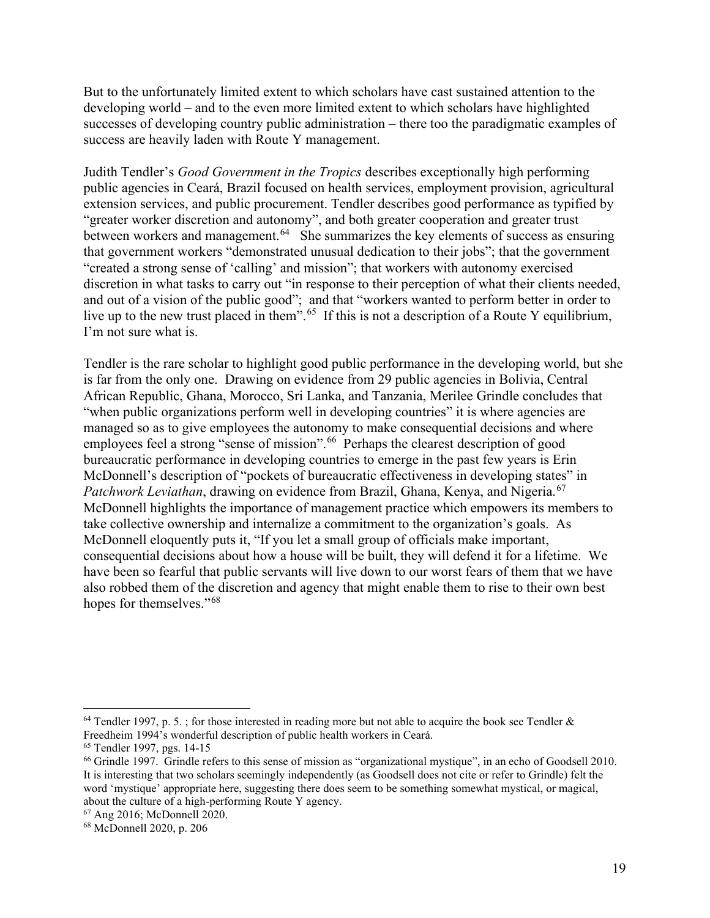But to the unfortunately limited extent to which scholars have cast sustained attention to the developing world – and to the even more limited extent to which scholars have highlighted successes of developing country public administration – there too the paradigmatic examples of success are heavily laden with Route Y management.

Judith Tendler's *Good Government in the Tropics* describes exceptionally high performing public agencies in Ceará, Brazil focused on health services, employment provision, agricultural extension services, and public procurement. Tendler describes good performance as typified by "greater worker discretion and autonomy", and both greater cooperation and greater trust between workers and management.[64] She summarizes the key elements of success as ensuring that government workers "demonstrated unusual dedication to their jobs"; that the government "created a strong sense of 'calling' and mission"; that workers with autonomy exercised discretion in what tasks to carry out "in response to their perception of what their clients needed, and out of a vision of the public good"; and that "workers wanted to perform better in order to live up to the new trust placed in them".[65] If this is not a description of a Route Y equilibrium, I'm not sure what is.

Tendler is the rare scholar to highlight good public performance in the developing world, but she is far from the only one. Drawing on evidence from 29 public agencies in Bolivia, Central African Republic, Ghana, Morocco, Sri Lanka, and Tanzania, Merilee Grindle concludes that "when public organizations perform well in developing countries" it is where agencies are managed so as to give employees the autonomy to make consequential decisions and where employees feel a strong "sense of mission".[66] Perhaps the clearest description of good bureaucratic performance in developing countries to emerge in the past few years is Erin McDonnell's description of "pockets of bureaucratic effectiveness in developing states" in *Patchwork Leviathan*, drawing on evidence from Brazil, Ghana, Kenya, and Nigeria.[67] McDonnell highlights the importance of management practice which empowers its members to take collective ownership and internalize a commitment to the organization's goals. As McDonnell eloquently puts it, "If you let a small group of officials make important, consequential decisions about how a house will be built, they will defend it for a lifetime. We have been so fearful that public servants will live down to our worst fears of them that we have also robbed them of the discretion and agency that might enable them to rise to their own best hopes for themselves."[68]

---

[64] Tendler 1997, p. 5. ; for those interested in reading more but not able to acquire the book see Tendler & Freedheim 1994's wonderful description of public health workers in Ceará.

[65] Tendler 1997, pgs. 14-15

[66] Grindle 1997. Grindle refers to this sense of mission as "organizational mystique", in an echo of Goodsell 2010. It is interesting that two scholars seemingly independently (as Goodsell does not cite or refer to Grindle) felt the word 'mystique' appropriate here, suggesting there does seem to be something somewhat mystical, or magical, about the culture of a high-performing Route Y agency.

[67] Ang 2016; McDonnell 2020.

[68] McDonnell 2020, p. 206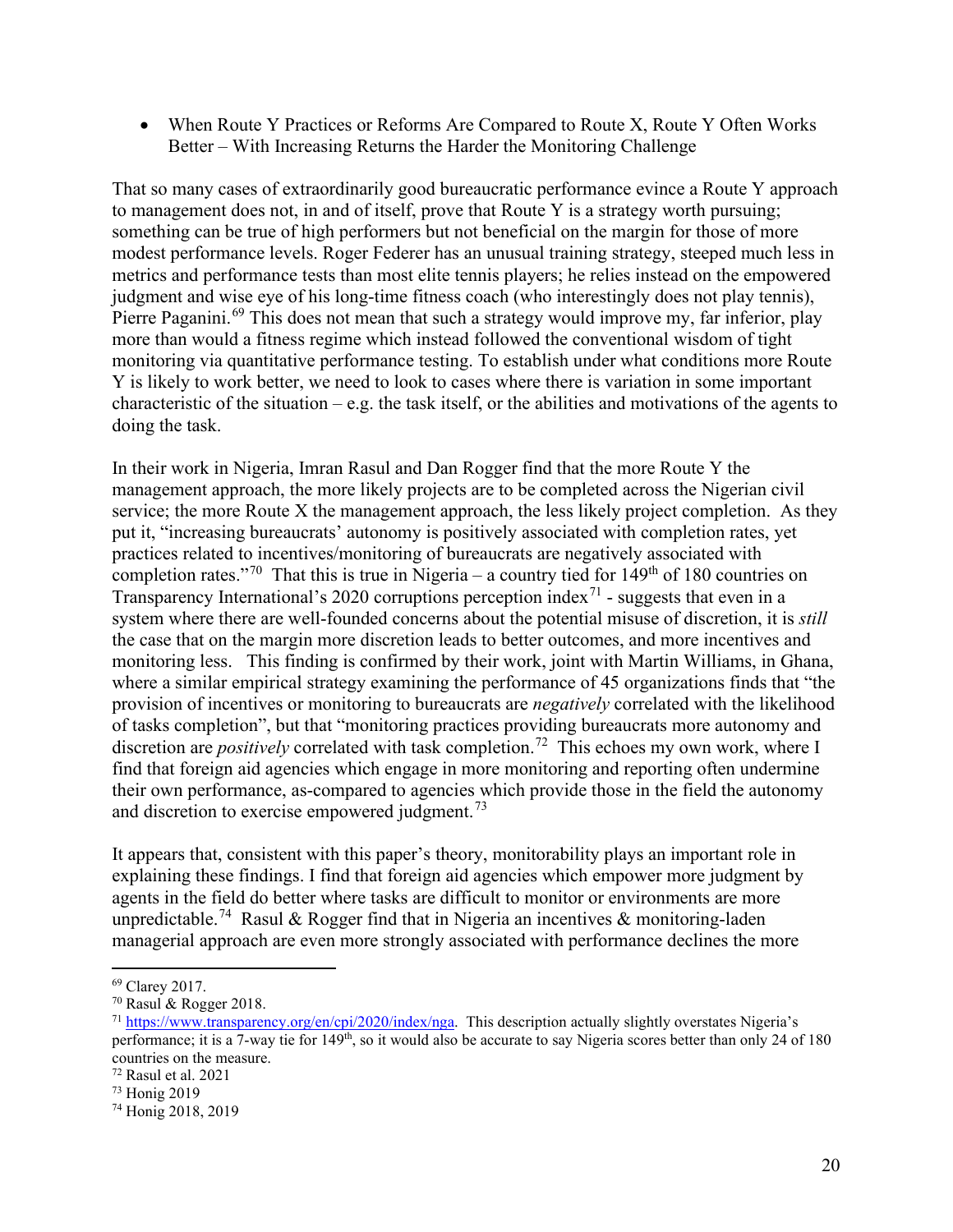- When Route Y Practices or Reforms Are Compared to Route X, Route Y Often Works Better – With Increasing Returns the Harder the Monitoring Challenge

That so many cases of extraordinarily good bureaucratic performance evince a Route Y approach to management does not, in and of itself, prove that Route Y is a strategy worth pursuing; something can be true of high performers but not beneficial on the margin for those of more modest performance levels. Roger Federer has an unusual training strategy, steeped much less in metrics and performance tests than most elite tennis players; he relies instead on the empowered judgment and wise eye of his long-time fitness coach (who interestingly does not play tennis), Pierre Paganini.[69] This does not mean that such a strategy would improve my, far inferior, play more than would a fitness regime which instead followed the conventional wisdom of tight monitoring via quantitative performance testing. To establish under what conditions more Route Y is likely to work better, we need to look to cases where there is variation in some important characteristic of the situation – e.g. the task itself, or the abilities and motivations of the agents to doing the task.

In their work in Nigeria, Imran Rasul and Dan Rogger find that the more Route Y the management approach, the more likely projects are to be completed across the Nigerian civil service; the more Route X the management approach, the less likely project completion. As they put it, "increasing bureaucrats' autonomy is positively associated with completion rates, yet practices related to incentives/monitoring of bureaucrats are negatively associated with completion rates."[70] That this is true in Nigeria – a country tied for 149th of 180 countries on Transparency International's 2020 corruptions perception index[71] - suggests that even in a system where there are well-founded concerns about the potential misuse of discretion, it is *still* the case that on the margin more discretion leads to better outcomes, and more incentives and monitoring less. This finding is confirmed by their work, joint with Martin Williams, in Ghana, where a similar empirical strategy examining the performance of 45 organizations finds that "the provision of incentives or monitoring to bureaucrats are *negatively* correlated with the likelihood of tasks completion", but that "monitoring practices providing bureaucrats more autonomy and discretion are *positively* correlated with task completion.[72] This echoes my own work, where I find that foreign aid agencies which engage in more monitoring and reporting often undermine their own performance, as-compared to agencies which provide those in the field the autonomy and discretion to exercise empowered judgment.[73]

It appears that, consistent with this paper's theory, monitorability plays an important role in explaining these findings. I find that foreign aid agencies which empower more judgment by agents in the field do better where tasks are difficult to monitor or environments are more unpredictable.[74] Rasul & Rogger find that in Nigeria an incentives & monitoring-laden managerial approach are even more strongly associated with performance declines the more

---

[69] Clarey 2017.

[70] Rasul & Rogger 2018.

[71] https://www.transparency.org/en/cpi/2020/index/nga. This description actually slightly overstates Nigeria's performance; it is a 7-way tie for 149th, so it would also be accurate to say Nigeria scores better than only 24 of 180 countries on the measure.

[72] Rasul et al. 2021

[73] Honig 2019

[74] Honig 2018, 2019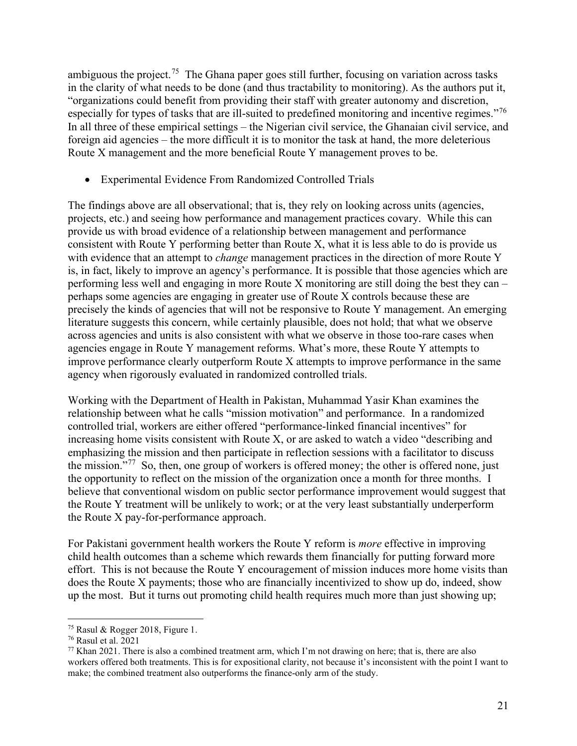ambiguous the project.[75] The Ghana paper goes still further, focusing on variation across tasks in the clarity of what needs to be done (and thus tractability to monitoring). As the authors put it, "organizations could benefit from providing their staff with greater autonomy and discretion, especially for types of tasks that are ill-suited to predefined monitoring and incentive regimes."[76] In all three of these empirical settings – the Nigerian civil service, the Ghanaian civil service, and foreign aid agencies – the more difficult it is to monitor the task at hand, the more deleterious Route X management and the more beneficial Route Y management proves to be.

- Experimental Evidence From Randomized Controlled Trials

The findings above are all observational; that is, they rely on looking across units (agencies, projects, etc.) and seeing how performance and management practices covary. While this can provide us with broad evidence of a relationship between management and performance consistent with Route Y performing better than Route X, what it is less able to do is provide us with evidence that an attempt to *change* management practices in the direction of more Route Y is, in fact, likely to improve an agency's performance. It is possible that those agencies which are performing less well and engaging in more Route X monitoring are still doing the best they can – perhaps some agencies are engaging in greater use of Route X controls because these are precisely the kinds of agencies that will not be responsive to Route Y management. An emerging literature suggests this concern, while certainly plausible, does not hold; that what we observe across agencies and units is also consistent with what we observe in those too-rare cases when agencies engage in Route Y management reforms. What's more, these Route Y attempts to improve performance clearly outperform Route X attempts to improve performance in the same agency when rigorously evaluated in randomized controlled trials.

Working with the Department of Health in Pakistan, Muhammad Yasir Khan examines the relationship between what he calls "mission motivation" and performance. In a randomized controlled trial, workers are either offered "performance-linked financial incentives" for increasing home visits consistent with Route X, or are asked to watch a video "describing and emphasizing the mission and then participate in reflection sessions with a facilitator to discuss the mission."[77] So, then, one group of workers is offered money; the other is offered none, just the opportunity to reflect on the mission of the organization once a month for three months. I believe that conventional wisdom on public sector performance improvement would suggest that the Route Y treatment will be unlikely to work; or at the very least substantially underperform the Route X pay-for-performance approach.

For Pakistani government health workers the Route Y reform is *more* effective in improving child health outcomes than a scheme which rewards them financially for putting forward more effort. This is not because the Route Y encouragement of mission induces more home visits than does the Route X payments; those who are financially incentivized to show up do, indeed, show up the most. But it turns out promoting child health requires much more than just showing up;

---

[75] Rasul & Rogger 2018, Figure 1.

[76] Rasul et al. 2021

[77] Khan 2021. There is also a combined treatment arm, which I'm not drawing on here; that is, there are also workers offered both treatments. This is for expositional clarity, not because it's inconsistent with the point I want to make; the combined treatment also outperforms the finance-only arm of the study.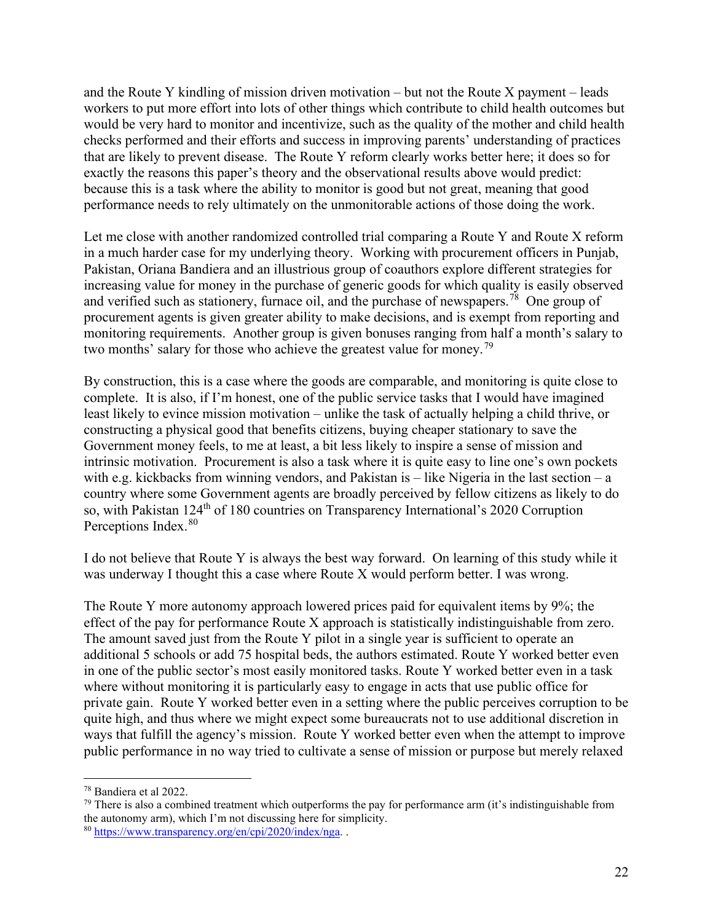and the Route Y kindling of mission driven motivation – but not the Route X payment – leads workers to put more effort into lots of other things which contribute to child health outcomes but would be very hard to monitor and incentivize, such as the quality of the mother and child health checks performed and their efforts and success in improving parents' understanding of practices that are likely to prevent disease. The Route Y reform clearly works better here; it does so for exactly the reasons this paper's theory and the observational results above would predict: because this is a task where the ability to monitor is good but not great, meaning that good performance needs to rely ultimately on the unmonitorable actions of those doing the work.

Let me close with another randomized controlled trial comparing a Route Y and Route X reform in a much harder case for my underlying theory. Working with procurement officers in Punjab, Pakistan, Oriana Bandiera and an illustrious group of coauthors explore different strategies for increasing value for money in the purchase of generic goods for which quality is easily observed and verified such as stationery, furnace oil, and the purchase of newspapers.[78] One group of procurement agents is given greater ability to make decisions, and is exempt from reporting and monitoring requirements. Another group is given bonuses ranging from half a month's salary to two months' salary for those who achieve the greatest value for money.[79]

By construction, this is a case where the goods are comparable, and monitoring is quite close to complete. It is also, if I'm honest, one of the public service tasks that I would have imagined least likely to evince mission motivation – unlike the task of actually helping a child thrive, or constructing a physical good that benefits citizens, buying cheaper stationary to save the Government money feels, to me at least, a bit less likely to inspire a sense of mission and intrinsic motivation. Procurement is also a task where it is quite easy to line one's own pockets with e.g. kickbacks from winning vendors, and Pakistan is – like Nigeria in the last section – a country where some Government agents are broadly perceived by fellow citizens as likely to do so, with Pakistan 124th of 180 countries on Transparency International's 2020 Corruption Perceptions Index.[80]

I do not believe that Route Y is always the best way forward. On learning of this study while it was underway I thought this a case where Route X would perform better. I was wrong.

The Route Y more autonomy approach lowered prices paid for equivalent items by 9%; the effect of the pay for performance Route X approach is statistically indistinguishable from zero. The amount saved just from the Route Y pilot in a single year is sufficient to operate an additional 5 schools or add 75 hospital beds, the authors estimated. Route Y worked better even in one of the public sector's most easily monitored tasks. Route Y worked better even in a task where without monitoring it is particularly easy to engage in acts that use public office for private gain. Route Y worked better even in a setting where the public perceives corruption to be quite high, and thus where we might expect some bureaucrats not to use additional discretion in ways that fulfill the agency's mission. Route Y worked better even when the attempt to improve public performance in no way tried to cultivate a sense of mission or purpose but merely relaxed

---

[78] Bandiera et al 2022.

[79] There is also a combined treatment which outperforms the pay for performance arm (it's indistinguishable from the autonomy arm), which I'm not discussing here for simplicity.

[80] https://www.transparency.org/en/cpi/2020/index/nga. .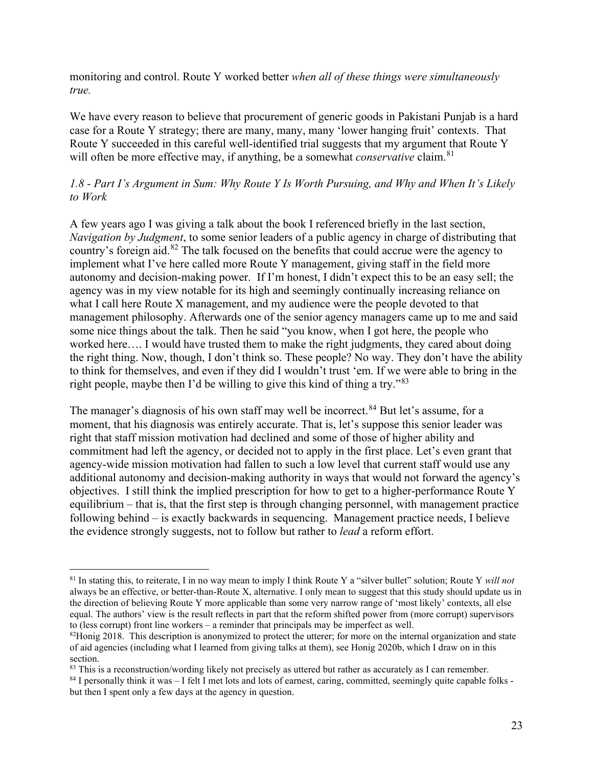monitoring and control. Route Y worked better *when all of these things were simultaneously true.*

We have every reason to believe that procurement of generic goods in Pakistani Punjab is a hard case for a Route Y strategy; there are many, many, many 'lower hanging fruit' contexts. That Route Y succeeded in this careful well-identified trial suggests that my argument that Route Y will often be more effective may, if anything, be a somewhat *conservative* claim.[81]

### *1.8 - Part I's Argument in Sum: Why Route Y Is Worth Pursuing, and Why and When It's Likely to Work*

A few years ago I was giving a talk about the book I referenced briefly in the last section, *Navigation by Judgment*, to some senior leaders of a public agency in charge of distributing that country's foreign aid.[82] The talk focused on the benefits that could accrue were the agency to implement what I've here called more Route Y management, giving staff in the field more autonomy and decision-making power. If I'm honest, I didn't expect this to be an easy sell; the agency was in my view notable for its high and seemingly continually increasing reliance on what I call here Route X management, and my audience were the people devoted to that management philosophy. Afterwards one of the senior agency managers came up to me and said some nice things about the talk. Then he said "you know, when I got here, the people who worked here…. I would have trusted them to make the right judgments, they cared about doing the right thing. Now, though, I don't think so. These people? No way. They don't have the ability to think for themselves, and even if they did I wouldn't trust 'em. If we were able to bring in the right people, maybe then I'd be willing to give this kind of thing a try."[83]

The manager's diagnosis of his own staff may well be incorrect.[84] But let's assume, for a moment, that his diagnosis was entirely accurate. That is, let's suppose this senior leader was right that staff mission motivation had declined and some of those of higher ability and commitment had left the agency, or decided not to apply in the first place. Let's even grant that agency-wide mission motivation had fallen to such a low level that current staff would use any additional autonomy and decision-making authority in ways that would not forward the agency's objectives. I still think the implied prescription for how to get to a higher-performance Route Y equilibrium – that is, that the first step is through changing personnel, with management practice following behind – is exactly backwards in sequencing. Management practice needs, I believe the evidence strongly suggests, not to follow but rather to *lead* a reform effort.

---

[81] In stating this, to reiterate, I in no way mean to imply I think Route Y a "silver bullet" solution; Route Y *will not* always be an effective, or better-than-Route X, alternative. I only mean to suggest that this study should update us in the direction of believing Route Y more applicable than some very narrow range of 'most likely' contexts, all else equal. The authors' view is the result reflects in part that the reform shifted power from (more corrupt) supervisors to (less corrupt) front line workers – a reminder that principals may be imperfect as well.

[82] Honig 2018. This description is anonymized to protect the utterer; for more on the internal organization and state of aid agencies (including what I learned from giving talks at them), see Honig 2020b, which I draw on in this section.

[83] This is a reconstruction/wording likely not precisely as uttered but rather as accurately as I can remember.

[84] I personally think it was – I felt I met lots and lots of earnest, caring, committed, seemingly quite capable folks - but then I spent only a few days at the agency in question.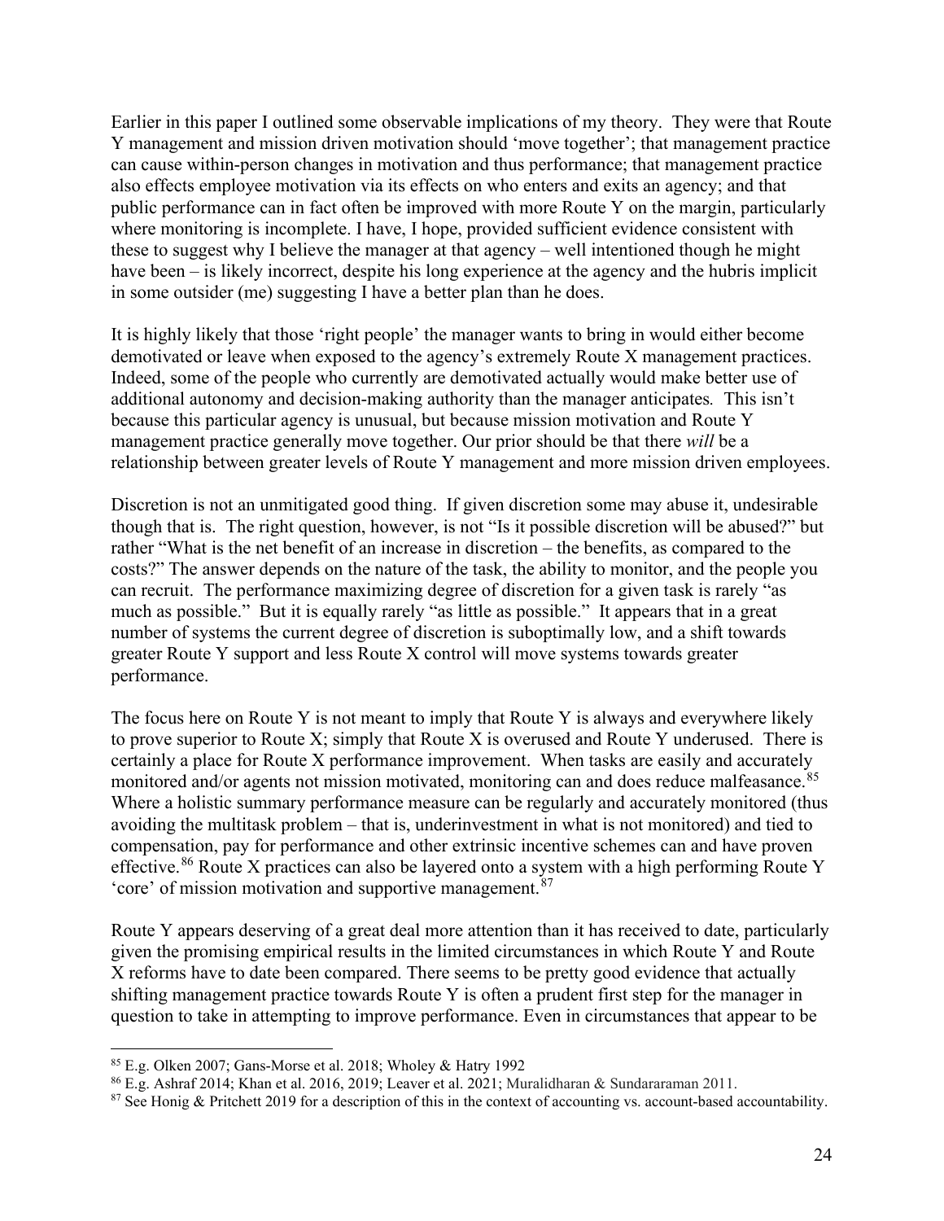Earlier in this paper I outlined some observable implications of my theory. They were that Route Y management and mission driven motivation should 'move together'; that management practice can cause within-person changes in motivation and thus performance; that management practice also effects employee motivation via its effects on who enters and exits an agency; and that public performance can in fact often be improved with more Route Y on the margin, particularly where monitoring is incomplete. I have, I hope, provided sufficient evidence consistent with these to suggest why I believe the manager at that agency – well intentioned though he might have been – is likely incorrect, despite his long experience at the agency and the hubris implicit in some outsider (me) suggesting I have a better plan than he does.

It is highly likely that those 'right people' the manager wants to bring in would either become demotivated or leave when exposed to the agency's extremely Route X management practices. Indeed, some of the people who currently are demotivated actually would make better use of additional autonomy and decision-making authority than the manager anticipates*.* This isn't because this particular agency is unusual, but because mission motivation and Route Y management practice generally move together. Our prior should be that there *will* be a relationship between greater levels of Route Y management and more mission driven employees.

Discretion is not an unmitigated good thing. If given discretion some may abuse it, undesirable though that is. The right question, however, is not "Is it possible discretion will be abused?" but rather "What is the net benefit of an increase in discretion – the benefits, as compared to the costs?" The answer depends on the nature of the task, the ability to monitor, and the people you can recruit. The performance maximizing degree of discretion for a given task is rarely "as much as possible." But it is equally rarely "as little as possible." It appears that in a great number of systems the current degree of discretion is suboptimally low, and a shift towards greater Route Y support and less Route X control will move systems towards greater performance.

The focus here on Route Y is not meant to imply that Route Y is always and everywhere likely to prove superior to Route X; simply that Route X is overused and Route Y underused. There is certainly a place for Route X performance improvement. When tasks are easily and accurately monitored and/or agents not mission motivated, monitoring can and does reduce malfeasance.[85] Where a holistic summary performance measure can be regularly and accurately monitored (thus avoiding the multitask problem – that is, underinvestment in what is not monitored) and tied to compensation, pay for performance and other extrinsic incentive schemes can and have proven effective.[86] Route X practices can also be layered onto a system with a high performing Route Y 'core' of mission motivation and supportive management.[87]

Route Y appears deserving of a great deal more attention than it has received to date, particularly given the promising empirical results in the limited circumstances in which Route Y and Route X reforms have to date been compared. There seems to be pretty good evidence that actually shifting management practice towards Route Y is often a prudent first step for the manager in question to take in attempting to improve performance. Even in circumstances that appear to be

---

[85] E.g. Olken 2007; Gans-Morse et al. 2018; Wholey & Hatry 1992

[86] E.g. Ashraf 2014; Khan et al. 2016, 2019; Leaver et al. 2021; Muralidharan & Sundararaman 2011.

[87] See Honig & Pritchett 2019 for a description of this in the context of accounting vs. account-based accountability.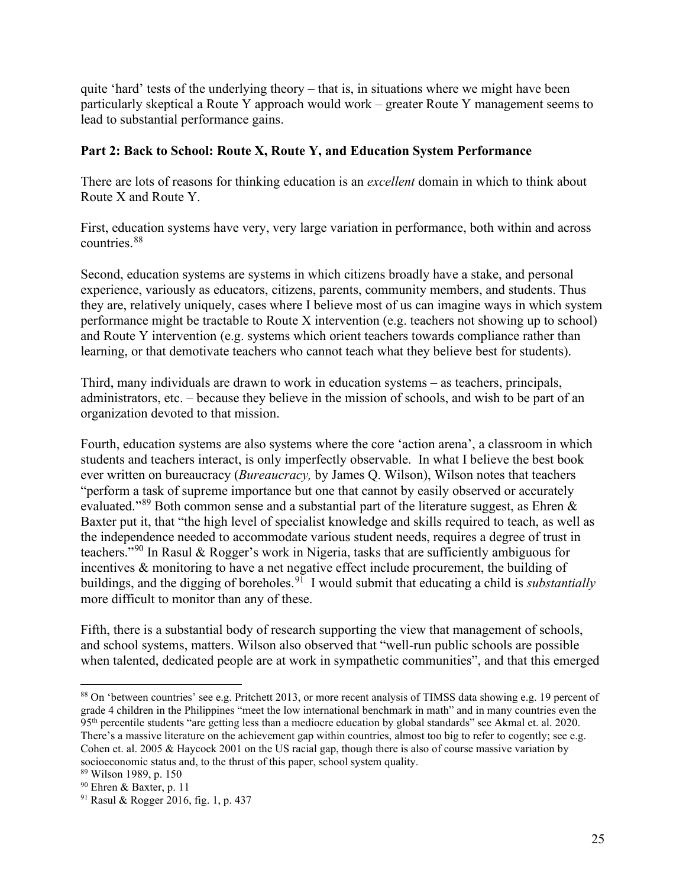quite 'hard' tests of the underlying theory – that is, in situations where we might have been particularly skeptical a Route Y approach would work – greater Route Y management seems to lead to substantial performance gains.

**Part 2: Back to School: Route X, Route Y, and Education System Performance**

There are lots of reasons for thinking education is an *excellent* domain in which to think about Route X and Route Y.

First, education systems have very, very large variation in performance, both within and across countries.[88]

Second, education systems are systems in which citizens broadly have a stake, and personal experience, variously as educators, citizens, parents, community members, and students. Thus they are, relatively uniquely, cases where I believe most of us can imagine ways in which system performance might be tractable to Route X intervention (e.g. teachers not showing up to school) and Route Y intervention (e.g. systems which orient teachers towards compliance rather than learning, or that demotivate teachers who cannot teach what they believe best for students).

Third, many individuals are drawn to work in education systems – as teachers, principals, administrators, etc. – because they believe in the mission of schools, and wish to be part of an organization devoted to that mission.

Fourth, education systems are also systems where the core 'action arena', a classroom in which students and teachers interact, is only imperfectly observable. In what I believe the best book ever written on bureaucracy (*Bureaucracy,* by James Q. Wilson), Wilson notes that teachers "perform a task of supreme importance but one that cannot by easily observed or accurately evaluated."[89] Both common sense and a substantial part of the literature suggest, as Ehren & Baxter put it, that "the high level of specialist knowledge and skills required to teach, as well as the independence needed to accommodate various student needs, requires a degree of trust in teachers."[90] In Rasul & Rogger's work in Nigeria, tasks that are sufficiently ambiguous for incentives & monitoring to have a net negative effect include procurement, the building of buildings, and the digging of boreholes.[91] I would submit that educating a child is *substantially* more difficult to monitor than any of these.

Fifth, there is a substantial body of research supporting the view that management of schools, and school systems, matters. Wilson also observed that "well-run public schools are possible when talented, dedicated people are at work in sympathetic communities", and that this emerged

---

[88] On 'between countries' see e.g. Pritchett 2013, or more recent analysis of TIMSS data showing e.g. 19 percent of grade 4 children in the Philippines "meet the low international benchmark in math" and in many countries even the 95th percentile students "are getting less than a mediocre education by global standards" see Akmal et. al. 2020. There's a massive literature on the achievement gap within countries, almost too big to refer to cogently; see e.g. Cohen et. al. 2005 & Haycock 2001 on the US racial gap, though there is also of course massive variation by socioeconomic status and, to the thrust of this paper, school system quality.

[89] Wilson 1989, p. 150

[90] Ehren & Baxter, p. 11

[91] Rasul & Rogger 2016, fig. 1, p. 437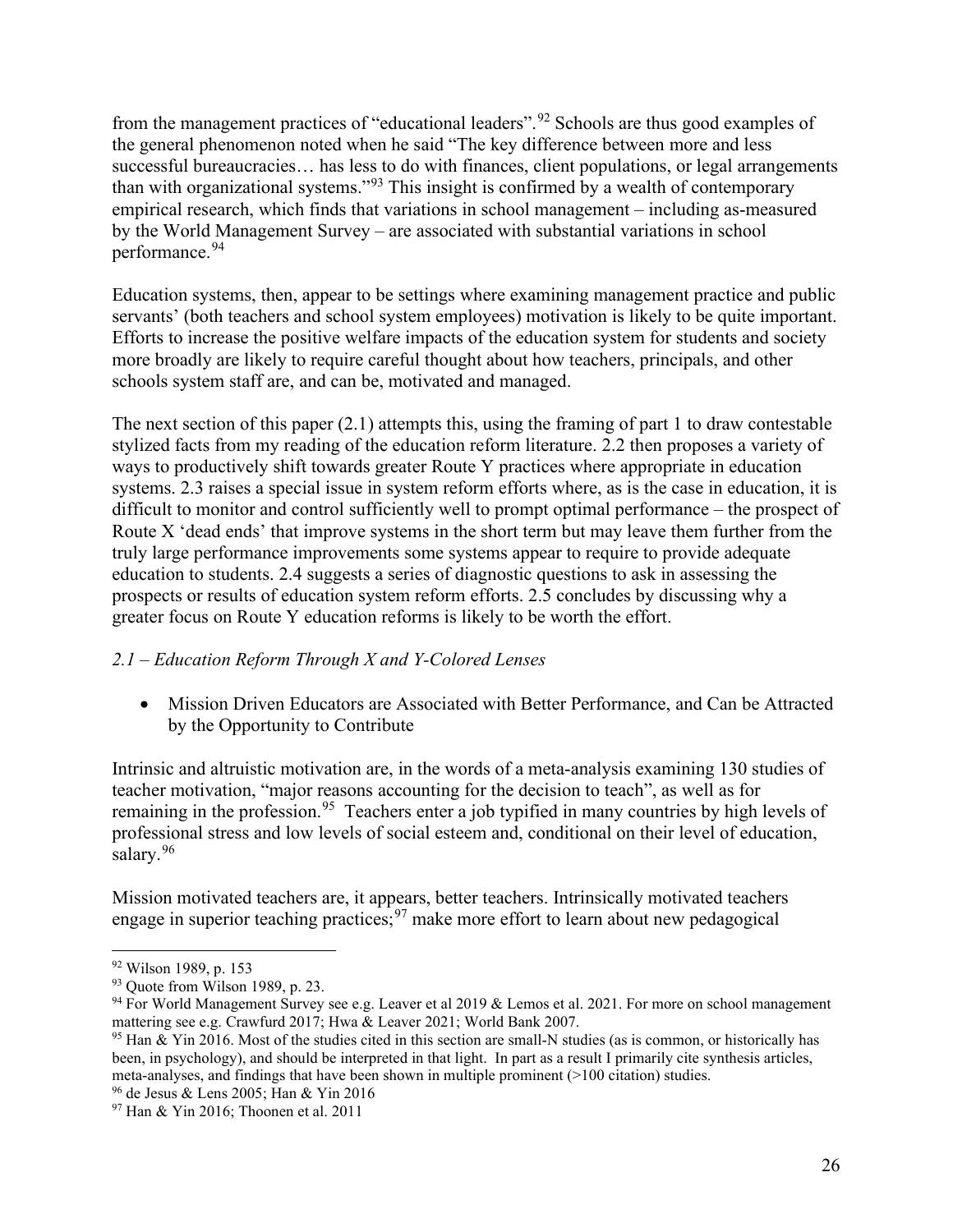from the management practices of "educational leaders".[92] Schools are thus good examples of the general phenomenon noted when he said "The key difference between more and less successful bureaucracies… has less to do with finances, client populations, or legal arrangements than with organizational systems."[93] This insight is confirmed by a wealth of contemporary empirical research, which finds that variations in school management – including as-measured by the World Management Survey – are associated with substantial variations in school performance.[94]

Education systems, then, appear to be settings where examining management practice and public servants' (both teachers and school system employees) motivation is likely to be quite important. Efforts to increase the positive welfare impacts of the education system for students and society more broadly are likely to require careful thought about how teachers, principals, and other schools system staff are, and can be, motivated and managed.

The next section of this paper (2.1) attempts this, using the framing of part 1 to draw contestable stylized facts from my reading of the education reform literature. 2.2 then proposes a variety of ways to productively shift towards greater Route Y practices where appropriate in education systems. 2.3 raises a special issue in system reform efforts where, as is the case in education, it is difficult to monitor and control sufficiently well to prompt optimal performance – the prospect of Route X 'dead ends' that improve systems in the short term but may leave them further from the truly large performance improvements some systems appear to require to provide adequate education to students. 2.4 suggests a series of diagnostic questions to ask in assessing the prospects or results of education system reform efforts. 2.5 concludes by discussing why a greater focus on Route Y education reforms is likely to be worth the effort.

### *2.1 – Education Reform Through X and Y-Colored Lenses*

- Mission Driven Educators are Associated with Better Performance, and Can be Attracted by the Opportunity to Contribute

Intrinsic and altruistic motivation are, in the words of a meta-analysis examining 130 studies of teacher motivation, "major reasons accounting for the decision to teach", as well as for remaining in the profession.[95] Teachers enter a job typified in many countries by high levels of professional stress and low levels of social esteem and, conditional on their level of education, salary.[96]

Mission motivated teachers are, it appears, better teachers. Intrinsically motivated teachers engage in superior teaching practices;[97] make more effort to learn about new pedagogical

---

[92] Wilson 1989, p. 153

[93] Quote from Wilson 1989, p. 23.

[94] For World Management Survey see e.g. Leaver et al 2019 & Lemos et al. 2021. For more on school management mattering see e.g. Crawfurd 2017; Hwa & Leaver 2021; World Bank 2007.

[95] Han & Yin 2016. Most of the studies cited in this section are small-N studies (as is common, or historically has been, in psychology), and should be interpreted in that light. In part as a result I primarily cite synthesis articles, meta-analyses, and findings that have been shown in multiple prominent (>100 citation) studies.

[96] de Jesus & Lens 2005; Han & Yin 2016

[97] Han & Yin 2016; Thoonen et al. 2011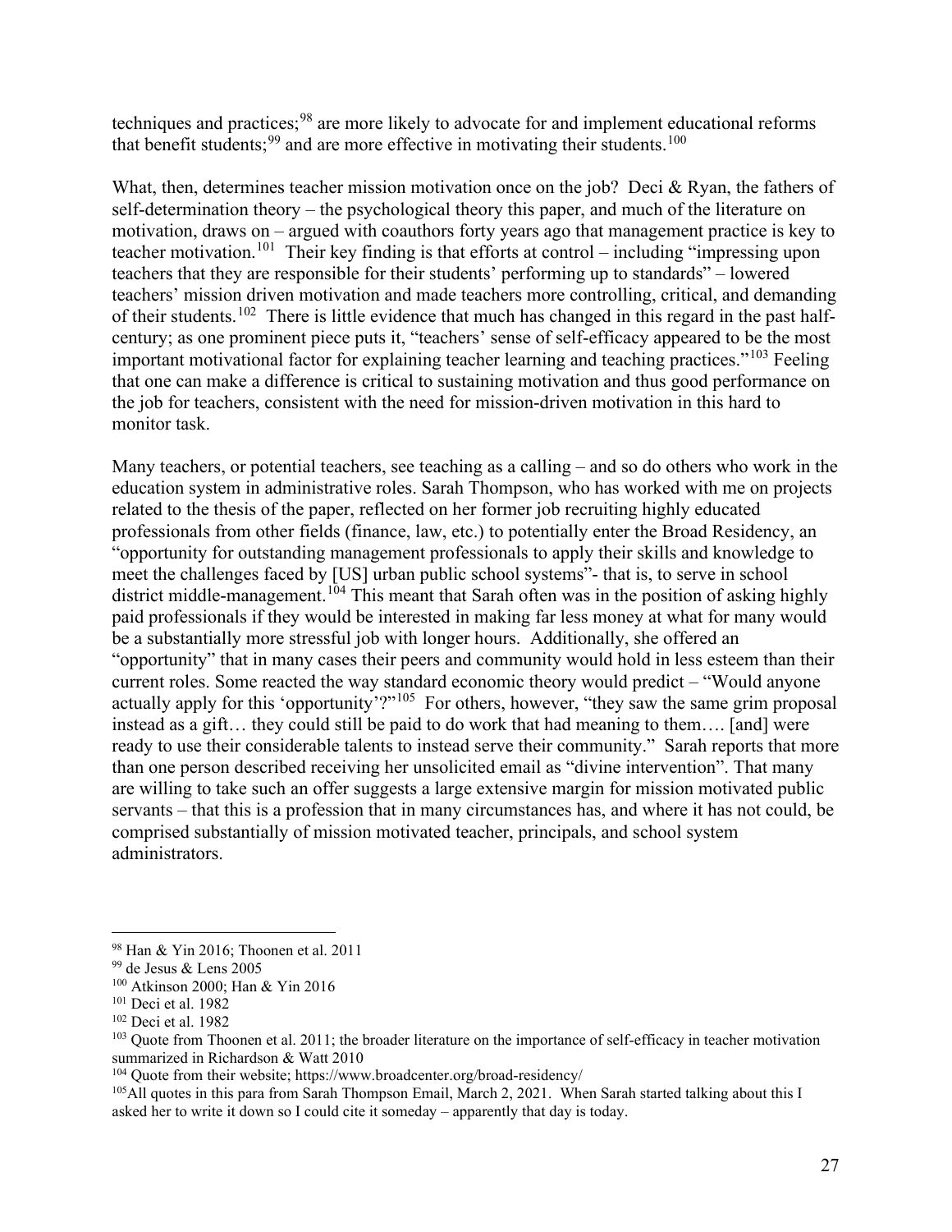techniques and practices;[98] are more likely to advocate for and implement educational reforms that benefit students;[99] and are more effective in motivating their students.[100]

What, then, determines teacher mission motivation once on the job? Deci & Ryan, the fathers of self-determination theory – the psychological theory this paper, and much of the literature on motivation, draws on – argued with coauthors forty years ago that management practice is key to teacher motivation.[101] Their key finding is that efforts at control – including "impressing upon teachers that they are responsible for their students' performing up to standards" – lowered teachers' mission driven motivation and made teachers more controlling, critical, and demanding of their students.[102] There is little evidence that much has changed in this regard in the past half-century; as one prominent piece puts it, "teachers' sense of self-efficacy appeared to be the most important motivational factor for explaining teacher learning and teaching practices."[103] Feeling that one can make a difference is critical to sustaining motivation and thus good performance on the job for teachers, consistent with the need for mission-driven motivation in this hard to monitor task.

Many teachers, or potential teachers, see teaching as a calling – and so do others who work in the education system in administrative roles. Sarah Thompson, who has worked with me on projects related to the thesis of the paper, reflected on her former job recruiting highly educated professionals from other fields (finance, law, etc.) to potentially enter the Broad Residency, an "opportunity for outstanding management professionals to apply their skills and knowledge to meet the challenges faced by [US] urban public school systems"- that is, to serve in school district middle-management.[104] This meant that Sarah often was in the position of asking highly paid professionals if they would be interested in making far less money at what for many would be a substantially more stressful job with longer hours. Additionally, she offered an "opportunity" that in many cases their peers and community would hold in less esteem than their current roles. Some reacted the way standard economic theory would predict – "Would anyone actually apply for this 'opportunity'?"[105] For others, however, "they saw the same grim proposal instead as a gift… they could still be paid to do work that had meaning to them…. [and] were ready to use their considerable talents to instead serve their community." Sarah reports that more than one person described receiving her unsolicited email as "divine intervention". That many are willing to take such an offer suggests a large extensive margin for mission motivated public servants – that this is a profession that in many circumstances has, and where it has not could, be comprised substantially of mission motivated teacher, principals, and school system administrators.

---

[98] Han & Yin 2016; Thoonen et al. 2011

[99] de Jesus & Lens 2005

[100] Atkinson 2000; Han & Yin 2016

[101] Deci et al. 1982

[102] Deci et al. 1982

[103] Quote from Thoonen et al. 2011; the broader literature on the importance of self-efficacy in teacher motivation summarized in Richardson & Watt 2010

[104] Quote from their website; https://www.broadcenter.org/broad-residency/

[105] All quotes in this para from Sarah Thompson Email, March 2, 2021. When Sarah started talking about this I asked her to write it down so I could cite it someday – apparently that day is today.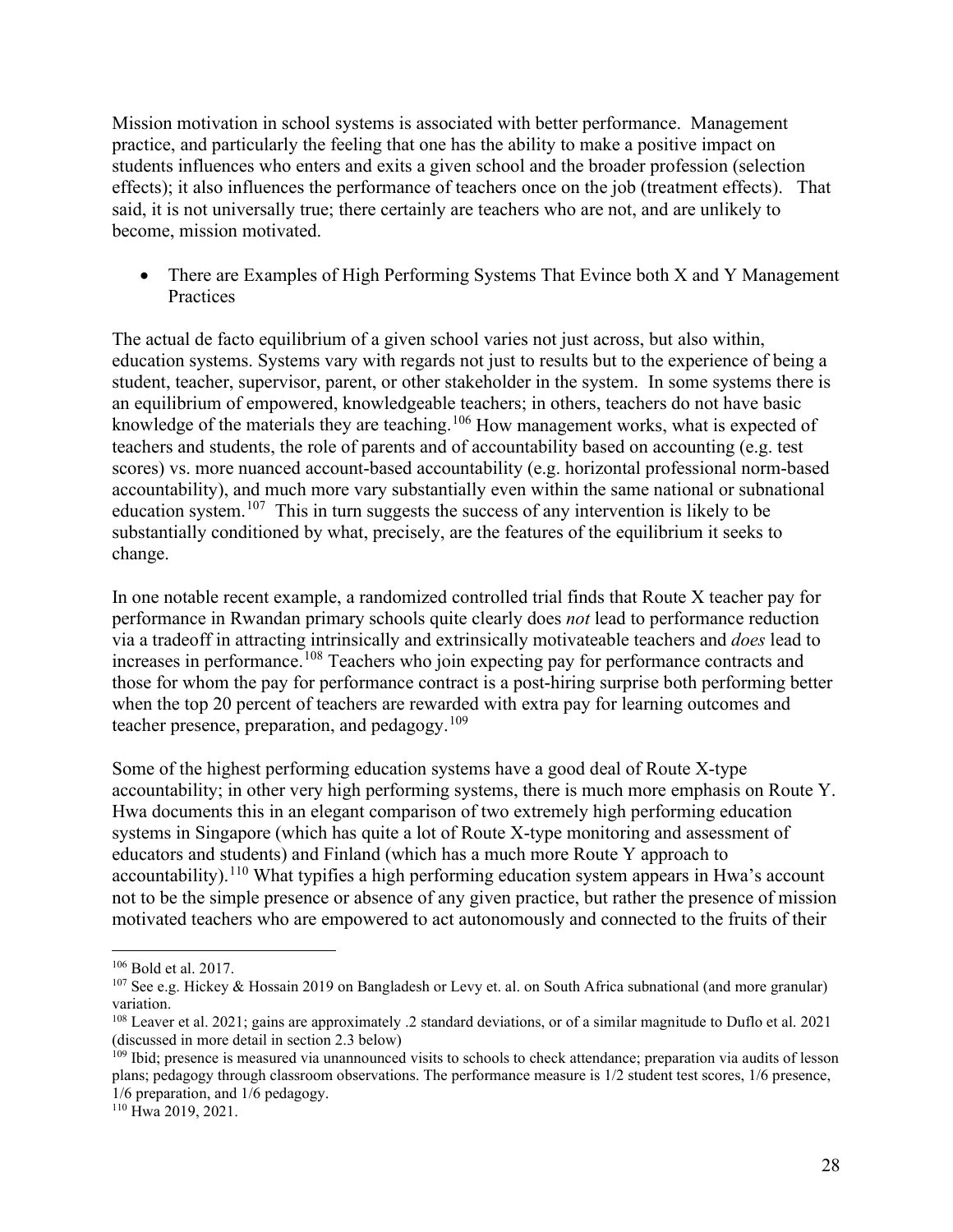Mission motivation in school systems is associated with better performance. Management practice, and particularly the feeling that one has the ability to make a positive impact on students influences who enters and exits a given school and the broader profession (selection effects); it also influences the performance of teachers once on the job (treatment effects). That said, it is not universally true; there certainly are teachers who are not, and are unlikely to become, mission motivated.

- There are Examples of High Performing Systems That Evince both X and Y Management Practices

The actual de facto equilibrium of a given school varies not just across, but also within, education systems. Systems vary with regards not just to results but to the experience of being a student, teacher, supervisor, parent, or other stakeholder in the system. In some systems there is an equilibrium of empowered, knowledgeable teachers; in others, teachers do not have basic knowledge of the materials they are teaching.[106] How management works, what is expected of teachers and students, the role of parents and of accountability based on accounting (e.g. test scores) vs. more nuanced account-based accountability (e.g. horizontal professional norm-based accountability), and much more vary substantially even within the same national or subnational education system.[107] This in turn suggests the success of any intervention is likely to be substantially conditioned by what, precisely, are the features of the equilibrium it seeks to change.

In one notable recent example, a randomized controlled trial finds that Route X teacher pay for performance in Rwandan primary schools quite clearly does *not* lead to performance reduction via a tradeoff in attracting intrinsically and extrinsically motivateable teachers and *does* lead to increases in performance.[108] Teachers who join expecting pay for performance contracts and those for whom the pay for performance contract is a post-hiring surprise both performing better when the top 20 percent of teachers are rewarded with extra pay for learning outcomes and teacher presence, preparation, and pedagogy.[109]

Some of the highest performing education systems have a good deal of Route X-type accountability; in other very high performing systems, there is much more emphasis on Route Y. Hwa documents this in an elegant comparison of two extremely high performing education systems in Singapore (which has quite a lot of Route X-type monitoring and assessment of educators and students) and Finland (which has a much more Route Y approach to accountability).[110] What typifies a high performing education system appears in Hwa's account not to be the simple presence or absence of any given practice, but rather the presence of mission motivated teachers who are empowered to act autonomously and connected to the fruits of their

---

[106] Bold et al. 2017.

[107] See e.g. Hickey & Hossain 2019 on Bangladesh or Levy et. al. on South Africa subnational (and more granular) variation.

[108] Leaver et al. 2021; gains are approximately .2 standard deviations, or of a similar magnitude to Duflo et al. 2021 (discussed in more detail in section 2.3 below)

[109] Ibid; presence is measured via unannounced visits to schools to check attendance; preparation via audits of lesson plans; pedagogy through classroom observations. The performance measure is 1/2 student test scores, 1/6 presence, 1/6 preparation, and 1/6 pedagogy.

[110] Hwa 2019, 2021.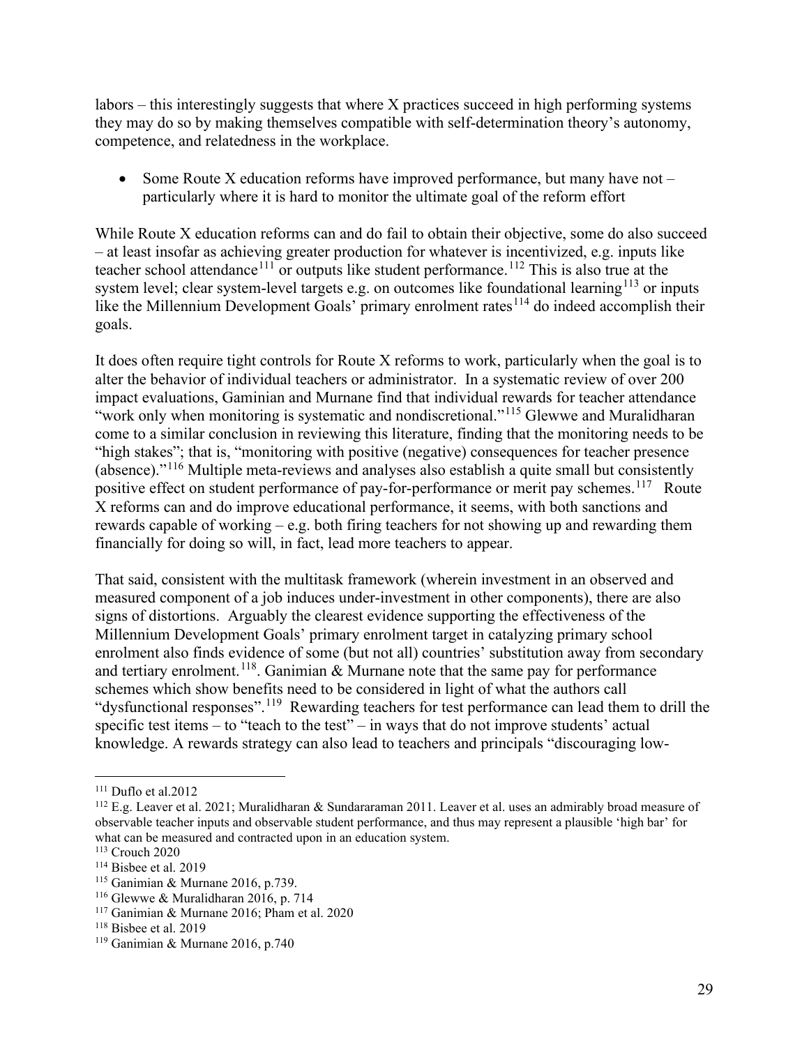labors – this interestingly suggests that where X practices succeed in high performing systems they may do so by making themselves compatible with self-determination theory's autonomy, competence, and relatedness in the workplace.

- Some Route X education reforms have improved performance, but many have not – particularly where it is hard to monitor the ultimate goal of the reform effort

While Route X education reforms can and do fail to obtain their objective, some do also succeed – at least insofar as achieving greater production for whatever is incentivized, e.g. inputs like teacher school attendance[111] or outputs like student performance.[112] This is also true at the system level; clear system-level targets e.g. on outcomes like foundational learning[113] or inputs like the Millennium Development Goals' primary enrolment rates[114] do indeed accomplish their goals.

It does often require tight controls for Route X reforms to work, particularly when the goal is to alter the behavior of individual teachers or administrator. In a systematic review of over 200 impact evaluations, Gaminian and Murnane find that individual rewards for teacher attendance "work only when monitoring is systematic and nondiscretional."[115] Glewwe and Muralidharan come to a similar conclusion in reviewing this literature, finding that the monitoring needs to be "high stakes"; that is, "monitoring with positive (negative) consequences for teacher presence (absence)."[116] Multiple meta-reviews and analyses also establish a quite small but consistently positive effect on student performance of pay-for-performance or merit pay schemes.[117] Route X reforms can and do improve educational performance, it seems, with both sanctions and rewards capable of working – e.g. both firing teachers for not showing up and rewarding them financially for doing so will, in fact, lead more teachers to appear.

That said, consistent with the multitask framework (wherein investment in an observed and measured component of a job induces under-investment in other components), there are also signs of distortions. Arguably the clearest evidence supporting the effectiveness of the Millennium Development Goals' primary enrolment target in catalyzing primary school enrolment also finds evidence of some (but not all) countries' substitution away from secondary and tertiary enrolment.[118]. Ganimian & Murnane note that the same pay for performance schemes which show benefits need to be considered in light of what the authors call "dysfunctional responses".[119] Rewarding teachers for test performance can lead them to drill the specific test items – to "teach to the test" – in ways that do not improve students' actual knowledge. A rewards strategy can also lead to teachers and principals "discouraging low-

---

[111] Duflo et al.2012

[112] E.g. Leaver et al. 2021; Muralidharan & Sundararaman 2011. Leaver et al. uses an admirably broad measure of observable teacher inputs and observable student performance, and thus may represent a plausible 'high bar' for what can be measured and contracted upon in an education system.

[113] Crouch 2020

[114] Bisbee et al. 2019

[115] Ganimian & Murnane 2016, p.739.

[116] Glewwe & Muralidharan 2016, p. 714

[117] Ganimian & Murnane 2016; Pham et al. 2020

[118] Bisbee et al. 2019

[119] Ganimian & Murnane 2016, p.740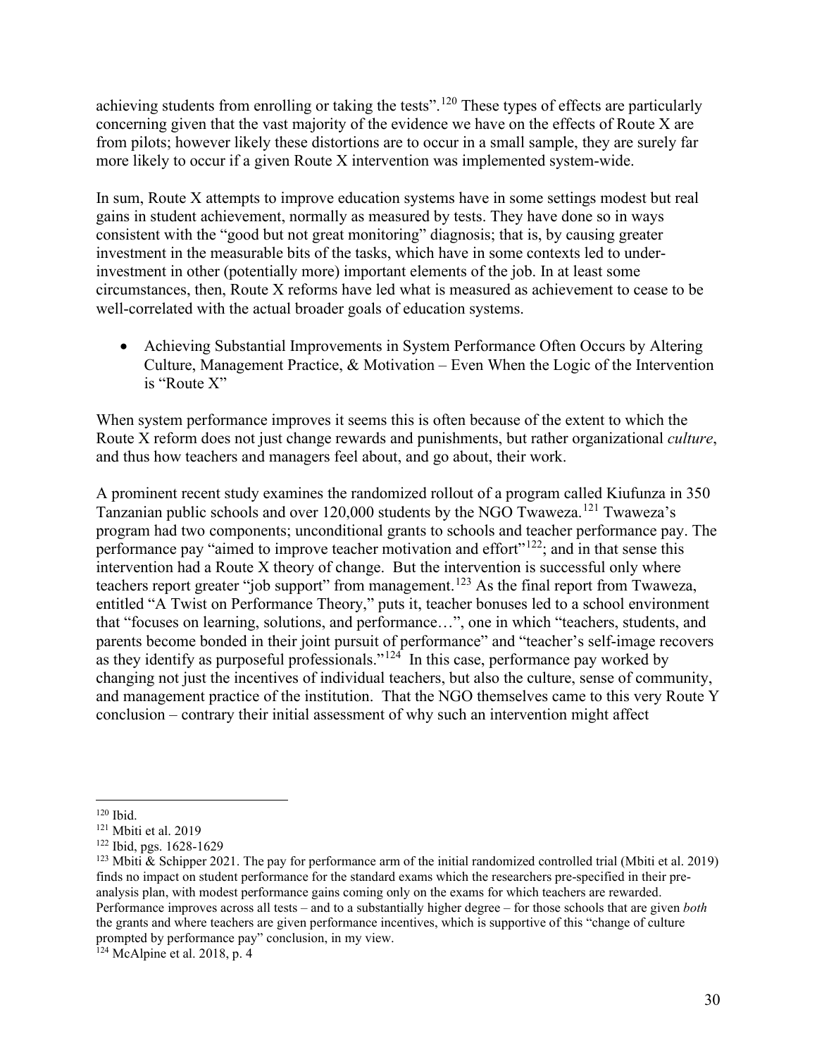achieving students from enrolling or taking the tests".[120] These types of effects are particularly concerning given that the vast majority of the evidence we have on the effects of Route X are from pilots; however likely these distortions are to occur in a small sample, they are surely far more likely to occur if a given Route X intervention was implemented system-wide.

In sum, Route X attempts to improve education systems have in some settings modest but real gains in student achievement, normally as measured by tests. They have done so in ways consistent with the "good but not great monitoring" diagnosis; that is, by causing greater investment in the measurable bits of the tasks, which have in some contexts led to under-investment in other (potentially more) important elements of the job. In at least some circumstances, then, Route X reforms have led what is measured as achievement to cease to be well-correlated with the actual broader goals of education systems.

- Achieving Substantial Improvements in System Performance Often Occurs by Altering Culture, Management Practice, & Motivation – Even When the Logic of the Intervention is "Route X"

When system performance improves it seems this is often because of the extent to which the Route X reform does not just change rewards and punishments, but rather organizational *culture*, and thus how teachers and managers feel about, and go about, their work.

A prominent recent study examines the randomized rollout of a program called Kiufunza in 350 Tanzanian public schools and over 120,000 students by the NGO Twaweza.[121] Twaweza's program had two components; unconditional grants to schools and teacher performance pay. The performance pay "aimed to improve teacher motivation and effort"[122]; and in that sense this intervention had a Route X theory of change. But the intervention is successful only where teachers report greater "job support" from management.[123] As the final report from Twaweza, entitled "A Twist on Performance Theory," puts it, teacher bonuses led to a school environment that "focuses on learning, solutions, and performance…", one in which "teachers, students, and parents become bonded in their joint pursuit of performance" and "teacher's self-image recovers as they identify as purposeful professionals."[124] In this case, performance pay worked by changing not just the incentives of individual teachers, but also the culture, sense of community, and management practice of the institution. That the NGO themselves came to this very Route Y conclusion – contrary their initial assessment of why such an intervention might affect

---

[120] Ibid.

[121] Mbiti et al. 2019

[122] Ibid, pgs. 1628-1629

[123] Mbiti & Schipper 2021. The pay for performance arm of the initial randomized controlled trial (Mbiti et al. 2019) finds no impact on student performance for the standard exams which the researchers pre-specified in their pre-analysis plan, with modest performance gains coming only on the exams for which teachers are rewarded. Performance improves across all tests – and to a substantially higher degree – for those schools that are given *both* the grants and where teachers are given performance incentives, which is supportive of this "change of culture prompted by performance pay" conclusion, in my view.

[124] McAlpine et al. 2018, p. 4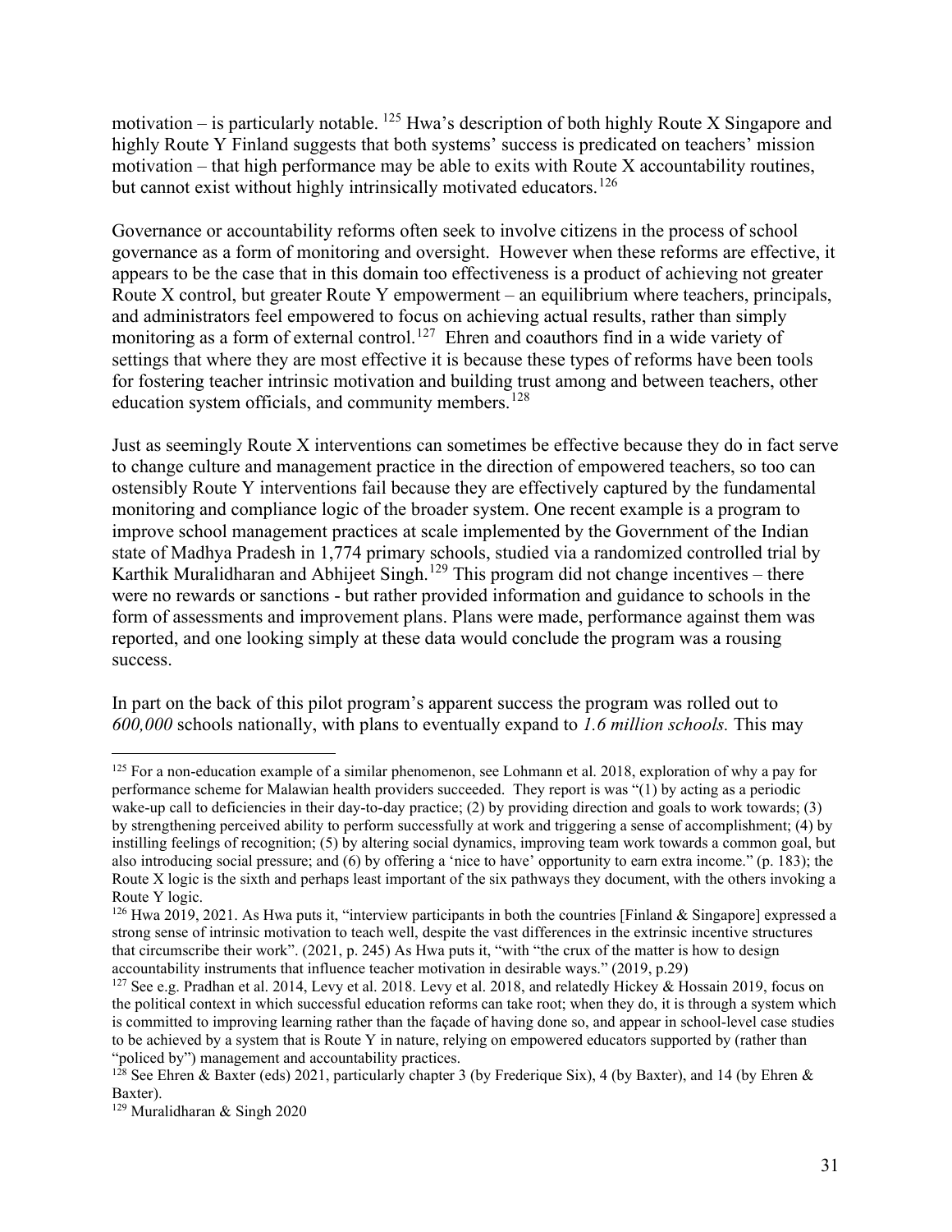motivation – is particularly notable. [125] Hwa's description of both highly Route X Singapore and highly Route Y Finland suggests that both systems' success is predicated on teachers' mission motivation – that high performance may be able to exits with Route X accountability routines, but cannot exist without highly intrinsically motivated educators.[126]

Governance or accountability reforms often seek to involve citizens in the process of school governance as a form of monitoring and oversight. However when these reforms are effective, it appears to be the case that in this domain too effectiveness is a product of achieving not greater Route X control, but greater Route Y empowerment – an equilibrium where teachers, principals, and administrators feel empowered to focus on achieving actual results, rather than simply monitoring as a form of external control.[127] Ehren and coauthors find in a wide variety of settings that where they are most effective it is because these types of reforms have been tools for fostering teacher intrinsic motivation and building trust among and between teachers, other education system officials, and community members.[128]

Just as seemingly Route X interventions can sometimes be effective because they do in fact serve to change culture and management practice in the direction of empowered teachers, so too can ostensibly Route Y interventions fail because they are effectively captured by the fundamental monitoring and compliance logic of the broader system. One recent example is a program to improve school management practices at scale implemented by the Government of the Indian state of Madhya Pradesh in 1,774 primary schools, studied via a randomized controlled trial by Karthik Muralidharan and Abhijeet Singh.[129] This program did not change incentives – there were no rewards or sanctions - but rather provided information and guidance to schools in the form of assessments and improvement plans. Plans were made, performance against them was reported, and one looking simply at these data would conclude the program was a rousing success.

In part on the back of this pilot program's apparent success the program was rolled out to *600,000* schools nationally, with plans to eventually expand to *1.6 million schools.* This may

---

[125] For a non-education example of a similar phenomenon, see Lohmann et al. 2018, exploration of why a pay for performance scheme for Malawian health providers succeeded. They report is was "(1) by acting as a periodic wake-up call to deficiencies in their day-to-day practice; (2) by providing direction and goals to work towards; (3) by strengthening perceived ability to perform successfully at work and triggering a sense of accomplishment; (4) by instilling feelings of recognition; (5) by altering social dynamics, improving team work towards a common goal, but also introducing social pressure; and (6) by offering a 'nice to have' opportunity to earn extra income." (p. 183); the Route X logic is the sixth and perhaps least important of the six pathways they document, with the others invoking a Route Y logic.

[126] Hwa 2019, 2021. As Hwa puts it, "interview participants in both the countries [Finland & Singapore] expressed a strong sense of intrinsic motivation to teach well, despite the vast differences in the extrinsic incentive structures that circumscribe their work". (2021, p. 245) As Hwa puts it, "with "the crux of the matter is how to design accountability instruments that influence teacher motivation in desirable ways." (2019, p.29)

[127] See e.g. Pradhan et al. 2014, Levy et al. 2018. Levy et al. 2018, and relatedly Hickey & Hossain 2019, focus on the political context in which successful education reforms can take root; when they do, it is through a system which is committed to improving learning rather than the façade of having done so, and appear in school-level case studies to be achieved by a system that is Route Y in nature, relying on empowered educators supported by (rather than "policed by") management and accountability practices.

[128] See Ehren & Baxter (eds) 2021, particularly chapter 3 (by Frederique Six), 4 (by Baxter), and 14 (by Ehren & Baxter).

[129] Muralidharan & Singh 2020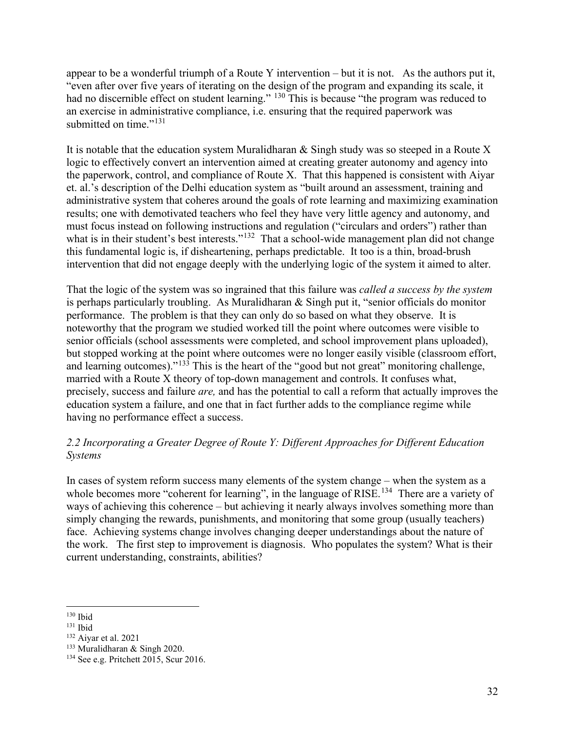appear to be a wonderful triumph of a Route Y intervention – but it is not. As the authors put it, "even after over five years of iterating on the design of the program and expanding its scale, it had no discernible effect on student learning." [130] This is because "the program was reduced to an exercise in administrative compliance, i.e. ensuring that the required paperwork was submitted on time."[131]

It is notable that the education system Muralidharan & Singh study was so steeped in a Route X logic to effectively convert an intervention aimed at creating greater autonomy and agency into the paperwork, control, and compliance of Route X. That this happened is consistent with Aiyar et. al.'s description of the Delhi education system as "built around an assessment, training and administrative system that coheres around the goals of rote learning and maximizing examination results; one with demotivated teachers who feel they have very little agency and autonomy, and must focus instead on following instructions and regulation ("circulars and orders") rather than what is in their student's best interests."[132] That a school-wide management plan did not change this fundamental logic is, if disheartening, perhaps predictable. It too is a thin, broad-brush intervention that did not engage deeply with the underlying logic of the system it aimed to alter.

That the logic of the system was so ingrained that this failure was *called a success by the system* is perhaps particularly troubling. As Muralidharan & Singh put it, "senior officials do monitor performance. The problem is that they can only do so based on what they observe. It is noteworthy that the program we studied worked till the point where outcomes were visible to senior officials (school assessments were completed, and school improvement plans uploaded), but stopped working at the point where outcomes were no longer easily visible (classroom effort, and learning outcomes)."[133] This is the heart of the "good but not great" monitoring challenge, married with a Route X theory of top-down management and controls. It confuses what, precisely, success and failure *are,* and has the potential to call a reform that actually improves the education system a failure, and one that in fact further adds to the compliance regime while having no performance effect a success.

### *2.2 Incorporating a Greater Degree of Route Y: Different Approaches for Different Education Systems*

In cases of system reform success many elements of the system change – when the system as a whole becomes more "coherent for learning", in the language of RISE.[134] There are a variety of ways of achieving this coherence – but achieving it nearly always involves something more than simply changing the rewards, punishments, and monitoring that some group (usually teachers) face. Achieving systems change involves changing deeper understandings about the nature of the work. The first step to improvement is diagnosis. Who populates the system? What is their current understanding, constraints, abilities?

---

[130] Ibid

[131] Ibid

[132] Aiyar et al. 2021

[133] Muralidharan & Singh 2020.

[134] See e.g. Pritchett 2015, Scur 2016.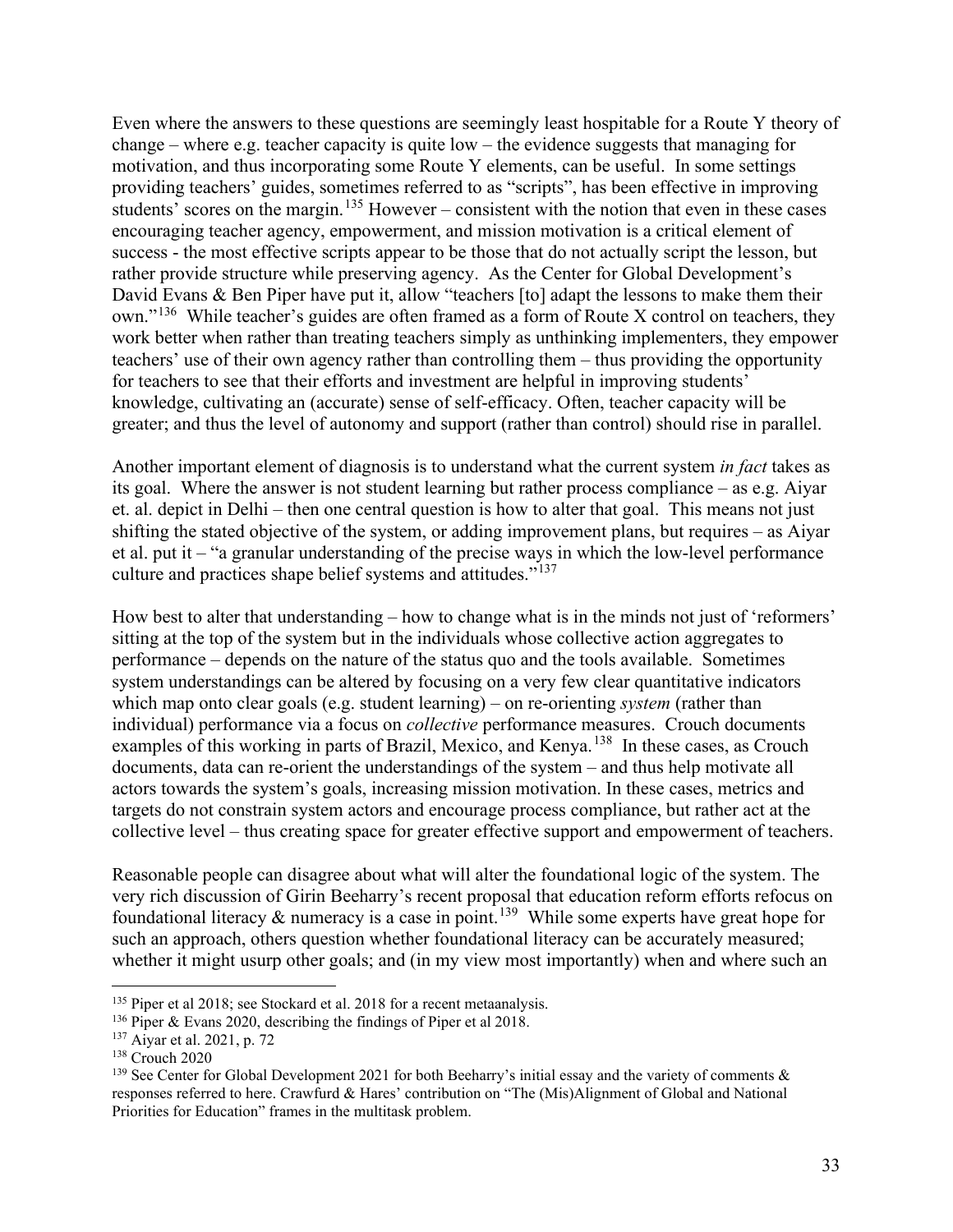Even where the answers to these questions are seemingly least hospitable for a Route Y theory of change – where e.g. teacher capacity is quite low – the evidence suggests that managing for motivation, and thus incorporating some Route Y elements, can be useful. In some settings providing teachers' guides, sometimes referred to as "scripts", has been effective in improving students' scores on the margin.[135] However – consistent with the notion that even in these cases encouraging teacher agency, empowerment, and mission motivation is a critical element of success - the most effective scripts appear to be those that do not actually script the lesson, but rather provide structure while preserving agency. As the Center for Global Development's David Evans & Ben Piper have put it, allow "teachers [to] adapt the lessons to make them their own."[136] While teacher's guides are often framed as a form of Route X control on teachers, they work better when rather than treating teachers simply as unthinking implementers, they empower teachers' use of their own agency rather than controlling them – thus providing the opportunity for teachers to see that their efforts and investment are helpful in improving students' knowledge, cultivating an (accurate) sense of self-efficacy. Often, teacher capacity will be greater; and thus the level of autonomy and support (rather than control) should rise in parallel.

Another important element of diagnosis is to understand what the current system *in fact* takes as its goal. Where the answer is not student learning but rather process compliance – as e.g. Aiyar et. al. depict in Delhi – then one central question is how to alter that goal. This means not just shifting the stated objective of the system, or adding improvement plans, but requires – as Aiyar et al. put it – "a granular understanding of the precise ways in which the low-level performance culture and practices shape belief systems and attitudes."[137]

How best to alter that understanding – how to change what is in the minds not just of 'reformers' sitting at the top of the system but in the individuals whose collective action aggregates to performance – depends on the nature of the status quo and the tools available. Sometimes system understandings can be altered by focusing on a very few clear quantitative indicators which map onto clear goals (e.g. student learning) – on re-orienting *system* (rather than individual) performance via a focus on *collective* performance measures. Crouch documents examples of this working in parts of Brazil, Mexico, and Kenya.[138] In these cases, as Crouch documents, data can re-orient the understandings of the system – and thus help motivate all actors towards the system's goals, increasing mission motivation. In these cases, metrics and targets do not constrain system actors and encourage process compliance, but rather act at the collective level – thus creating space for greater effective support and empowerment of teachers.

Reasonable people can disagree about what will alter the foundational logic of the system. The very rich discussion of Girin Beeharry's recent proposal that education reform efforts refocus on foundational literacy & numeracy is a case in point.[139] While some experts have great hope for such an approach, others question whether foundational literacy can be accurately measured; whether it might usurp other goals; and (in my view most importantly) when and where such an

---

[135] Piper et al 2018; see Stockard et al. 2018 for a recent metaanalysis.

[136] Piper & Evans 2020, describing the findings of Piper et al 2018.

[137] Aiyar et al. 2021, p. 72

[138] Crouch 2020

[139] See Center for Global Development 2021 for both Beeharry's initial essay and the variety of comments & responses referred to here. Crawfurd & Hares' contribution on "The (Mis)Alignment of Global and National Priorities for Education" frames in the multitask problem.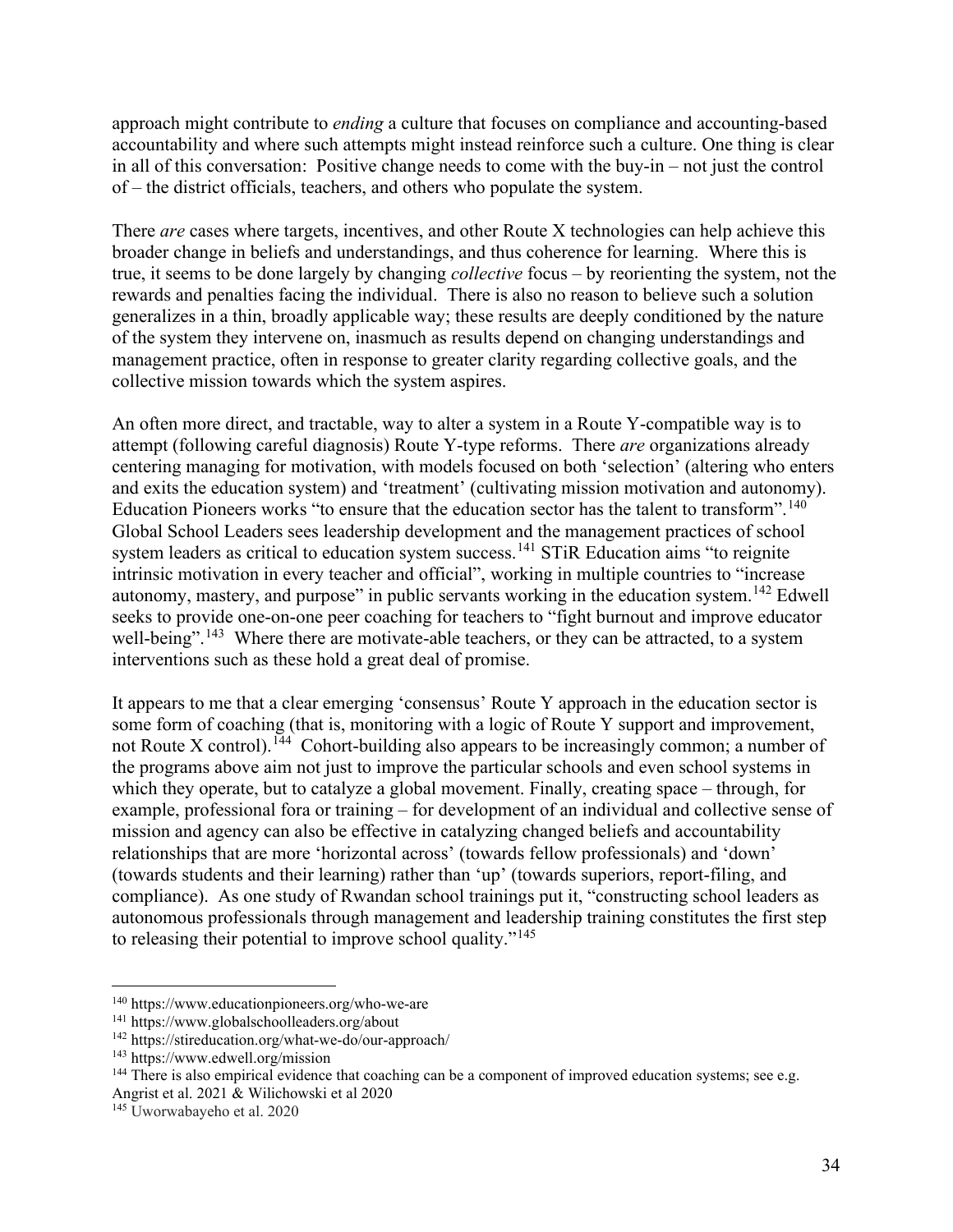approach might contribute to *ending* a culture that focuses on compliance and accounting-based accountability and where such attempts might instead reinforce such a culture. One thing is clear in all of this conversation: Positive change needs to come with the buy-in – not just the control of – the district officials, teachers, and others who populate the system.

There *are* cases where targets, incentives, and other Route X technologies can help achieve this broader change in beliefs and understandings, and thus coherence for learning. Where this is true, it seems to be done largely by changing *collective* focus – by reorienting the system, not the rewards and penalties facing the individual. There is also no reason to believe such a solution generalizes in a thin, broadly applicable way; these results are deeply conditioned by the nature of the system they intervene on, inasmuch as results depend on changing understandings and management practice, often in response to greater clarity regarding collective goals, and the collective mission towards which the system aspires.

An often more direct, and tractable, way to alter a system in a Route Y-compatible way is to attempt (following careful diagnosis) Route Y-type reforms. There *are* organizations already centering managing for motivation, with models focused on both 'selection' (altering who enters and exits the education system) and 'treatment' (cultivating mission motivation and autonomy). Education Pioneers works "to ensure that the education sector has the talent to transform".[140] Global School Leaders sees leadership development and the management practices of school system leaders as critical to education system success.[141] STiR Education aims "to reignite intrinsic motivation in every teacher and official", working in multiple countries to "increase autonomy, mastery, and purpose" in public servants working in the education system.[142] Edwell seeks to provide one-on-one peer coaching for teachers to "fight burnout and improve educator well-being".[143] Where there are motivate-able teachers, or they can be attracted, to a system interventions such as these hold a great deal of promise.

It appears to me that a clear emerging 'consensus' Route Y approach in the education sector is some form of coaching (that is, monitoring with a logic of Route Y support and improvement, not Route X control).[144] Cohort-building also appears to be increasingly common; a number of the programs above aim not just to improve the particular schools and even school systems in which they operate, but to catalyze a global movement. Finally, creating space – through, for example, professional fora or training – for development of an individual and collective sense of mission and agency can also be effective in catalyzing changed beliefs and accountability relationships that are more 'horizontal across' (towards fellow professionals) and 'down' (towards students and their learning) rather than 'up' (towards superiors, report-filing, and compliance). As one study of Rwandan school trainings put it, "constructing school leaders as autonomous professionals through management and leadership training constitutes the first step to releasing their potential to improve school quality."[145]

---

[140] https://www.educationpioneers.org/who-we-are

[141] https://www.globalschoolleaders.org/about

[142] https://stireducation.org/what-we-do/our-approach/

[143] https://www.edwell.org/mission

[144] There is also empirical evidence that coaching can be a component of improved education systems; see e.g. Angrist et al. 2021 & Wilichowski et al 2020

[145] Uworwabayeho et al. 2020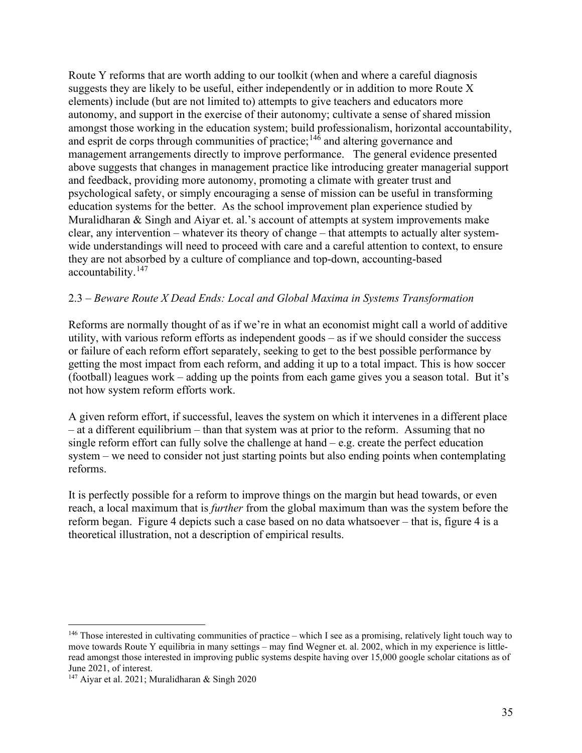Route Y reforms that are worth adding to our toolkit (when and where a careful diagnosis suggests they are likely to be useful, either independently or in addition to more Route X elements) include (but are not limited to) attempts to give teachers and educators more autonomy, and support in the exercise of their autonomy; cultivate a sense of shared mission amongst those working in the education system; build professionalism, horizontal accountability, and esprit de corps through communities of practice;[146] and altering governance and management arrangements directly to improve performance. The general evidence presented above suggests that changes in management practice like introducing greater managerial support and feedback, providing more autonomy, promoting a climate with greater trust and psychological safety, or simply encouraging a sense of mission can be useful in transforming education systems for the better. As the school improvement plan experience studied by Muralidharan & Singh and Aiyar et. al.'s account of attempts at system improvements make clear, any intervention – whatever its theory of change – that attempts to actually alter system-wide understandings will need to proceed with care and a careful attention to context, to ensure they are not absorbed by a culture of compliance and top-down, accounting-based accountability.[147]

### 2.3 – *Beware Route X Dead Ends: Local and Global Maxima in Systems Transformation*

Reforms are normally thought of as if we're in what an economist might call a world of additive utility, with various reform efforts as independent goods – as if we should consider the success or failure of each reform effort separately, seeking to get to the best possible performance by getting the most impact from each reform, and adding it up to a total impact. This is how soccer (football) leagues work – adding up the points from each game gives you a season total. But it's not how system reform efforts work.

A given reform effort, if successful, leaves the system on which it intervenes in a different place – at a different equilibrium – than that system was at prior to the reform. Assuming that no single reform effort can fully solve the challenge at hand – e.g. create the perfect education system – we need to consider not just starting points but also ending points when contemplating reforms.

It is perfectly possible for a reform to improve things on the margin but head towards, or even reach, a local maximum that is *further* from the global maximum than was the system before the reform began. Figure 4 depicts such a case based on no data whatsoever – that is, figure 4 is a theoretical illustration, not a description of empirical results.

---

[146] Those interested in cultivating communities of practice – which I see as a promising, relatively light touch way to move towards Route Y equilibria in many settings – may find Wegner et. al. 2002, which in my experience is little-read amongst those interested in improving public systems despite having over 15,000 google scholar citations as of June 2021, of interest.

[147] Aiyar et al. 2021; Muralidharan & Singh 2020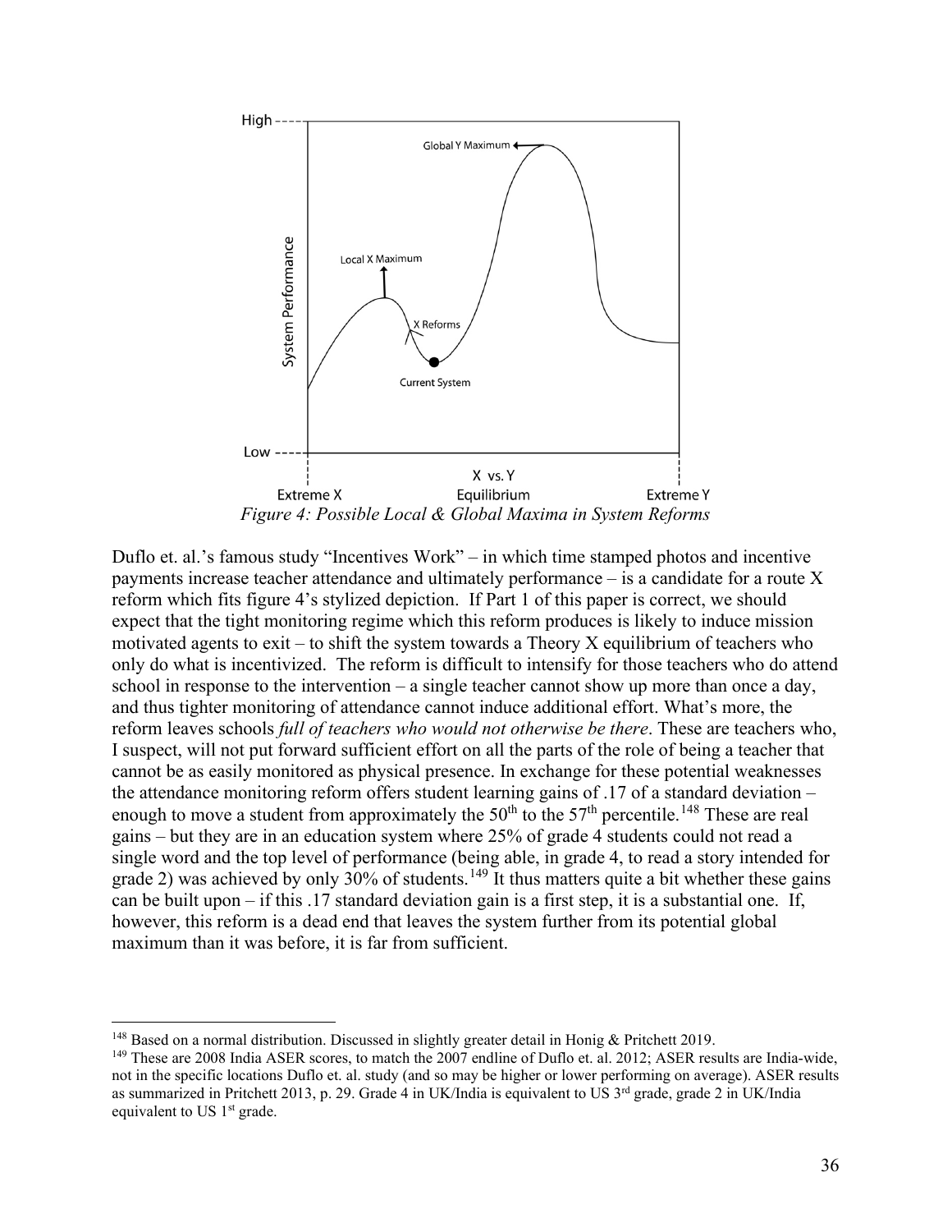*Figure 4: Possible Local & Global Maxima in System Reforms*

Duflo et. al.'s famous study "Incentives Work" – in which time stamped photos and incentive payments increase teacher attendance and ultimately performance – is a candidate for a route X reform which fits figure 4's stylized depiction. If Part 1 of this paper is correct, we should expect that the tight monitoring regime which this reform produces is likely to induce mission motivated agents to exit – to shift the system towards a Theory X equilibrium of teachers who only do what is incentivized. The reform is difficult to intensify for those teachers who do attend school in response to the intervention – a single teacher cannot show up more than once a day, and thus tighter monitoring of attendance cannot induce additional effort. What's more, the reform leaves schools *full of teachers who would not otherwise be there*. These are teachers who, I suspect, will not put forward sufficient effort on all the parts of the role of being a teacher that cannot be as easily monitored as physical presence. In exchange for these potential weaknesses the attendance monitoring reform offers student learning gains of .17 of a standard deviation – enough to move a student from approximately the 50th to the 57th percentile.[148] These are real gains – but they are in an education system where 25% of grade 4 students could not read a single word and the top level of performance (being able, in grade 4, to read a story intended for grade 2) was achieved by only 30% of students.[149] It thus matters quite a bit whether these gains can be built upon – if this .17 standard deviation gain is a first step, it is a substantial one. If, however, this reform is a dead end that leaves the system further from its potential global maximum than it was before, it is far from sufficient.

[148] Based on a normal distribution. Discussed in slightly greater detail in Honig & Pritchett 2019.

[149] These are 2008 India ASER scores, to match the 2007 endline of Duflo et. al. 2012; ASER results are India-wide, not in the specific locations Duflo et. al. study (and so may be higher or lower performing on average). ASER results as summarized in Pritchett 2013, p. 29. Grade 4 in UK/India is equivalent to US 3rd grade, grade 2 in UK/India equivalent to US 1st grade.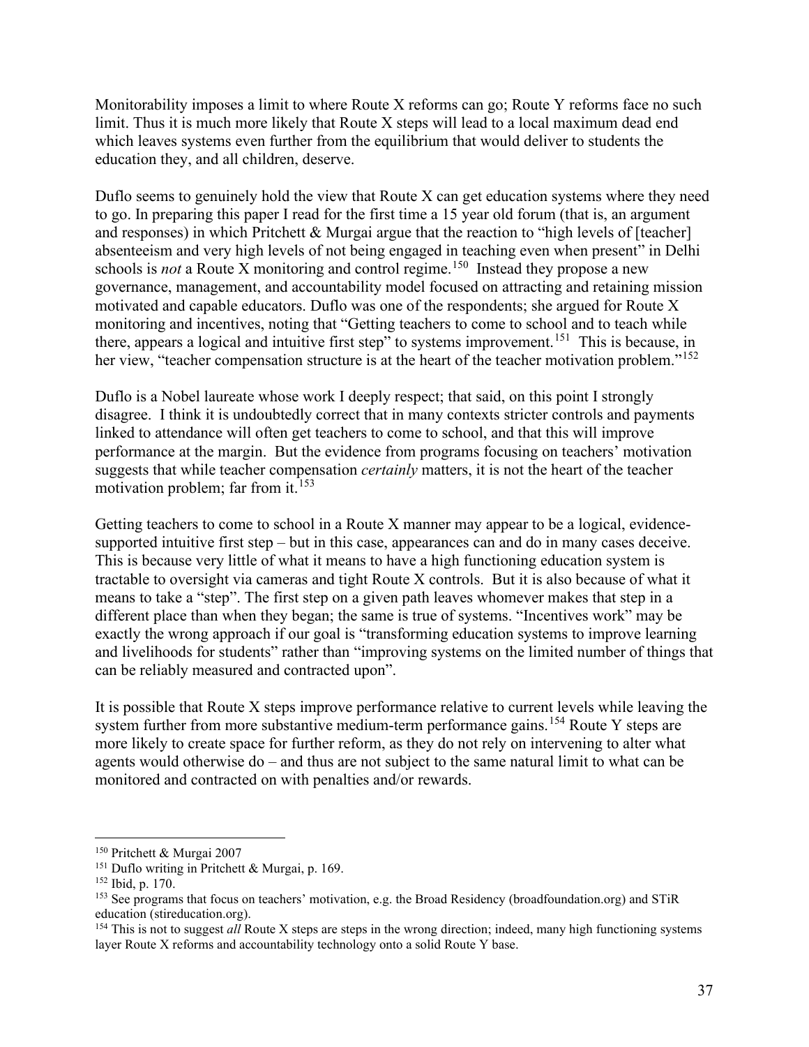Monitorability imposes a limit to where Route X reforms can go; Route Y reforms face no such limit. Thus it is much more likely that Route X steps will lead to a local maximum dead end which leaves systems even further from the equilibrium that would deliver to students the education they, and all children, deserve.

Duflo seems to genuinely hold the view that Route X can get education systems where they need to go. In preparing this paper I read for the first time a 15 year old forum (that is, an argument and responses) in which Pritchett & Murgai argue that the reaction to "high levels of [teacher] absenteeism and very high levels of not being engaged in teaching even when present" in Delhi schools is *not* a Route X monitoring and control regime.[150] Instead they propose a new governance, management, and accountability model focused on attracting and retaining mission motivated and capable educators. Duflo was one of the respondents; she argued for Route X monitoring and incentives, noting that "Getting teachers to come to school and to teach while there, appears a logical and intuitive first step" to systems improvement.[151] This is because, in her view, "teacher compensation structure is at the heart of the teacher motivation problem."[152]

Duflo is a Nobel laureate whose work I deeply respect; that said, on this point I strongly disagree. I think it is undoubtedly correct that in many contexts stricter controls and payments linked to attendance will often get teachers to come to school, and that this will improve performance at the margin. But the evidence from programs focusing on teachers' motivation suggests that while teacher compensation *certainly* matters, it is not the heart of the teacher motivation problem; far from it.[153]

Getting teachers to come to school in a Route X manner may appear to be a logical, evidence-supported intuitive first step – but in this case, appearances can and do in many cases deceive. This is because very little of what it means to have a high functioning education system is tractable to oversight via cameras and tight Route X controls. But it is also because of what it means to take a "step". The first step on a given path leaves whomever makes that step in a different place than when they began; the same is true of systems. "Incentives work" may be exactly the wrong approach if our goal is "transforming education systems to improve learning and livelihoods for students" rather than "improving systems on the limited number of things that can be reliably measured and contracted upon".

It is possible that Route X steps improve performance relative to current levels while leaving the system further from more substantive medium-term performance gains.[154] Route Y steps are more likely to create space for further reform, as they do not rely on intervening to alter what agents would otherwise do – and thus are not subject to the same natural limit to what can be monitored and contracted on with penalties and/or rewards.

---

[150] Pritchett & Murgai 2007

[151] Duflo writing in Pritchett & Murgai, p. 169.

[152] Ibid, p. 170.

[153] See programs that focus on teachers' motivation, e.g. the Broad Residency (broadfoundation.org) and STiR education (stireducation.org).

[154] This is not to suggest *all* Route X steps are steps in the wrong direction; indeed, many high functioning systems layer Route X reforms and accountability technology onto a solid Route Y base.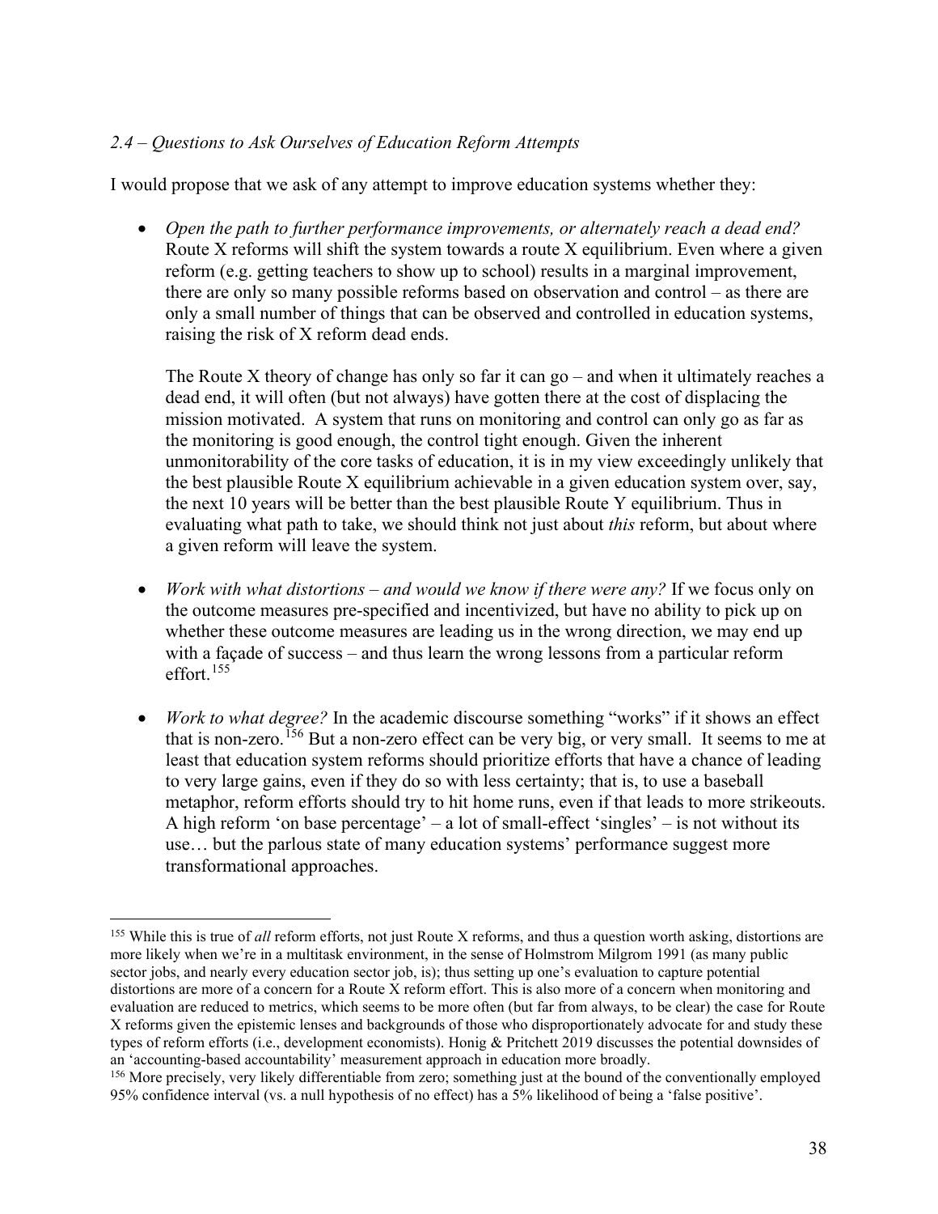### *2.4 – Questions to Ask Ourselves of Education Reform Attempts*

I would propose that we ask of any attempt to improve education systems whether they:

- *Open the path to further performance improvements, or alternately reach a dead end?* Route X reforms will shift the system towards a route X equilibrium. Even where a given reform (e.g. getting teachers to show up to school) results in a marginal improvement, there are only so many possible reforms based on observation and control – as there are only a small number of things that can be observed and controlled in education systems, raising the risk of X reform dead ends.

  The Route X theory of change has only so far it can go – and when it ultimately reaches a dead end, it will often (but not always) have gotten there at the cost of displacing the mission motivated. A system that runs on monitoring and control can only go as far as the monitoring is good enough, the control tight enough. Given the inherent unmonitorability of the core tasks of education, it is in my view exceedingly unlikely that the best plausible Route X equilibrium achievable in a given education system over, say, the next 10 years will be better than the best plausible Route Y equilibrium. Thus in evaluating what path to take, we should think not just about *this* reform, but about where a given reform will leave the system.

- *Work with what distortions – and would we know if there were any?* If we focus only on the outcome measures pre-specified and incentivized, but have no ability to pick up on whether these outcome measures are leading us in the wrong direction, we may end up with a façade of success – and thus learn the wrong lessons from a particular reform effort.[155]

- *Work to what degree?* In the academic discourse something "works" if it shows an effect that is non-zero.[156] But a non-zero effect can be very big, or very small. It seems to me at least that education system reforms should prioritize efforts that have a chance of leading to very large gains, even if they do so with less certainty; that is, to use a baseball metaphor, reform efforts should try to hit home runs, even if that leads to more strikeouts. A high reform 'on base percentage' – a lot of small-effect 'singles' – is not without its use… but the parlous state of many education systems' performance suggest more transformational approaches.

---

[155] While this is true of *all* reform efforts, not just Route X reforms, and thus a question worth asking, distortions are more likely when we're in a multitask environment, in the sense of Holmstrom Milgrom 1991 (as many public sector jobs, and nearly every education sector job, is); thus setting up one's evaluation to capture potential distortions are more of a concern for a Route X reform effort. This is also more of a concern when monitoring and evaluation are reduced to metrics, which seems to be more often (but far from always, to be clear) the case for Route X reforms given the epistemic lenses and backgrounds of those who disproportionately advocate for and study these types of reform efforts (i.e., development economists). Honig & Pritchett 2019 discusses the potential downsides of an 'accounting-based accountability' measurement approach in education more broadly.

[156] More precisely, very likely differentiable from zero; something just at the bound of the conventionally employed 95% confidence interval (vs. a null hypothesis of no effect) has a 5% likelihood of being a 'false positive'.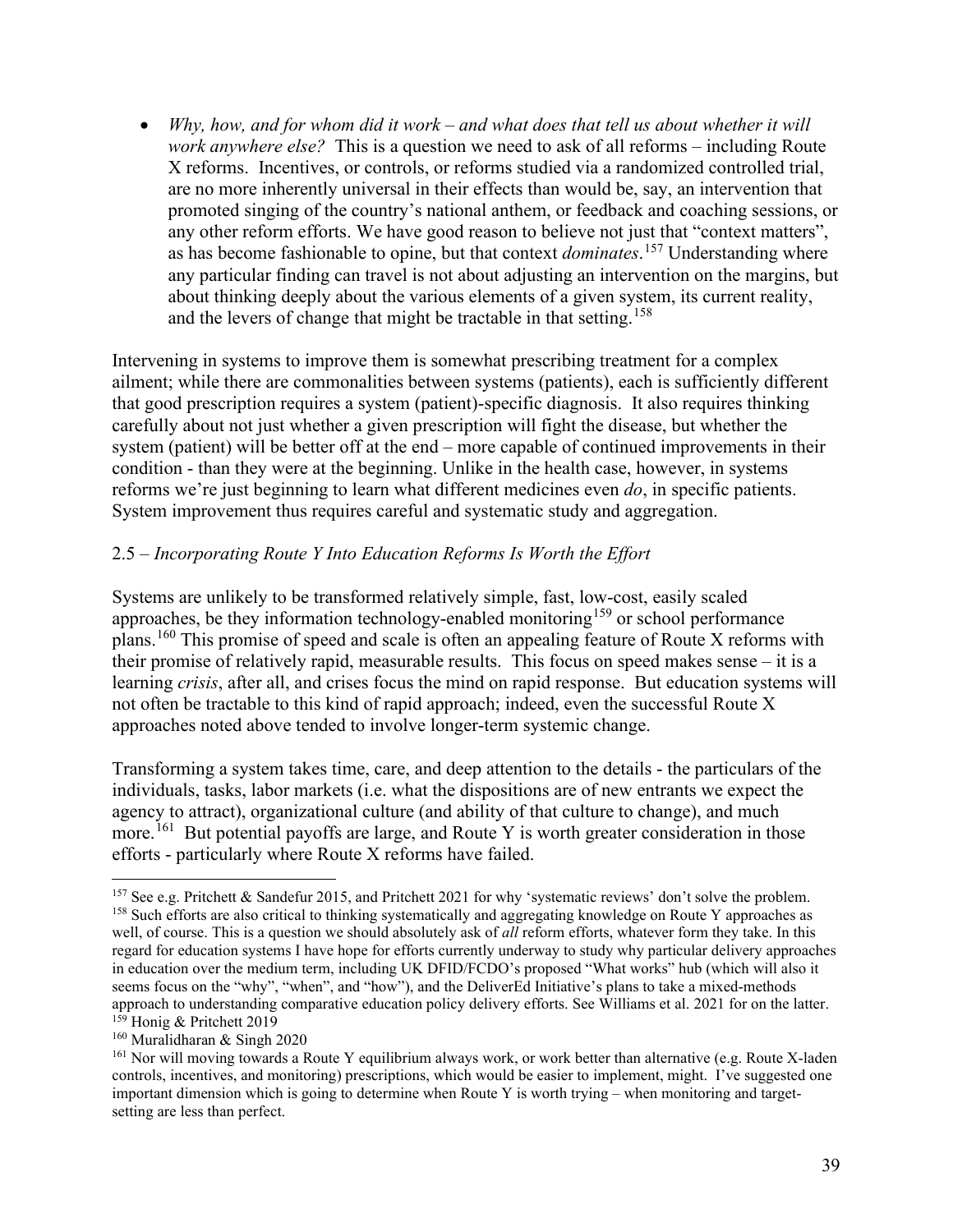- *Why, how, and for whom did it work – and what does that tell us about whether it will work anywhere else?* This is a question we need to ask of all reforms – including Route X reforms. Incentives, or controls, or reforms studied via a randomized controlled trial, are no more inherently universal in their effects than would be, say, an intervention that promoted singing of the country's national anthem, or feedback and coaching sessions, or any other reform efforts. We have good reason to believe not just that "context matters", as has become fashionable to opine, but that context *dominates*.[157] Understanding where any particular finding can travel is not about adjusting an intervention on the margins, but about thinking deeply about the various elements of a given system, its current reality, and the levers of change that might be tractable in that setting.[158]

Intervening in systems to improve them is somewhat prescribing treatment for a complex ailment; while there are commonalities between systems (patients), each is sufficiently different that good prescription requires a system (patient)-specific diagnosis. It also requires thinking carefully about not just whether a given prescription will fight the disease, but whether the system (patient) will be better off at the end – more capable of continued improvements in their condition - than they were at the beginning. Unlike in the health case, however, in systems reforms we're just beginning to learn what different medicines even *do*, in specific patients. System improvement thus requires careful and systematic study and aggregation.

## 2.5 – *Incorporating Route Y Into Education Reforms Is Worth the Effort*

Systems are unlikely to be transformed relatively simple, fast, low-cost, easily scaled approaches, be they information technology-enabled monitoring[159] or school performance plans.[160] This promise of speed and scale is often an appealing feature of Route X reforms with their promise of relatively rapid, measurable results. This focus on speed makes sense – it is a learning *crisis*, after all, and crises focus the mind on rapid response. But education systems will not often be tractable to this kind of rapid approach; indeed, even the successful Route X approaches noted above tended to involve longer-term systemic change.

Transforming a system takes time, care, and deep attention to the details - the particulars of the individuals, tasks, labor markets (i.e. what the dispositions are of new entrants we expect the agency to attract), organizational culture (and ability of that culture to change), and much more.[161] But potential payoffs are large, and Route Y is worth greater consideration in those efforts - particularly where Route X reforms have failed.

---

[157] See e.g. Pritchett & Sandefur 2015, and Pritchett 2021 for why 'systematic reviews' don't solve the problem.

[158] Such efforts are also critical to thinking systematically and aggregating knowledge on Route Y approaches as well, of course. This is a question we should absolutely ask of *all* reform efforts, whatever form they take. In this regard for education systems I have hope for efforts currently underway to study why particular delivery approaches in education over the medium term, including UK DFID/FCDO's proposed "What works" hub (which will also it seems focus on the "why", "when", and "how"), and the DeliverEd Initiative's plans to take a mixed-methods approach to understanding comparative education policy delivery efforts. See Williams et al. 2021 for on the latter.

[159] Honig & Pritchett 2019

[160] Muralidharan & Singh 2020

[161] Nor will moving towards a Route Y equilibrium always work, or work better than alternative (e.g. Route X-laden controls, incentives, and monitoring) prescriptions, which would be easier to implement, might. I've suggested one important dimension which is going to determine when Route Y is worth trying – when monitoring and target-setting are less than perfect.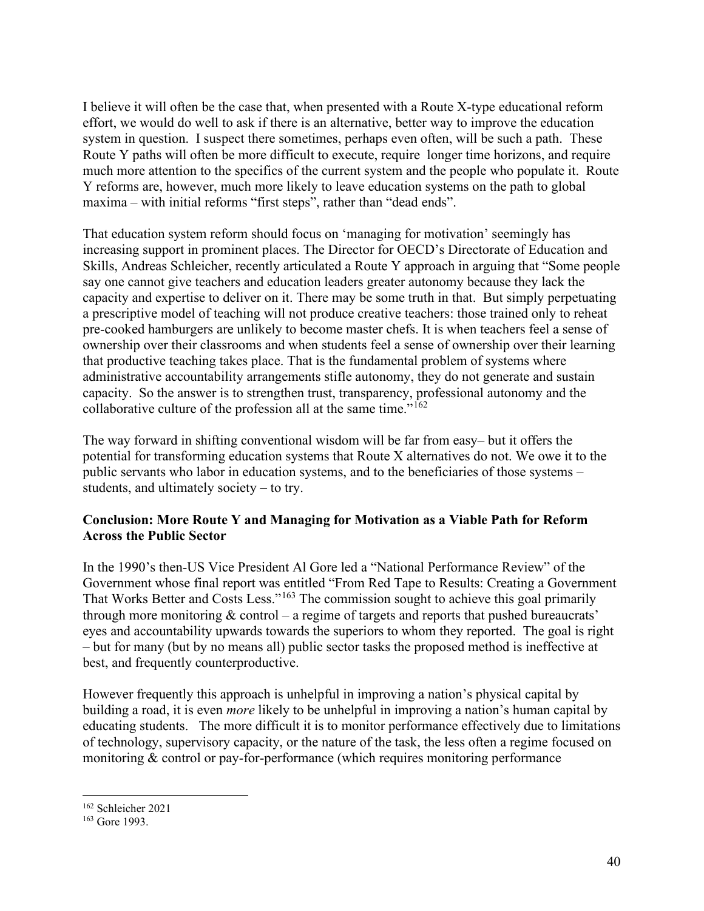I believe it will often be the case that, when presented with a Route X-type educational reform effort, we would do well to ask if there is an alternative, better way to improve the education system in question. I suspect there sometimes, perhaps even often, will be such a path. These Route Y paths will often be more difficult to execute, require longer time horizons, and require much more attention to the specifics of the current system and the people who populate it. Route Y reforms are, however, much more likely to leave education systems on the path to global maxima – with initial reforms "first steps", rather than "dead ends".

That education system reform should focus on 'managing for motivation' seemingly has increasing support in prominent places. The Director for OECD's Directorate of Education and Skills, Andreas Schleicher, recently articulated a Route Y approach in arguing that "Some people say one cannot give teachers and education leaders greater autonomy because they lack the capacity and expertise to deliver on it. There may be some truth in that. But simply perpetuating a prescriptive model of teaching will not produce creative teachers: those trained only to reheat pre-cooked hamburgers are unlikely to become master chefs. It is when teachers feel a sense of ownership over their classrooms and when students feel a sense of ownership over their learning that productive teaching takes place. That is the fundamental problem of systems where administrative accountability arrangements stifle autonomy, they do not generate and sustain capacity. So the answer is to strengthen trust, transparency, professional autonomy and the collaborative culture of the profession all at the same time."[162]

The way forward in shifting conventional wisdom will be far from easy– but it offers the potential for transforming education systems that Route X alternatives do not. We owe it to the public servants who labor in education systems, and to the beneficiaries of those systems – students, and ultimately society – to try.

**Conclusion: More Route Y and Managing for Motivation as a Viable Path for Reform Across the Public Sector**

In the 1990's then-US Vice President Al Gore led a "National Performance Review" of the Government whose final report was entitled "From Red Tape to Results: Creating a Government That Works Better and Costs Less."[163] The commission sought to achieve this goal primarily through more monitoring & control – a regime of targets and reports that pushed bureaucrats' eyes and accountability upwards towards the superiors to whom they reported. The goal is right – but for many (but by no means all) public sector tasks the proposed method is ineffective at best, and frequently counterproductive.

However frequently this approach is unhelpful in improving a nation's physical capital by building a road, it is even *more* likely to be unhelpful in improving a nation's human capital by educating students. The more difficult it is to monitor performance effectively due to limitations of technology, supervisory capacity, or the nature of the task, the less often a regime focused on monitoring & control or pay-for-performance (which requires monitoring performance

---

[162] Schleicher 2021

[163] Gore 1993.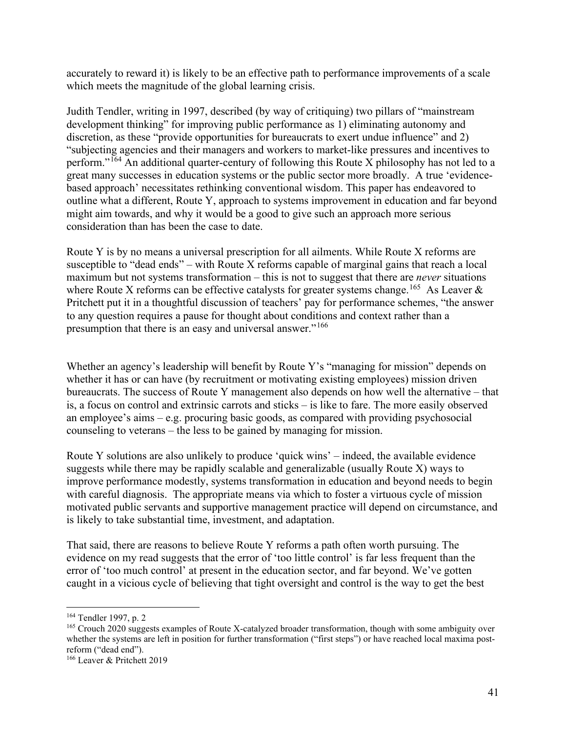accurately to reward it) is likely to be an effective path to performance improvements of a scale which meets the magnitude of the global learning crisis.

Judith Tendler, writing in 1997, described (by way of critiquing) two pillars of "mainstream development thinking" for improving public performance as 1) eliminating autonomy and discretion, as these "provide opportunities for bureaucrats to exert undue influence" and 2) "subjecting agencies and their managers and workers to market-like pressures and incentives to perform."[164] An additional quarter-century of following this Route X philosophy has not led to a great many successes in education systems or the public sector more broadly. A true 'evidence-based approach' necessitates rethinking conventional wisdom. This paper has endeavored to outline what a different, Route Y, approach to systems improvement in education and far beyond might aim towards, and why it would be a good to give such an approach more serious consideration than has been the case to date.

Route Y is by no means a universal prescription for all ailments. While Route X reforms are susceptible to "dead ends" – with Route X reforms capable of marginal gains that reach a local maximum but not systems transformation – this is not to suggest that there are *never* situations where Route X reforms can be effective catalysts for greater systems change.[165] As Leaver & Pritchett put it in a thoughtful discussion of teachers' pay for performance schemes, "the answer to any question requires a pause for thought about conditions and context rather than a presumption that there is an easy and universal answer."[166]

Whether an agency's leadership will benefit by Route Y's "managing for mission" depends on whether it has or can have (by recruitment or motivating existing employees) mission driven bureaucrats. The success of Route Y management also depends on how well the alternative – that is, a focus on control and extrinsic carrots and sticks – is like to fare. The more easily observed an employee's aims – e.g. procuring basic goods, as compared with providing psychosocial counseling to veterans – the less to be gained by managing for mission.

Route Y solutions are also unlikely to produce 'quick wins' – indeed, the available evidence suggests while there may be rapidly scalable and generalizable (usually Route X) ways to improve performance modestly, systems transformation in education and beyond needs to begin with careful diagnosis. The appropriate means via which to foster a virtuous cycle of mission motivated public servants and supportive management practice will depend on circumstance, and is likely to take substantial time, investment, and adaptation.

That said, there are reasons to believe Route Y reforms a path often worth pursuing. The evidence on my read suggests that the error of 'too little control' is far less frequent than the error of 'too much control' at present in the education sector, and far beyond. We've gotten caught in a vicious cycle of believing that tight oversight and control is the way to get the best

---

[164] Tendler 1997, p. 2

[165] Crouch 2020 suggests examples of Route X-catalyzed broader transformation, though with some ambiguity over whether the systems are left in position for further transformation ("first steps") or have reached local maxima post-reform ("dead end").

[166] Leaver & Pritchett 2019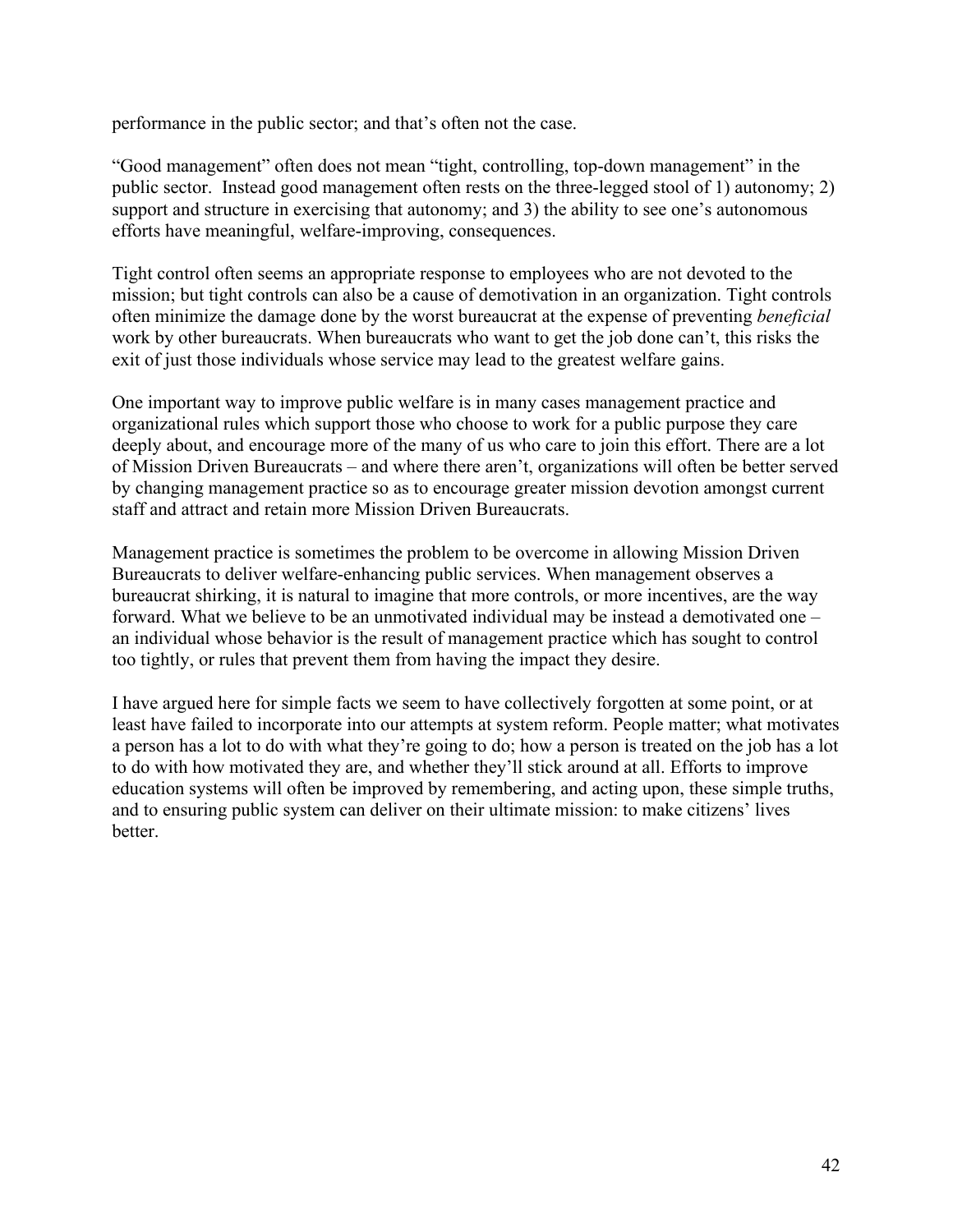performance in the public sector; and that's often not the case.

"Good management" often does not mean "tight, controlling, top-down management" in the public sector. Instead good management often rests on the three-legged stool of 1) autonomy; 2) support and structure in exercising that autonomy; and 3) the ability to see one's autonomous efforts have meaningful, welfare-improving, consequences.

Tight control often seems an appropriate response to employees who are not devoted to the mission; but tight controls can also be a cause of demotivation in an organization. Tight controls often minimize the damage done by the worst bureaucrat at the expense of preventing *beneficial* work by other bureaucrats. When bureaucrats who want to get the job done can't, this risks the exit of just those individuals whose service may lead to the greatest welfare gains.

One important way to improve public welfare is in many cases management practice and organizational rules which support those who choose to work for a public purpose they care deeply about, and encourage more of the many of us who care to join this effort. There are a lot of Mission Driven Bureaucrats – and where there aren't, organizations will often be better served by changing management practice so as to encourage greater mission devotion amongst current staff and attract and retain more Mission Driven Bureaucrats.

Management practice is sometimes the problem to be overcome in allowing Mission Driven Bureaucrats to deliver welfare-enhancing public services. When management observes a bureaucrat shirking, it is natural to imagine that more controls, or more incentives, are the way forward. What we believe to be an unmotivated individual may be instead a demotivated one – an individual whose behavior is the result of management practice which has sought to control too tightly, or rules that prevent them from having the impact they desire.

I have argued here for simple facts we seem to have collectively forgotten at some point, or at least have failed to incorporate into our attempts at system reform. People matter; what motivates a person has a lot to do with what they're going to do; how a person is treated on the job has a lot to do with how motivated they are, and whether they'll stick around at all. Efforts to improve education systems will often be improved by remembering, and acting upon, these simple truths, and to ensuring public system can deliver on their ultimate mission: to make citizens' lives better.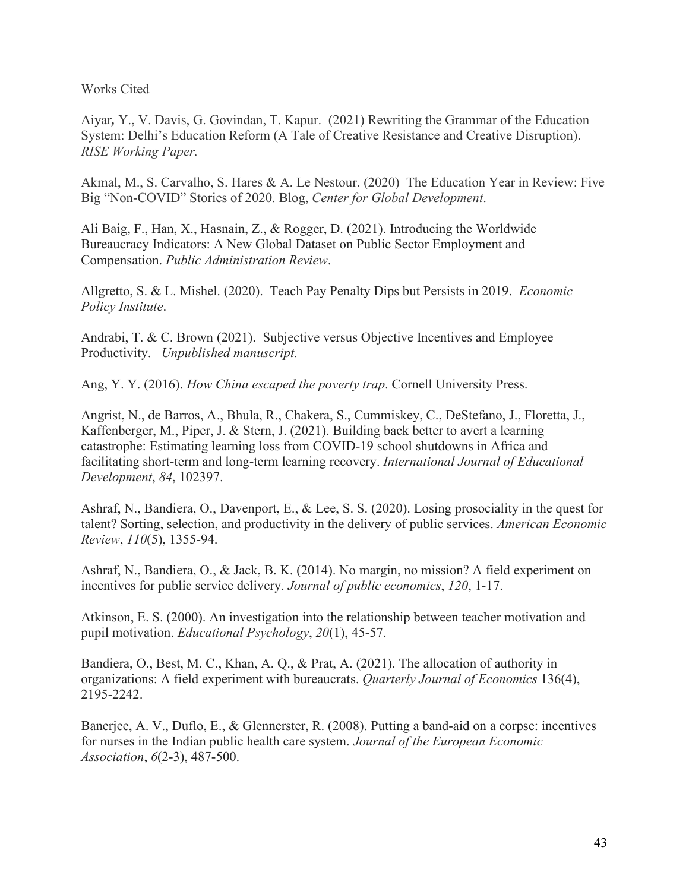Works Cited

Aiyar**,** Y., V. Davis, G. Govindan, T. Kapur.  (2021) Rewriting the Grammar of the Education System: Delhi's Education Reform (A Tale of Creative Resistance and Creative Disruption). *RISE Working Paper.*

Akmal, M., S. Carvalho, S. Hares & A. Le Nestour. (2020)  The Education Year in Review: Five Big "Non-COVID" Stories of 2020. Blog, *Center for Global Development*.

Ali Baig, F., Han, X., Hasnain, Z., & Rogger, D. (2021). Introducing the Worldwide Bureaucracy Indicators: A New Global Dataset on Public Sector Employment and Compensation. *Public Administration Review*.

Allgretto, S. & L. Mishel. (2020).  Teach Pay Penalty Dips but Persists in 2019.  *Economic Policy Institute*.

Andrabi, T. & C. Brown (2021).  Subjective versus Objective Incentives and Employee Productivity.   *Unpublished manuscript.*

Ang, Y. Y. (2016). *How China escaped the poverty trap*. Cornell University Press.

Angrist, N., de Barros, A., Bhula, R., Chakera, S., Cummiskey, C., DeStefano, J., Floretta, J., Kaffenberger, M., Piper, J. & Stern, J. (2021). Building back better to avert a learning catastrophe: Estimating learning loss from COVID-19 school shutdowns in Africa and facilitating short-term and long-term learning recovery. *International Journal of Educational Development*, *84*, 102397.

Ashraf, N., Bandiera, O., Davenport, E., & Lee, S. S. (2020). Losing prosociality in the quest for talent? Sorting, selection, and productivity in the delivery of public services. *American Economic Review*, *110*(5), 1355-94.

Ashraf, N., Bandiera, O., & Jack, B. K. (2014). No margin, no mission? A field experiment on incentives for public service delivery. *Journal of public economics*, *120*, 1-17.

Atkinson, E. S. (2000). An investigation into the relationship between teacher motivation and pupil motivation. *Educational Psychology*, *20*(1), 45-57.

Bandiera, O., Best, M. C., Khan, A. Q., & Prat, A. (2021). The allocation of authority in organizations: A field experiment with bureaucrats. *Quarterly Journal of Economics* 136(4), 2195-2242.

Banerjee, A. V., Duflo, E., & Glennerster, R. (2008). Putting a band-aid on a corpse: incentives for nurses in the Indian public health care system. *Journal of the European Economic Association*, *6*(2-3), 487-500.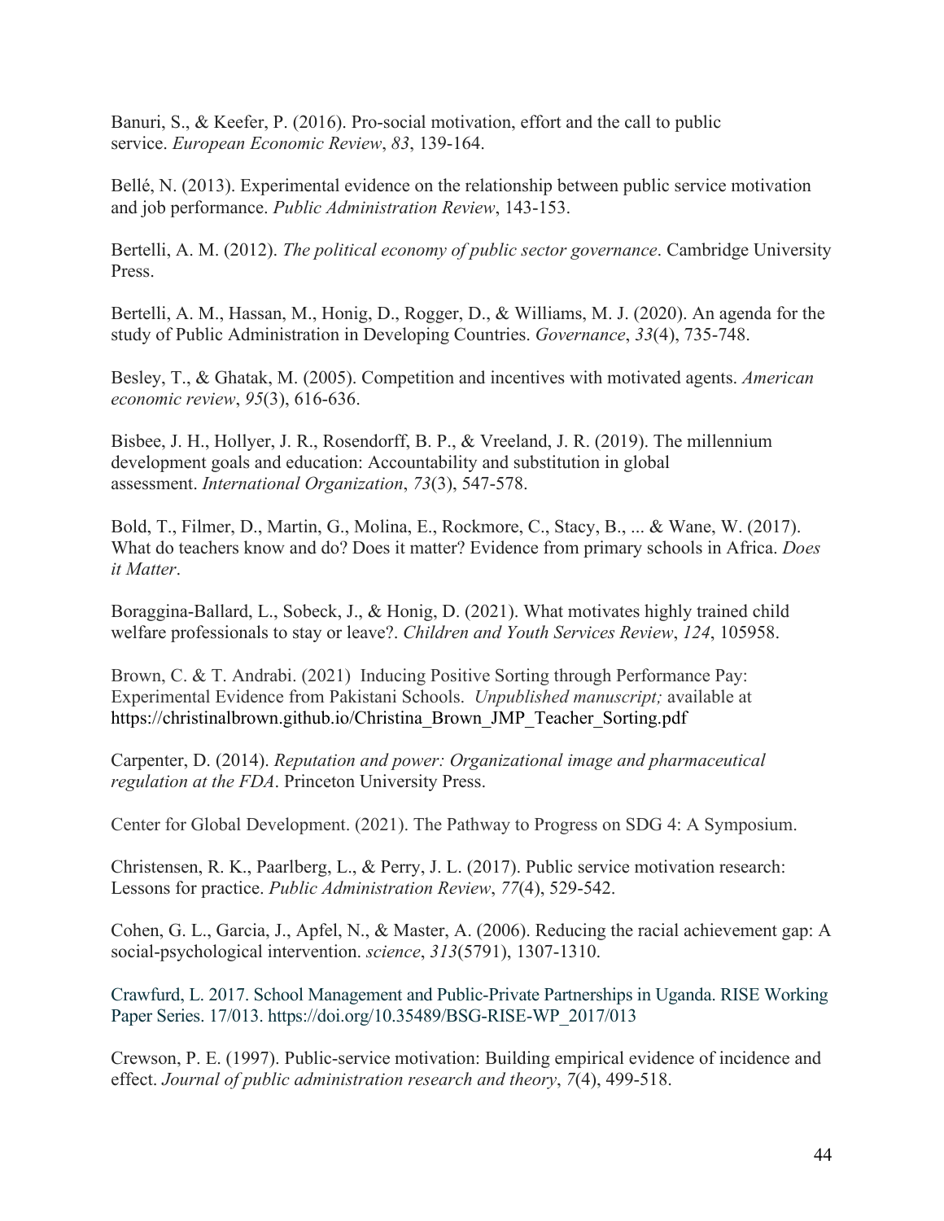Banuri, S., & Keefer, P. (2016). Pro-social motivation, effort and the call to public service. *European Economic Review*, *83*, 139-164.

Bellé, N. (2013). Experimental evidence on the relationship between public service motivation and job performance. *Public Administration Review*, 143-153.

Bertelli, A. M. (2012). *The political economy of public sector governance*. Cambridge University Press.

Bertelli, A. M., Hassan, M., Honig, D., Rogger, D., & Williams, M. J. (2020). An agenda for the study of Public Administration in Developing Countries. *Governance*, *33*(4), 735-748.

Besley, T., & Ghatak, M. (2005). Competition and incentives with motivated agents. *American economic review*, *95*(3), 616-636.

Bisbee, J. H., Hollyer, J. R., Rosendorff, B. P., & Vreeland, J. R. (2019). The millennium development goals and education: Accountability and substitution in global assessment. *International Organization*, *73*(3), 547-578.

Bold, T., Filmer, D., Martin, G., Molina, E., Rockmore, C., Stacy, B., ... & Wane, W. (2017). What do teachers know and do? Does it matter? Evidence from primary schools in Africa. *Does it Matter*.

Boraggina-Ballard, L., Sobeck, J., & Honig, D. (2021). What motivates highly trained child welfare professionals to stay or leave?. *Children and Youth Services Review*, *124*, 105958.

Brown, C. & T. Andrabi. (2021) Inducing Positive Sorting through Performance Pay: Experimental Evidence from Pakistani Schools. *Unpublished manuscript;* available at https://christinalbrown.github.io/Christina_Brown_JMP_Teacher_Sorting.pdf

Carpenter, D. (2014). *Reputation and power: Organizational image and pharmaceutical regulation at the FDA*. Princeton University Press.

Center for Global Development. (2021). The Pathway to Progress on SDG 4: A Symposium.

Christensen, R. K., Paarlberg, L., & Perry, J. L. (2017). Public service motivation research: Lessons for practice. *Public Administration Review*, *77*(4), 529-542.

Cohen, G. L., Garcia, J., Apfel, N., & Master, A. (2006). Reducing the racial achievement gap: A social-psychological intervention. *science*, *313*(5791), 1307-1310.

Crawfurd, L. 2017. School Management and Public-Private Partnerships in Uganda. RISE Working Paper Series. 17/013. https://doi.org/10.35489/BSG-RISE-WP_2017/013

Crewson, P. E. (1997). Public-service motivation: Building empirical evidence of incidence and effect. *Journal of public administration research and theory*, *7*(4), 499-518.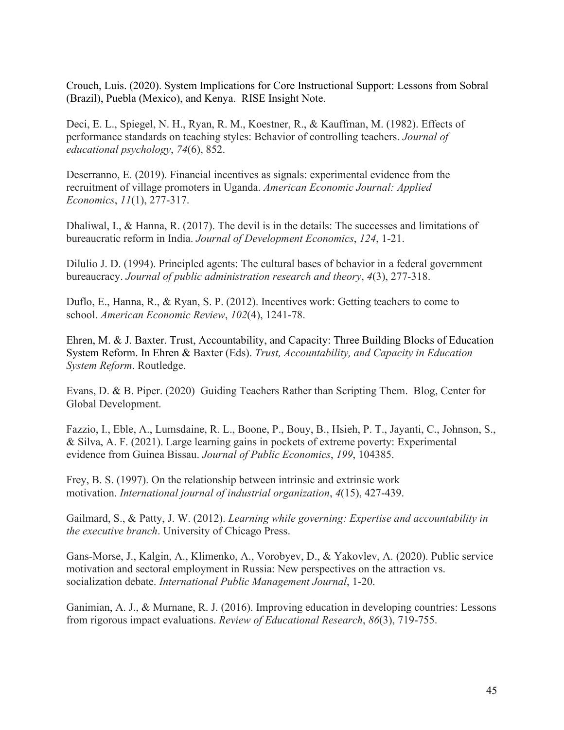Crouch, Luis. (2020). System Implications for Core Instructional Support: Lessons from Sobral (Brazil), Puebla (Mexico), and Kenya. RISE Insight Note.

Deci, E. L., Spiegel, N. H., Ryan, R. M., Koestner, R., & Kauffman, M. (1982). Effects of performance standards on teaching styles: Behavior of controlling teachers. *Journal of educational psychology*, *74*(6), 852.

Deserranno, E. (2019). Financial incentives as signals: experimental evidence from the recruitment of village promoters in Uganda. *American Economic Journal: Applied Economics*, *11*(1), 277-317.

Dhaliwal, I., & Hanna, R. (2017). The devil is in the details: The successes and limitations of bureaucratic reform in India. *Journal of Development Economics*, *124*, 1-21.

Dilulio J. D. (1994). Principled agents: The cultural bases of behavior in a federal government bureaucracy. *Journal of public administration research and theory*, *4*(3), 277-318.

Duflo, E., Hanna, R., & Ryan, S. P. (2012). Incentives work: Getting teachers to come to school. *American Economic Review*, *102*(4), 1241-78.

Ehren, M. & J. Baxter. Trust, Accountability, and Capacity: Three Building Blocks of Education System Reform. In Ehren & Baxter (Eds). *Trust, Accountability, and Capacity in Education System Reform*. Routledge.

Evans, D. & B. Piper. (2020) Guiding Teachers Rather than Scripting Them. Blog, Center for Global Development.

Fazzio, I., Eble, A., Lumsdaine, R. L., Boone, P., Bouy, B., Hsieh, P. T., Jayanti, C., Johnson, S., & Silva, A. F. (2021). Large learning gains in pockets of extreme poverty: Experimental evidence from Guinea Bissau. *Journal of Public Economics*, *199*, 104385.

Frey, B. S. (1997). On the relationship between intrinsic and extrinsic work motivation. *International journal of industrial organization*, *4*(15), 427-439.

Gailmard, S., & Patty, J. W. (2012). *Learning while governing: Expertise and accountability in the executive branch*. University of Chicago Press.

Gans-Morse, J., Kalgin, A., Klimenko, A., Vorobyev, D., & Yakovlev, A. (2020). Public service motivation and sectoral employment in Russia: New perspectives on the attraction vs. socialization debate. *International Public Management Journal*, 1-20.

Ganimian, A. J., & Murnane, R. J. (2016). Improving education in developing countries: Lessons from rigorous impact evaluations. *Review of Educational Research*, *86*(3), 719-755.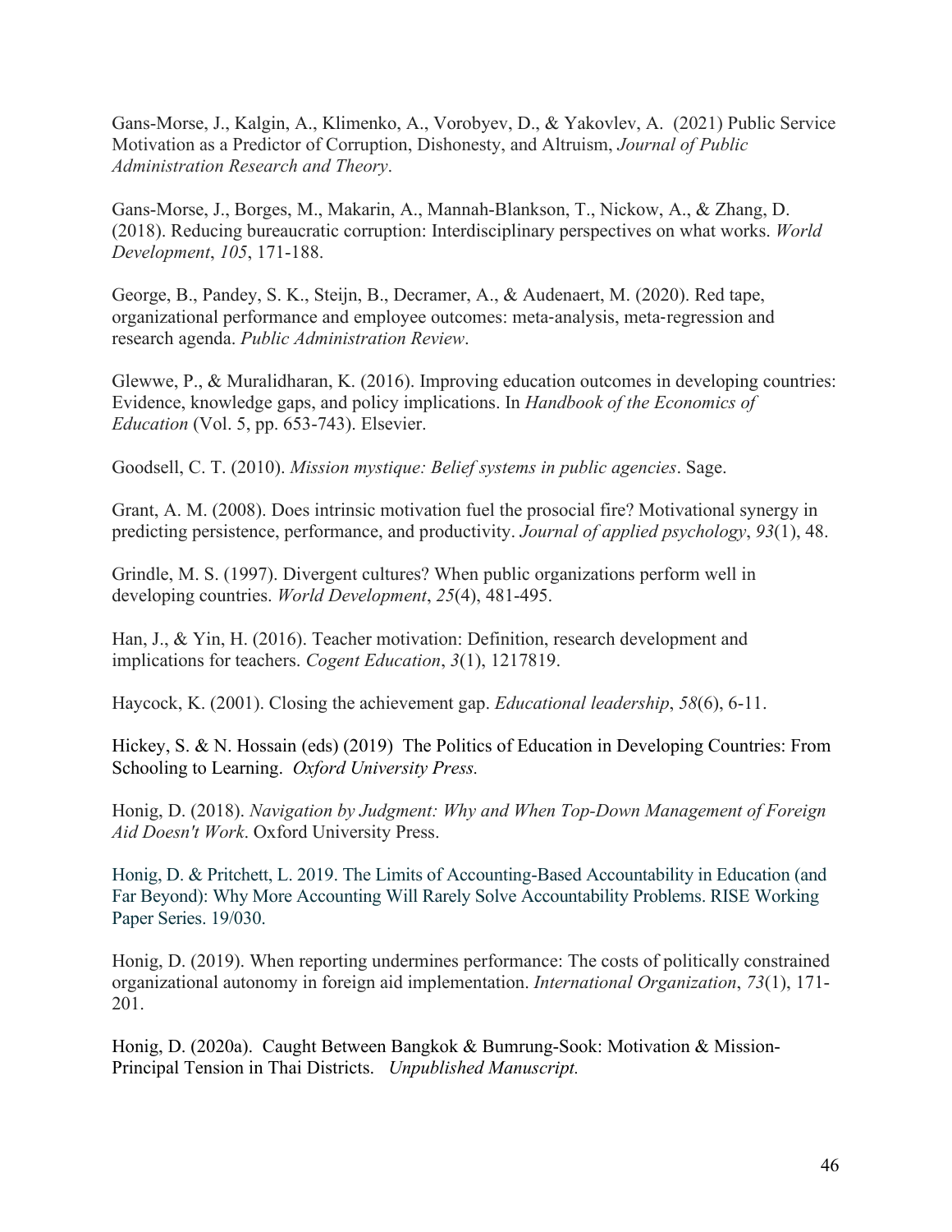Gans-Morse, J., Kalgin, A., Klimenko, A., Vorobyev, D., & Yakovlev, A. (2021) Public Service Motivation as a Predictor of Corruption, Dishonesty, and Altruism, *Journal of Public Administration Research and Theory*.

Gans-Morse, J., Borges, M., Makarin, A., Mannah-Blankson, T., Nickow, A., & Zhang, D. (2018). Reducing bureaucratic corruption: Interdisciplinary perspectives on what works. *World Development*, *105*, 171-188.

George, B., Pandey, S. K., Steijn, B., Decramer, A., & Audenaert, M. (2020). Red tape, organizational performance and employee outcomes: meta-analysis, meta-regression and research agenda. *Public Administration Review*.

Glewwe, P., & Muralidharan, K. (2016). Improving education outcomes in developing countries: Evidence, knowledge gaps, and policy implications. In *Handbook of the Economics of Education* (Vol. 5, pp. 653-743). Elsevier.

Goodsell, C. T. (2010). *Mission mystique: Belief systems in public agencies*. Sage.

Grant, A. M. (2008). Does intrinsic motivation fuel the prosocial fire? Motivational synergy in predicting persistence, performance, and productivity. *Journal of applied psychology*, *93*(1), 48.

Grindle, M. S. (1997). Divergent cultures? When public organizations perform well in developing countries. *World Development*, *25*(4), 481-495.

Han, J., & Yin, H. (2016). Teacher motivation: Definition, research development and implications for teachers. *Cogent Education*, *3*(1), 1217819.

Haycock, K. (2001). Closing the achievement gap. *Educational leadership*, *58*(6), 6-11.

Hickey, S. & N. Hossain (eds) (2019) The Politics of Education in Developing Countries: From Schooling to Learning. *Oxford University Press.*

Honig, D. (2018). *Navigation by Judgment: Why and When Top-Down Management of Foreign Aid Doesn't Work*. Oxford University Press.

Honig, D. & Pritchett, L. 2019. The Limits of Accounting-Based Accountability in Education (and Far Beyond): Why More Accounting Will Rarely Solve Accountability Problems. RISE Working Paper Series. 19/030.

Honig, D. (2019). When reporting undermines performance: The costs of politically constrained organizational autonomy in foreign aid implementation. *International Organization*, *73*(1), 171-201.

Honig, D. (2020a). Caught Between Bangkok & Bumrung-Sook: Motivation & Mission-Principal Tension in Thai Districts. *Unpublished Manuscript.*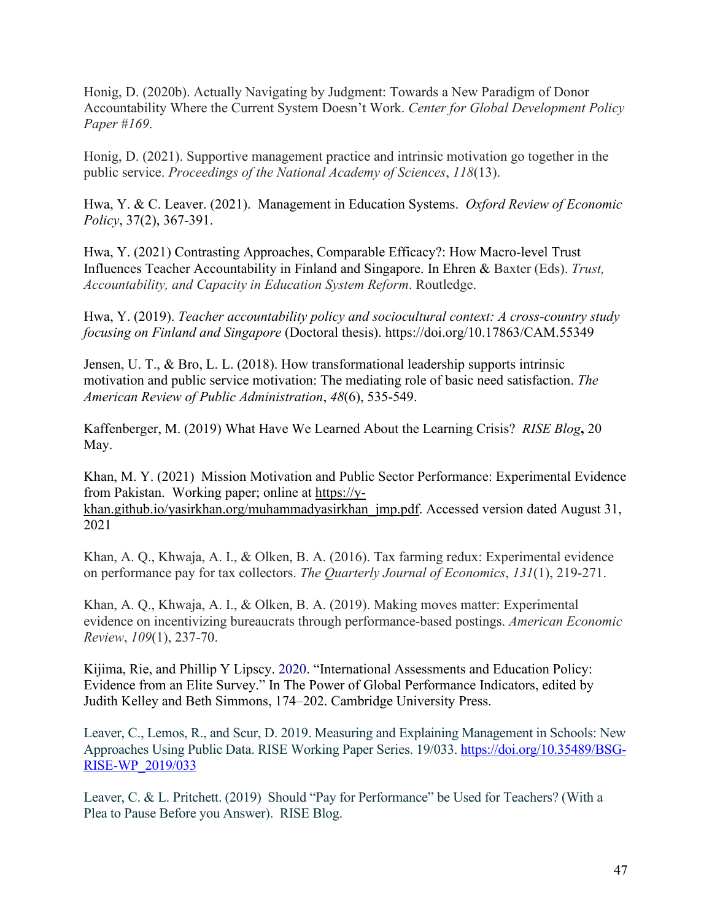Honig, D. (2020b). Actually Navigating by Judgment: Towards a New Paradigm of Donor Accountability Where the Current System Doesn't Work. *Center for Global Development Policy Paper #169*.

Honig, D. (2021). Supportive management practice and intrinsic motivation go together in the public service. *Proceedings of the National Academy of Sciences*, *118*(13).

Hwa, Y. & C. Leaver. (2021). Management in Education Systems. *Oxford Review of Economic Policy*, 37(2), 367-391.

Hwa, Y. (2021) Contrasting Approaches, Comparable Efficacy?: How Macro-level Trust Influences Teacher Accountability in Finland and Singapore. In Ehren & Baxter (Eds). *Trust, Accountability, and Capacity in Education System Reform*. Routledge.

Hwa, Y. (2019). *Teacher accountability policy and sociocultural context: A cross-country study focusing on Finland and Singapore* (Doctoral thesis). https://doi.org/10.17863/CAM.55349

Jensen, U. T., & Bro, L. L. (2018). How transformational leadership supports intrinsic motivation and public service motivation: The mediating role of basic need satisfaction. *The American Review of Public Administration*, *48*(6), 535-549.

Kaffenberger, M. (2019) What Have We Learned About the Learning Crisis? *RISE Blog*, 20 May.

Khan, M. Y. (2021) Mission Motivation and Public Sector Performance: Experimental Evidence from Pakistan. Working paper; online at https://y-khan.github.io/yasirkhan.org/muhammadyasirkhan_jmp.pdf. Accessed version dated August 31, 2021

Khan, A. Q., Khwaja, A. I., & Olken, B. A. (2016). Tax farming redux: Experimental evidence on performance pay for tax collectors. *The Quarterly Journal of Economics*, *131*(1), 219-271.

Khan, A. Q., Khwaja, A. I., & Olken, B. A. (2019). Making moves matter: Experimental evidence on incentivizing bureaucrats through performance-based postings. *American Economic Review*, *109*(1), 237-70.

Kijima, Rie, and Phillip Y Lipscy. 2020. "International Assessments and Education Policy: Evidence from an Elite Survey." In The Power of Global Performance Indicators, edited by Judith Kelley and Beth Simmons, 174–202. Cambridge University Press.

Leaver, C., Lemos, R., and Scur, D. 2019. Measuring and Explaining Management in Schools: New Approaches Using Public Data. RISE Working Paper Series. 19/033. https://doi.org/10.35489/BSG-RISE-WP_2019/033

Leaver, C. & L. Pritchett. (2019) Should "Pay for Performance" be Used for Teachers? (With a Plea to Pause Before you Answer). RISE Blog.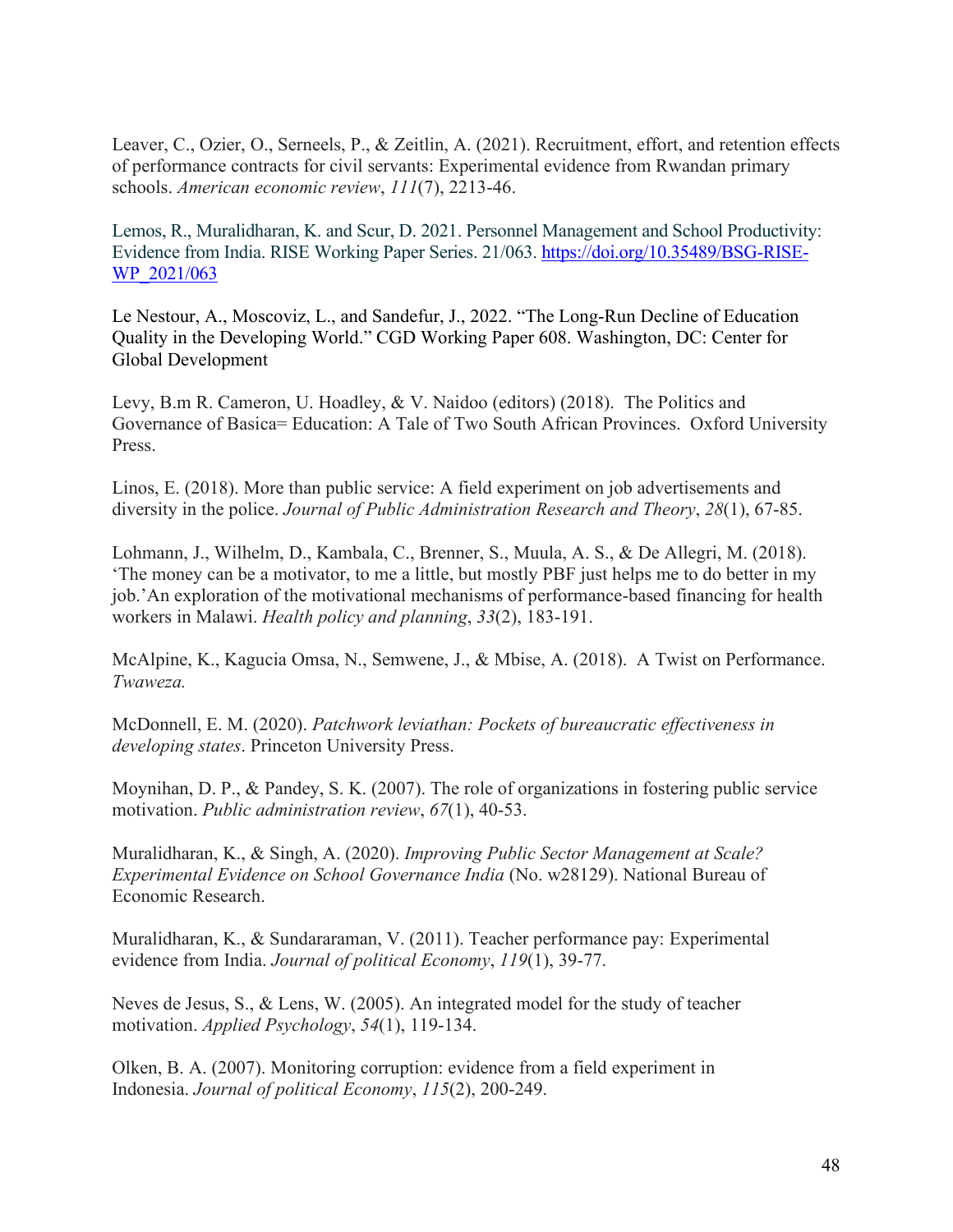Leaver, C., Ozier, O., Serneels, P., & Zeitlin, A. (2021). Recruitment, effort, and retention effects of performance contracts for civil servants: Experimental evidence from Rwandan primary schools. *American economic review*, *111*(7), 2213-46.

Lemos, R., Muralidharan, K. and Scur, D. 2021. Personnel Management and School Productivity: Evidence from India. RISE Working Paper Series. 21/063. https://doi.org/10.35489/BSG-RISE-WP_2021/063

Le Nestour, A., Moscoviz, L., and Sandefur, J., 2022. "The Long-Run Decline of Education Quality in the Developing World." CGD Working Paper 608. Washington, DC: Center for Global Development

Levy, B.m R. Cameron, U. Hoadley, & V. Naidoo (editors) (2018). The Politics and Governance of Basica= Education: A Tale of Two South African Provinces. Oxford University Press.

Linos, E. (2018). More than public service: A field experiment on job advertisements and diversity in the police. *Journal of Public Administration Research and Theory*, *28*(1), 67-85.

Lohmann, J., Wilhelm, D., Kambala, C., Brenner, S., Muula, A. S., & De Allegri, M. (2018). 'The money can be a motivator, to me a little, but mostly PBF just helps me to do better in my job.'An exploration of the motivational mechanisms of performance-based financing for health workers in Malawi. *Health policy and planning*, *33*(2), 183-191.

McAlpine, K., Kagucia Omsa, N., Semwene, J., & Mbise, A. (2018). A Twist on Performance. *Twaweza.*

McDonnell, E. M. (2020). *Patchwork leviathan: Pockets of bureaucratic effectiveness in developing states*. Princeton University Press.

Moynihan, D. P., & Pandey, S. K. (2007). The role of organizations in fostering public service motivation. *Public administration review*, *67*(1), 40-53.

Muralidharan, K., & Singh, A. (2020). *Improving Public Sector Management at Scale? Experimental Evidence on School Governance India* (No. w28129). National Bureau of Economic Research.

Muralidharan, K., & Sundararaman, V. (2011). Teacher performance pay: Experimental evidence from India. *Journal of political Economy*, *119*(1), 39-77.

Neves de Jesus, S., & Lens, W. (2005). An integrated model for the study of teacher motivation. *Applied Psychology*, *54*(1), 119-134.

Olken, B. A. (2007). Monitoring corruption: evidence from a field experiment in Indonesia. *Journal of political Economy*, *115*(2), 200-249.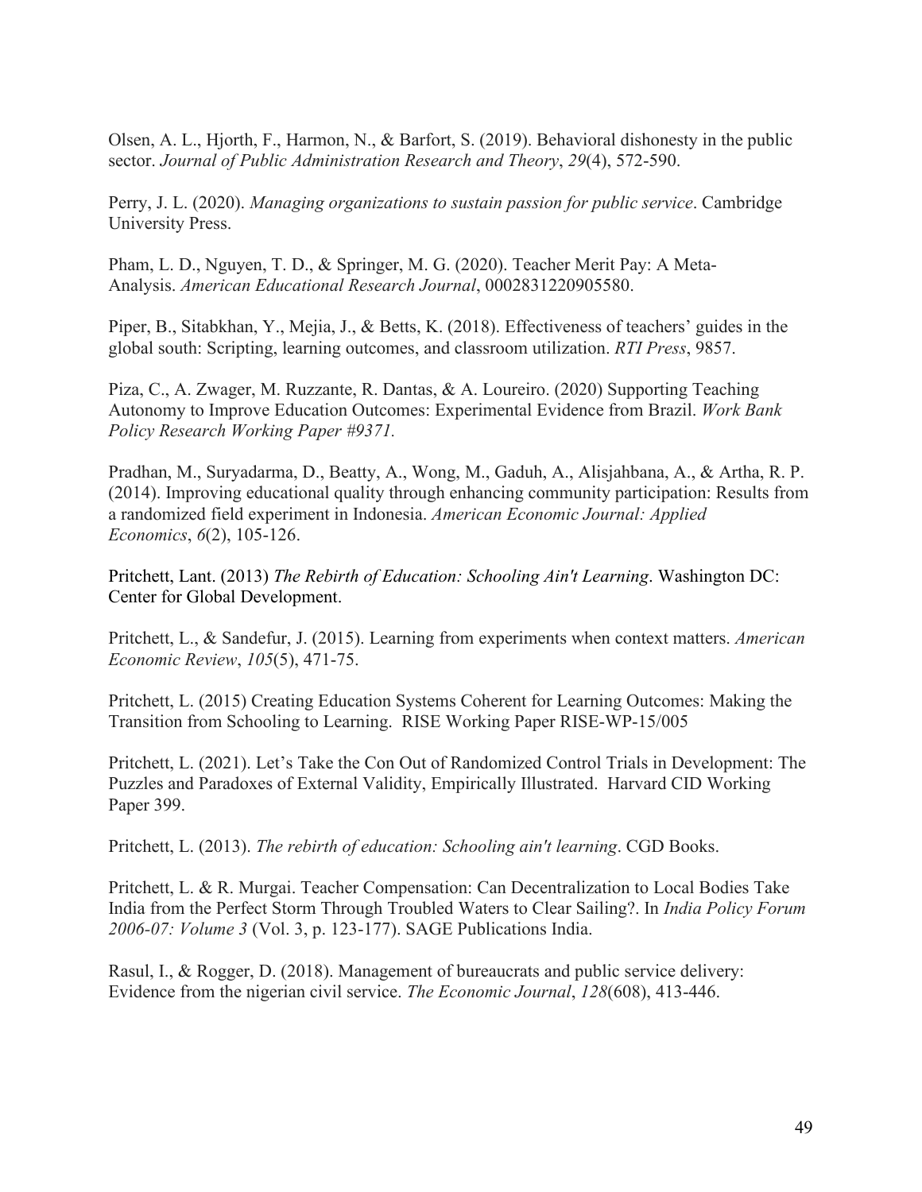Olsen, A. L., Hjorth, F., Harmon, N., & Barfort, S. (2019). Behavioral dishonesty in the public sector. *Journal of Public Administration Research and Theory*, *29*(4), 572-590.

Perry, J. L. (2020). *Managing organizations to sustain passion for public service*. Cambridge University Press.

Pham, L. D., Nguyen, T. D., & Springer, M. G. (2020). Teacher Merit Pay: A Meta-Analysis. *American Educational Research Journal*, 0002831220905580.

Piper, B., Sitabkhan, Y., Mejia, J., & Betts, K. (2018). Effectiveness of teachers' guides in the global south: Scripting, learning outcomes, and classroom utilization. *RTI Press*, 9857.

Piza, C., A. Zwager, M. Ruzzante, R. Dantas, & A. Loureiro. (2020) Supporting Teaching Autonomy to Improve Education Outcomes: Experimental Evidence from Brazil. *Work Bank Policy Research Working Paper #9371.*

Pradhan, M., Suryadarma, D., Beatty, A., Wong, M., Gaduh, A., Alisjahbana, A., & Artha, R. P. (2014). Improving educational quality through enhancing community participation: Results from a randomized field experiment in Indonesia. *American Economic Journal: Applied Economics*, *6*(2), 105-126.

Pritchett, Lant. (2013) *The Rebirth of Education: Schooling Ain't Learning*. Washington DC: Center for Global Development.

Pritchett, L., & Sandefur, J. (2015). Learning from experiments when context matters. *American Economic Review*, *105*(5), 471-75.

Pritchett, L. (2015) Creating Education Systems Coherent for Learning Outcomes: Making the Transition from Schooling to Learning. RISE Working Paper RISE-WP-15/005

Pritchett, L. (2021). Let's Take the Con Out of Randomized Control Trials in Development: The Puzzles and Paradoxes of External Validity, Empirically Illustrated. Harvard CID Working Paper 399.

Pritchett, L. (2013). *The rebirth of education: Schooling ain't learning*. CGD Books.

Pritchett, L. & R. Murgai. Teacher Compensation: Can Decentralization to Local Bodies Take India from the Perfect Storm Through Troubled Waters to Clear Sailing?. In *India Policy Forum 2006-07: Volume 3* (Vol. 3, p. 123-177). SAGE Publications India.

Rasul, I., & Rogger, D. (2018). Management of bureaucrats and public service delivery: Evidence from the nigerian civil service. *The Economic Journal*, *128*(608), 413-446.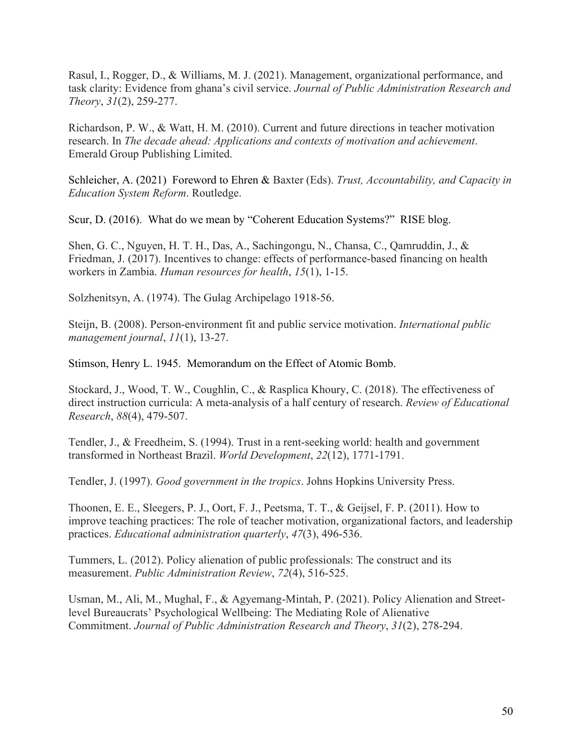Rasul, I., Rogger, D., & Williams, M. J. (2021). Management, organizational performance, and task clarity: Evidence from ghana's civil service. *Journal of Public Administration Research and Theory*, *31*(2), 259-277.

Richardson, P. W., & Watt, H. M. (2010). Current and future directions in teacher motivation research. In *The decade ahead: Applications and contexts of motivation and achievement*. Emerald Group Publishing Limited.

Schleicher, A. (2021) Foreword to Ehren & Baxter (Eds). *Trust, Accountability, and Capacity in Education System Reform*. Routledge.

Scur, D. (2016). What do we mean by "Coherent Education Systems?" RISE blog.

Shen, G. C., Nguyen, H. T. H., Das, A., Sachingongu, N., Chansa, C., Qamruddin, J., & Friedman, J. (2017). Incentives to change: effects of performance-based financing on health workers in Zambia. *Human resources for health*, *15*(1), 1-15.

Solzhenitsyn, A. (1974). The Gulag Archipelago 1918-56.

Steijn, B. (2008). Person-environment fit and public service motivation. *International public management journal*, *11*(1), 13-27.

Stimson, Henry L. 1945. Memorandum on the Effect of Atomic Bomb.

Stockard, J., Wood, T. W., Coughlin, C., & Rasplica Khoury, C. (2018). The effectiveness of direct instruction curricula: A meta-analysis of a half century of research. *Review of Educational Research*, *88*(4), 479-507.

Tendler, J., & Freedheim, S. (1994). Trust in a rent-seeking world: health and government transformed in Northeast Brazil. *World Development*, *22*(12), 1771-1791.

Tendler, J. (1997). *Good government in the tropics*. Johns Hopkins University Press.

Thoonen, E. E., Sleegers, P. J., Oort, F. J., Peetsma, T. T., & Geijsel, F. P. (2011). How to improve teaching practices: The role of teacher motivation, organizational factors, and leadership practices. *Educational administration quarterly*, *47*(3), 496-536.

Tummers, L. (2012). Policy alienation of public professionals: The construct and its measurement. *Public Administration Review*, *72*(4), 516-525.

Usman, M., Ali, M., Mughal, F., & Agyemang-Mintah, P. (2021). Policy Alienation and Street-level Bureaucrats' Psychological Wellbeing: The Mediating Role of Alienative Commitment. *Journal of Public Administration Research and Theory*, *31*(2), 278-294.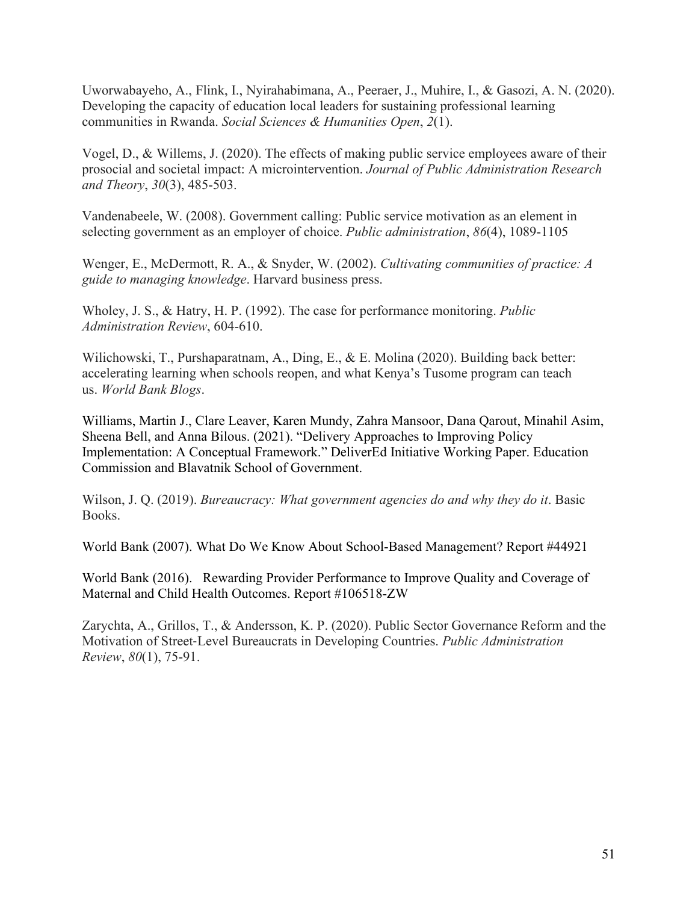Uworwabayeho, A., Flink, I., Nyirahabimana, A., Peeraer, J., Muhire, I., & Gasozi, A. N. (2020). Developing the capacity of education local leaders for sustaining professional learning communities in Rwanda. *Social Sciences & Humanities Open*, *2*(1).

Vogel, D., & Willems, J. (2020). The effects of making public service employees aware of their prosocial and societal impact: A microintervention. *Journal of Public Administration Research and Theory*, *30*(3), 485-503.

Vandenabeele, W. (2008). Government calling: Public service motivation as an element in selecting government as an employer of choice. *Public administration*, *86*(4), 1089-1105

Wenger, E., McDermott, R. A., & Snyder, W. (2002). *Cultivating communities of practice: A guide to managing knowledge*. Harvard business press.

Wholey, J. S., & Hatry, H. P. (1992). The case for performance monitoring. *Public Administration Review*, 604-610.

Wilichowski, T., Purshaparatnam, A., Ding, E., & E. Molina (2020). Building back better: accelerating learning when schools reopen, and what Kenya's Tusome program can teach us. *World Bank Blogs*.

Williams, Martin J., Clare Leaver, Karen Mundy, Zahra Mansoor, Dana Qarout, Minahil Asim, Sheena Bell, and Anna Bilous. (2021). "Delivery Approaches to Improving Policy Implementation: A Conceptual Framework." DeliverEd Initiative Working Paper. Education Commission and Blavatnik School of Government.

Wilson, J. Q. (2019). *Bureaucracy: What government agencies do and why they do it*. Basic Books.

World Bank (2007). What Do We Know About School-Based Management? Report #44921

World Bank (2016). Rewarding Provider Performance to Improve Quality and Coverage of Maternal and Child Health Outcomes. Report #106518-ZW

Zarychta, A., Grillos, T., & Andersson, K. P. (2020). Public Sector Governance Reform and the Motivation of Street-Level Bureaucrats in Developing Countries. *Public Administration Review*, *80*(1), 75-91.